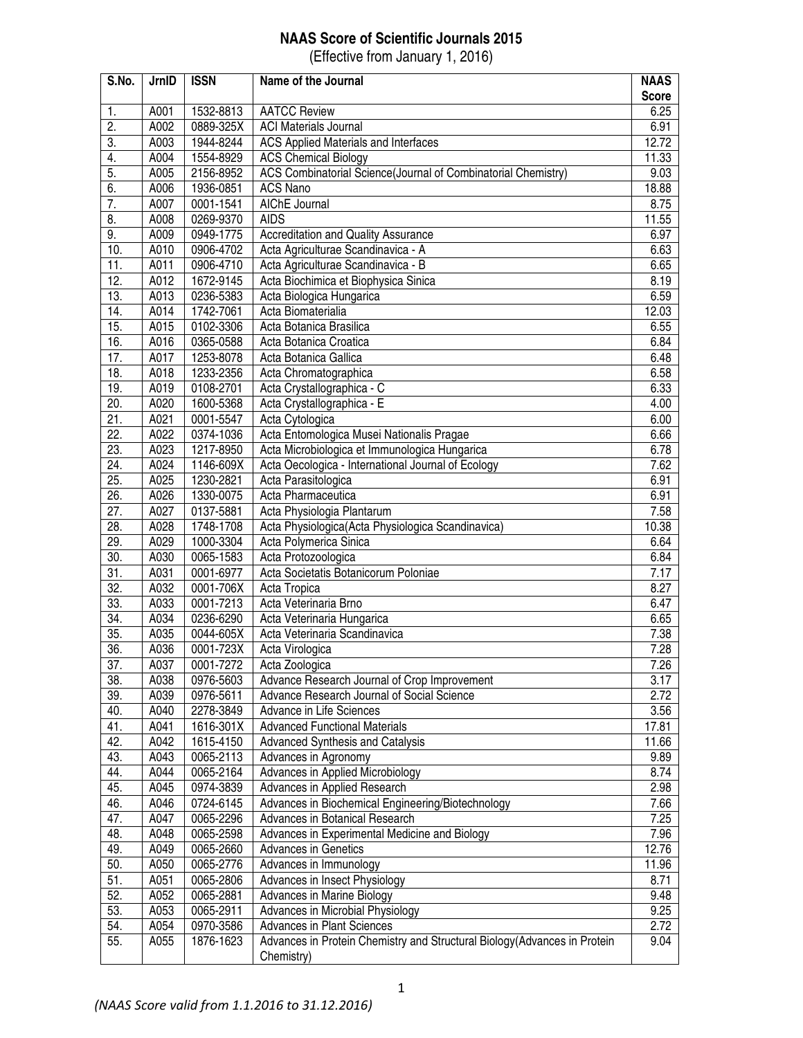# NAAS Score of Scientific Journals 2015

(Effective from January 1, 2016)

| S.No. | JrnID | ISSN | Name of the Journal | NAAS Score |
|---|---|---|---|---|
| 1. | A001 | 1532-8813 | AATCC Review | 6.25 |
| 2. | A002 | 0889-325X | ACI Materials Journal | 6.91 |
| 3. | A003 | 1944-8244 | ACS Applied Materials and Interfaces | 12.72 |
| 4. | A004 | 1554-8929 | ACS Chemical Biology | 11.33 |
| 5. | A005 | 2156-8952 | ACS Combinatorial Science(Journal of Combinatorial Chemistry) | 9.03 |
| 6. | A006 | 1936-0851 | ACS Nano | 18.88 |
| 7. | A007 | 0001-1541 | AIChE Journal | 8.75 |
| 8. | A008 | 0269-9370 | AIDS | 11.55 |
| 9. | A009 | 0949-1775 | Accreditation and Quality Assurance | 6.97 |
| 10. | A010 | 0906-4702 | Acta Agriculturae Scandinavica - A | 6.63 |
| 11. | A011 | 0906-4710 | Acta Agriculturae Scandinavica - B | 6.65 |
| 12. | A012 | 1672-9145 | Acta Biochimica et Biophysica Sinica | 8.19 |
| 13. | A013 | 0236-5383 | Acta Biologica Hungarica | 6.59 |
| 14. | A014 | 1742-7061 | Acta Biomaterialia | 12.03 |
| 15. | A015 | 0102-3306 | Acta Botanica Brasilica | 6.55 |
| 16. | A016 | 0365-0588 | Acta Botanica Croatica | 6.84 |
| 17. | A017 | 1253-8078 | Acta Botanica Gallica | 6.48 |
| 18. | A018 | 1233-2356 | Acta Chromatographica | 6.58 |
| 19. | A019 | 0108-2701 | Acta Crystallographica - C | 6.33 |
| 20. | A020 | 1600-5368 | Acta Crystallographica - E | 4.00 |
| 21. | A021 | 0001-5547 | Acta Cytologica | 6.00 |
| 22. | A022 | 0374-1036 | Acta Entomologica Musei Nationalis Pragae | 6.66 |
| 23. | A023 | 1217-8950 | Acta Microbiologica et Immunologica Hungarica | 6.78 |
| 24. | A024 | 1146-609X | Acta Oecologica - International Journal of Ecology | 7.62 |
| 25. | A025 | 1230-2821 | Acta Parasitologica | 6.91 |
| 26. | A026 | 1330-0075 | Acta Pharmaceutica | 6.91 |
| 27. | A027 | 0137-5881 | Acta Physiologia Plantarum | 7.58 |
| 28. | A028 | 1748-1708 | Acta Physiologica(Acta Physiologica Scandinavica) | 10.38 |
| 29. | A029 | 1000-3304 | Acta Polymerica Sinica | 6.64 |
| 30. | A030 | 0065-1583 | Acta Protozoologica | 6.84 |
| 31. | A031 | 0001-6977 | Acta Societatis Botanicorum Poloniae | 7.17 |
| 32. | A032 | 0001-706X | Acta Tropica | 8.27 |
| 33. | A033 | 0001-7213 | Acta Veterinaria Brno | 6.47 |
| 34. | A034 | 0236-6290 | Acta Veterinaria Hungarica | 6.65 |
| 35. | A035 | 0044-605X | Acta Veterinaria Scandinavica | 7.38 |
| 36. | A036 | 0001-723X | Acta Virologica | 7.28 |
| 37. | A037 | 0001-7272 | Acta Zoologica | 7.26 |
| 38. | A038 | 0976-5603 | Advance Research Journal of Crop Improvement | 3.17 |
| 39. | A039 | 0976-5611 | Advance Research Journal of Social Science | 2.72 |
| 40. | A040 | 2278-3849 | Advance in Life Sciences | 3.56 |
| 41. | A041 | 1616-301X | Advanced Functional Materials | 17.81 |
| 42. | A042 | 1615-4150 | Advanced Synthesis and Catalysis | 11.66 |
| 43. | A043 | 0065-2113 | Advances in Agronomy | 9.89 |
| 44. | A044 | 0065-2164 | Advances in Applied Microbiology | 8.74 |
| 45. | A045 | 0974-3839 | Advances in Applied Research | 2.98 |
| 46. | A046 | 0724-6145 | Advances in Biochemical Engineering/Biotechnology | 7.66 |
| 47. | A047 | 0065-2296 | Advances in Botanical Research | 7.25 |
| 48. | A048 | 0065-2598 | Advances in Experimental Medicine and Biology | 7.96 |
| 49. | A049 | 0065-2660 | Advances in Genetics | 12.76 |
| 50. | A050 | 0065-2776 | Advances in Immunology | 11.96 |
| 51. | A051 | 0065-2806 | Advances in Insect Physiology | 8.71 |
| 52. | A052 | 0065-2881 | Advances in Marine Biology | 9.48 |
| 53. | A053 | 0065-2911 | Advances in Microbial Physiology | 9.25 |
| 54. | A054 | 0970-3586 | Advances in Plant Sciences | 2.72 |
| 55. | A055 | 1876-1623 | Advances in Protein Chemistry and Structural Biology(Advances in Protein Chemistry) | 9.04 |

*(NAAS Score valid from 1.1.2016 to 31.12.2016)*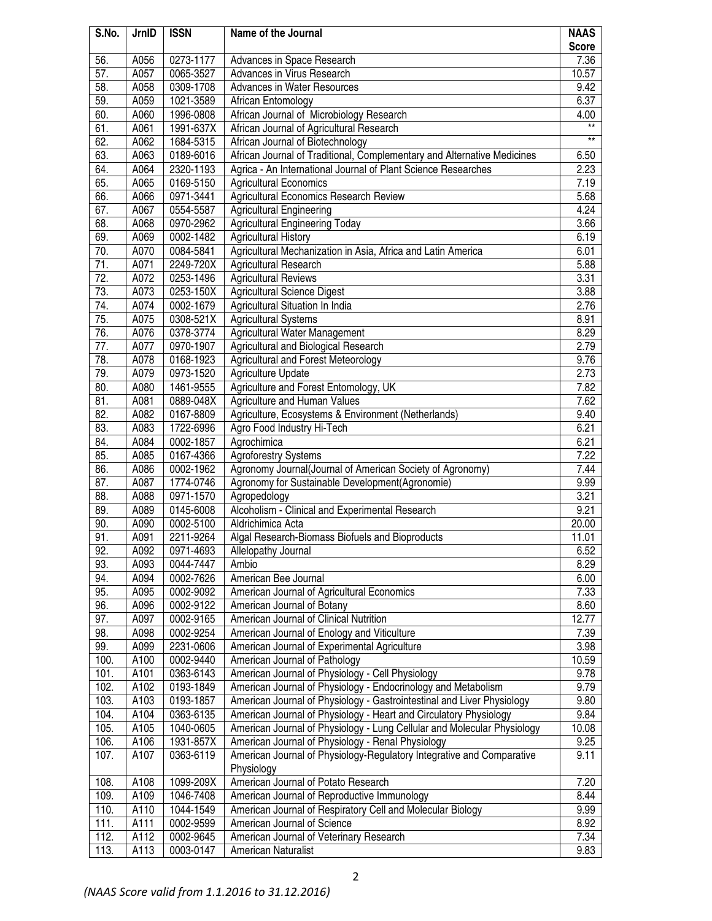| S.No. | JrnID | ISSN | Name of the Journal | NAAS Score |
|---|---|---|---|---|
| 56. | A056 | 0273-1177 | Advances in Space Research | 7.36 |
| 57. | A057 | 0065-3527 | Advances in Virus Research | 10.57 |
| 58. | A058 | 0309-1708 | Advances in Water Resources | 9.42 |
| 59. | A059 | 1021-3589 | African Entomology | 6.37 |
| 60. | A060 | 1996-0808 | African Journal of Microbiology Research | 4.00 |
| 61. | A061 | 1991-637X | African Journal of Agricultural Research | ** |
| 62. | A062 | 1684-5315 | African Journal of Biotechnology | ** |
| 63. | A063 | 0189-6016 | African Journal of Traditional, Complementary and Alternative Medicines | 6.50 |
| 64. | A064 | 2320-1193 | Agrica - An International Journal of Plant Science Researches | 2.23 |
| 65. | A065 | 0169-5150 | Agricultural Economics | 7.19 |
| 66. | A066 | 0971-3441 | Agricultural Economics Research Review | 5.68 |
| 67. | A067 | 0554-5587 | Agricultural Engineering | 4.24 |
| 68. | A068 | 0970-2962 | Agricultural Engineering Today | 3.66 |
| 69. | A069 | 0002-1482 | Agricultural History | 6.19 |
| 70. | A070 | 0084-5841 | Agricultural Mechanization in Asia, Africa and Latin America | 6.01 |
| 71. | A071 | 2249-720X | Agricultural Research | 5.88 |
| 72. | A072 | 0253-1496 | Agricultural Reviews | 3.31 |
| 73. | A073 | 0253-150X | Agricultural Science Digest | 3.88 |
| 74. | A074 | 0002-1679 | Agricultural Situation In India | 2.76 |
| 75. | A075 | 0308-521X | Agricultural Systems | 8.91 |
| 76. | A076 | 0378-3774 | Agricultural Water Management | 8.29 |
| 77. | A077 | 0970-1907 | Agricultural and Biological Research | 2.79 |
| 78. | A078 | 0168-1923 | Agricultural and Forest Meteorology | 9.76 |
| 79. | A079 | 0973-1520 | Agriculture Update | 2.73 |
| 80. | A080 | 1461-9555 | Agriculture and Forest Entomology, UK | 7.82 |
| 81. | A081 | 0889-048X | Agriculture and Human Values | 7.62 |
| 82. | A082 | 0167-8809 | Agriculture, Ecosystems & Environment (Netherlands) | 9.40 |
| 83. | A083 | 1722-6996 | Agro Food Industry Hi-Tech | 6.21 |
| 84. | A084 | 0002-1857 | Agrochimica | 6.21 |
| 85. | A085 | 0167-4366 | Agroforestry Systems | 7.22 |
| 86. | A086 | 0002-1962 | Agronomy Journal(Journal of American Society of Agronomy) | 7.44 |
| 87. | A087 | 1774-0746 | Agronomy for Sustainable Development(Agronomie) | 9.99 |
| 88. | A088 | 0971-1570 | Agropedology | 3.21 |
| 89. | A089 | 0145-6008 | Alcoholism - Clinical and Experimental Research | 9.21 |
| 90. | A090 | 0002-5100 | Aldrichimica Acta | 20.00 |
| 91. | A091 | 2211-9264 | Algal Research-Biomass Biofuels and Bioproducts | 11.01 |
| 92. | A092 | 0971-4693 | Allelopathy Journal | 6.52 |
| 93. | A093 | 0044-7447 | Ambio | 8.29 |
| 94. | A094 | 0002-7626 | American Bee Journal | 6.00 |
| 95. | A095 | 0002-9092 | American Journal of Agricultural Economics | 7.33 |
| 96. | A096 | 0002-9122 | American Journal of Botany | 8.60 |
| 97. | A097 | 0002-9165 | American Journal of Clinical Nutrition | 12.77 |
| 98. | A098 | 0002-9254 | American Journal of Enology and Viticulture | 7.39 |
| 99. | A099 | 2231-0606 | American Journal of Experimental Agriculture | 3.98 |
| 100. | A100 | 0002-9440 | American Journal of Pathology | 10.59 |
| 101. | A101 | 0363-6143 | American Journal of Physiology - Cell Physiology | 9.78 |
| 102. | A102 | 0193-1849 | American Journal of Physiology - Endocrinology and Metabolism | 9.79 |
| 103. | A103 | 0193-1857 | American Journal of Physiology - Gastrointestinal and Liver Physiology | 9.80 |
| 104. | A104 | 0363-6135 | American Journal of Physiology - Heart and Circulatory Physiology | 9.84 |
| 105. | A105 | 1040-0605 | American Journal of Physiology - Lung Cellular and Molecular Physiology | 10.08 |
| 106. | A106 | 1931-857X | American Journal of Physiology - Renal Physiology | 9.25 |
| 107. | A107 | 0363-6119 | American Journal of Physiology-Regulatory Integrative and Comparative Physiology | 9.11 |
| 108. | A108 | 1099-209X | American Journal of Potato Research | 7.20 |
| 109. | A109 | 1046-7408 | American Journal of Reproductive Immunology | 8.44 |
| 110. | A110 | 1044-1549 | American Journal of Respiratory Cell and Molecular Biology | 9.99 |
| 111. | A111 | 0002-9599 | American Journal of Science | 8.92 |
| 112. | A112 | 0002-9645 | American Journal of Veterinary Research | 7.34 |
| 113. | A113 | 0003-0147 | American Naturalist | 9.83 |

*(NAAS Score valid from 1.1.2016 to 31.12.2016)*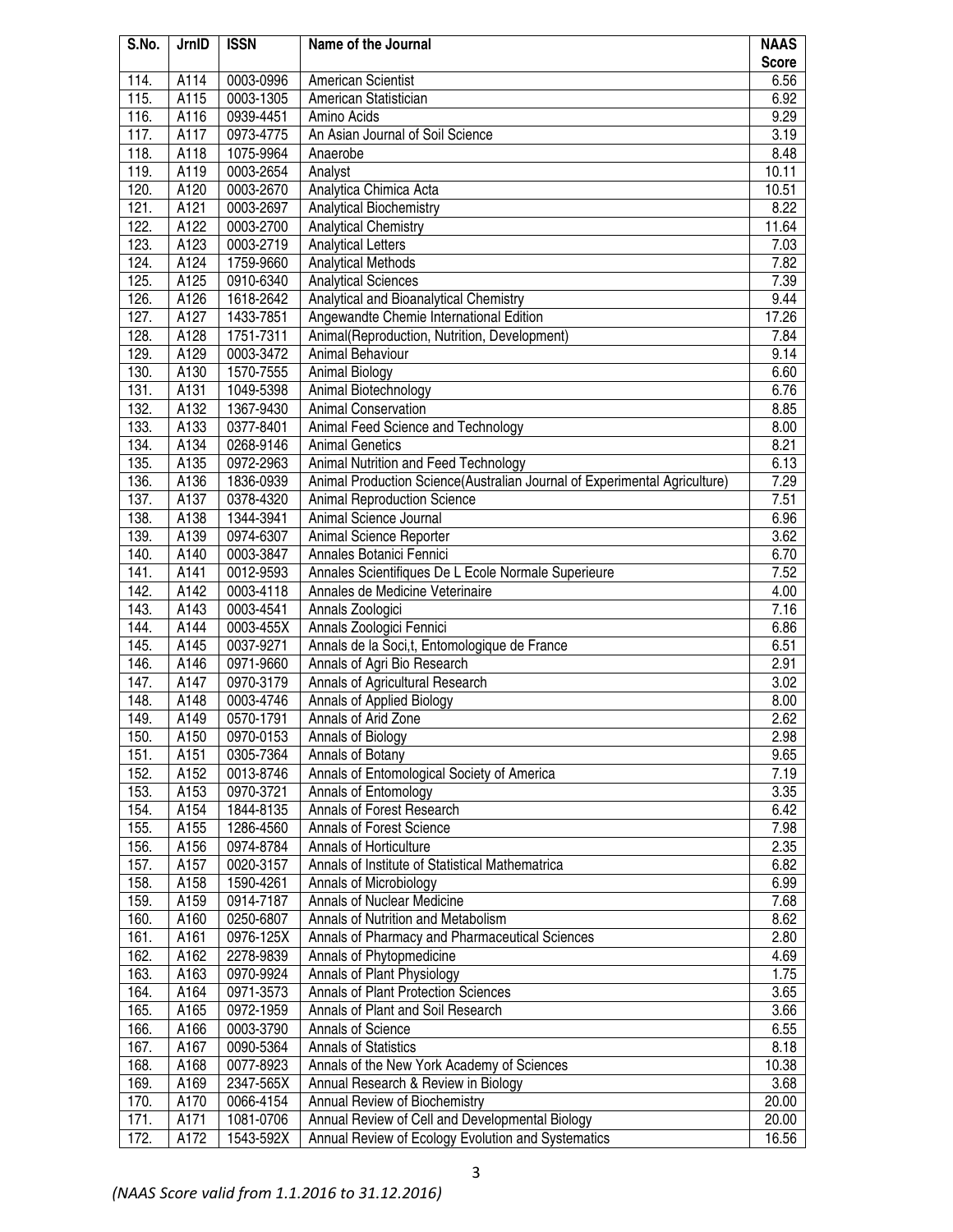| S.No. | JrnID | ISSN | Name of the Journal | NAAS Score |
|---|---|---|---|---|
| 114. | A114 | 0003-0996 | American Scientist | 6.56 |
| 115. | A115 | 0003-1305 | American Statistician | 6.92 |
| 116. | A116 | 0939-4451 | Amino Acids | 9.29 |
| 117. | A117 | 0973-4775 | An Asian Journal of Soil Science | 3.19 |
| 118. | A118 | 1075-9964 | Anaerobe | 8.48 |
| 119. | A119 | 0003-2654 | Analyst | 10.11 |
| 120. | A120 | 0003-2670 | Analytica Chimica Acta | 10.51 |
| 121. | A121 | 0003-2697 | Analytical Biochemistry | 8.22 |
| 122. | A122 | 0003-2700 | Analytical Chemistry | 11.64 |
| 123. | A123 | 0003-2719 | Analytical Letters | 7.03 |
| 124. | A124 | 1759-9660 | Analytical Methods | 7.82 |
| 125. | A125 | 0910-6340 | Analytical Sciences | 7.39 |
| 126. | A126 | 1618-2642 | Analytical and Bioanalytical Chemistry | 9.44 |
| 127. | A127 | 1433-7851 | Angewandte Chemie International Edition | 17.26 |
| 128. | A128 | 1751-7311 | Animal(Reproduction, Nutrition, Development) | 7.84 |
| 129. | A129 | 0003-3472 | Animal Behaviour | 9.14 |
| 130. | A130 | 1570-7555 | Animal Biology | 6.60 |
| 131. | A131 | 1049-5398 | Animal Biotechnology | 6.76 |
| 132. | A132 | 1367-9430 | Animal Conservation | 8.85 |
| 133. | A133 | 0377-8401 | Animal Feed Science and Technology | 8.00 |
| 134. | A134 | 0268-9146 | Animal Genetics | 8.21 |
| 135. | A135 | 0972-2963 | Animal Nutrition and Feed Technology | 6.13 |
| 136. | A136 | 1836-0939 | Animal Production Science(Australian Journal of Experimental Agriculture) | 7.29 |
| 137. | A137 | 0378-4320 | Animal Reproduction Science | 7.51 |
| 138. | A138 | 1344-3941 | Animal Science Journal | 6.96 |
| 139. | A139 | 0974-6307 | Animal Science Reporter | 3.62 |
| 140. | A140 | 0003-3847 | Annales Botanici Fennici | 6.70 |
| 141. | A141 | 0012-9593 | Annales Scientifiques De L Ecole Normale Superieure | 7.52 |
| 142. | A142 | 0003-4118 | Annales de Medicine Veterinaire | 4.00 |
| 143. | A143 | 0003-4541 | Annals Zoologici | 7.16 |
| 144. | A144 | 0003-455X | Annals Zoologici Fennici | 6.86 |
| 145. | A145 | 0037-9271 | Annals de la Soci,t, Entomologique de France | 6.51 |
| 146. | A146 | 0971-9660 | Annals of Agri Bio Research | 2.91 |
| 147. | A147 | 0970-3179 | Annals of Agricultural Research | 3.02 |
| 148. | A148 | 0003-4746 | Annals of Applied Biology | 8.00 |
| 149. | A149 | 0570-1791 | Annals of Arid Zone | 2.62 |
| 150. | A150 | 0970-0153 | Annals of Biology | 2.98 |
| 151. | A151 | 0305-7364 | Annals of Botany | 9.65 |
| 152. | A152 | 0013-8746 | Annals of Entomological Society of America | 7.19 |
| 153. | A153 | 0970-3721 | Annals of Entomology | 3.35 |
| 154. | A154 | 1844-8135 | Annals of Forest Research | 6.42 |
| 155. | A155 | 1286-4560 | Annals of Forest Science | 7.98 |
| 156. | A156 | 0974-8784 | Annals of Horticulture | 2.35 |
| 157. | A157 | 0020-3157 | Annals of Institute of Statistical Mathematrica | 6.82 |
| 158. | A158 | 1590-4261 | Annals of Microbiology | 6.99 |
| 159. | A159 | 0914-7187 | Annals of Nuclear Medicine | 7.68 |
| 160. | A160 | 0250-6807 | Annals of Nutrition and Metabolism | 8.62 |
| 161. | A161 | 0976-125X | Annals of Pharmacy and Pharmaceutical Sciences | 2.80 |
| 162. | A162 | 2278-9839 | Annals of Phytopmedicine | 4.69 |
| 163. | A163 | 0970-9924 | Annals of Plant Physiology | 1.75 |
| 164. | A164 | 0971-3573 | Annals of Plant Protection Sciences | 3.65 |
| 165. | A165 | 0972-1959 | Annals of Plant and Soil Research | 3.66 |
| 166. | A166 | 0003-3790 | Annals of Science | 6.55 |
| 167. | A167 | 0090-5364 | Annals of Statistics | 8.18 |
| 168. | A168 | 0077-8923 | Annals of the New York Academy of Sciences | 10.38 |
| 169. | A169 | 2347-565X | Annual Research & Review in Biology | 3.68 |
| 170. | A170 | 0066-4154 | Annual Review of Biochemistry | 20.00 |
| 171. | A171 | 1081-0706 | Annual Review of Cell and Developmental Biology | 20.00 |
| 172. | A172 | 1543-592X | Annual Review of Ecology Evolution and Systematics | 16.56 |

*(NAAS Score valid from 1.1.2016 to 31.12.2016)*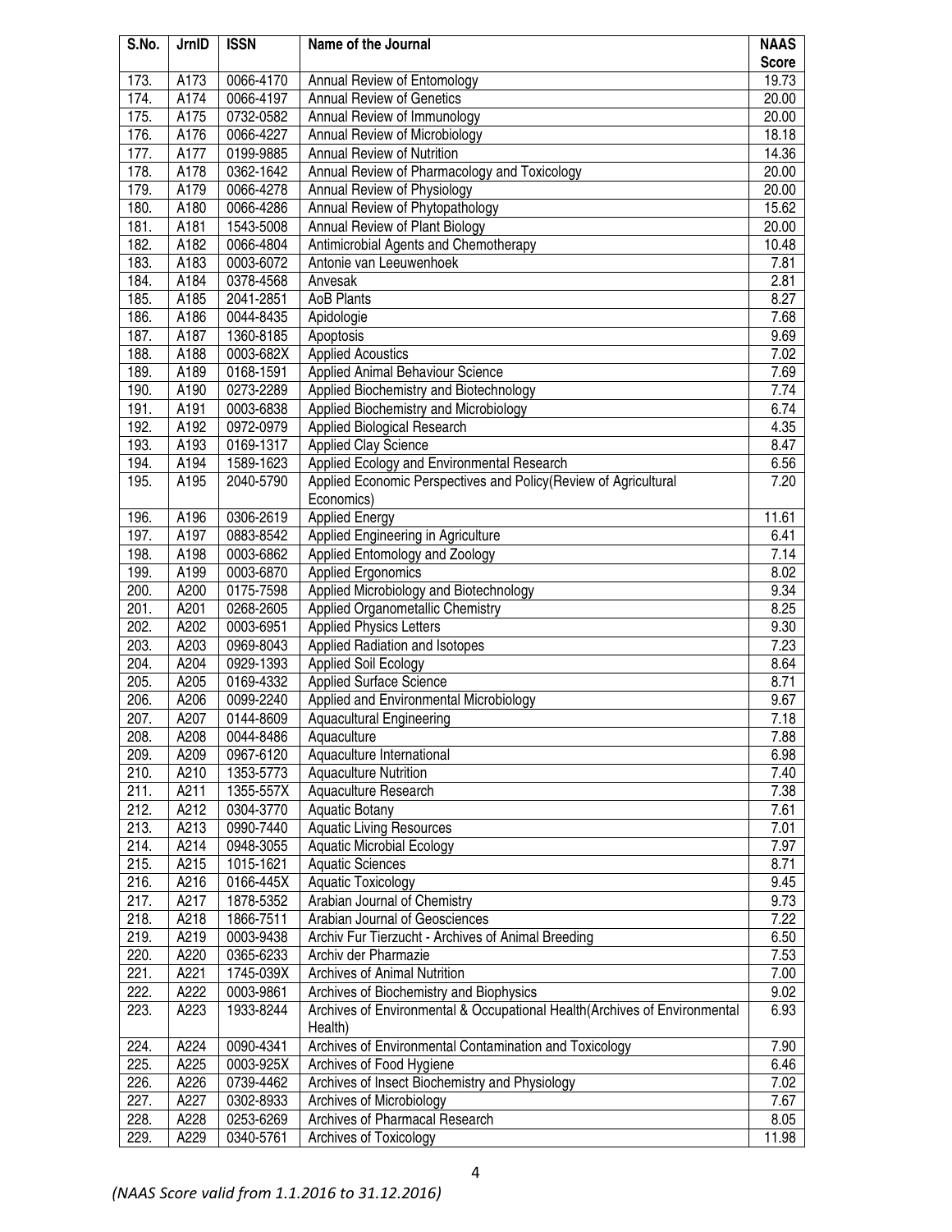| S.No. | JrnID | ISSN | Name of the Journal | NAAS Score |
|---|---|---|---|---|
| 173. | A173 | 0066-4170 | Annual Review of Entomology | 19.73 |
| 174. | A174 | 0066-4197 | Annual Review of Genetics | 20.00 |
| 175. | A175 | 0732-0582 | Annual Review of Immunology | 20.00 |
| 176. | A176 | 0066-4227 | Annual Review of Microbiology | 18.18 |
| 177. | A177 | 0199-9885 | Annual Review of Nutrition | 14.36 |
| 178. | A178 | 0362-1642 | Annual Review of Pharmacology and Toxicology | 20.00 |
| 179. | A179 | 0066-4278 | Annual Review of Physiology | 20.00 |
| 180. | A180 | 0066-4286 | Annual Review of Phytopathology | 15.62 |
| 181. | A181 | 1543-5008 | Annual Review of Plant Biology | 20.00 |
| 182. | A182 | 0066-4804 | Antimicrobial Agents and Chemotherapy | 10.48 |
| 183. | A183 | 0003-6072 | Antonie van Leeuwenhoek | 7.81 |
| 184. | A184 | 0378-4568 | Anvesak | 2.81 |
| 185. | A185 | 2041-2851 | AoB Plants | 8.27 |
| 186. | A186 | 0044-8435 | Apidologie | 7.68 |
| 187. | A187 | 1360-8185 | Apoptosis | 9.69 |
| 188. | A188 | 0003-682X | Applied Acoustics | 7.02 |
| 189. | A189 | 0168-1591 | Applied Animal Behaviour Science | 7.69 |
| 190. | A190 | 0273-2289 | Applied Biochemistry and Biotechnology | 7.74 |
| 191. | A191 | 0003-6838 | Applied Biochemistry and Microbiology | 6.74 |
| 192. | A192 | 0972-0979 | Applied Biological Research | 4.35 |
| 193. | A193 | 0169-1317 | Applied Clay Science | 8.47 |
| 194. | A194 | 1589-1623 | Applied Ecology and Environmental Research | 6.56 |
| 195. | A195 | 2040-5790 | Applied Economic Perspectives and Policy(Review of Agricultural Economics) | 7.20 |
| 196. | A196 | 0306-2619 | Applied Energy | 11.61 |
| 197. | A197 | 0883-8542 | Applied Engineering in Agriculture | 6.41 |
| 198. | A198 | 0003-6862 | Applied Entomology and Zoology | 7.14 |
| 199. | A199 | 0003-6870 | Applied Ergonomics | 8.02 |
| 200. | A200 | 0175-7598 | Applied Microbiology and Biotechnology | 9.34 |
| 201. | A201 | 0268-2605 | Applied Organometallic Chemistry | 8.25 |
| 202. | A202 | 0003-6951 | Applied Physics Letters | 9.30 |
| 203. | A203 | 0969-8043 | Applied Radiation and Isotopes | 7.23 |
| 204. | A204 | 0929-1393 | Applied Soil Ecology | 8.64 |
| 205. | A205 | 0169-4332 | Applied Surface Science | 8.71 |
| 206. | A206 | 0099-2240 | Applied and Environmental Microbiology | 9.67 |
| 207. | A207 | 0144-8609 | Aquacultural Engineering | 7.18 |
| 208. | A208 | 0044-8486 | Aquaculture | 7.88 |
| 209. | A209 | 0967-6120 | Aquaculture International | 6.98 |
| 210. | A210 | 1353-5773 | Aquaculture Nutrition | 7.40 |
| 211. | A211 | 1355-557X | Aquaculture Research | 7.38 |
| 212. | A212 | 0304-3770 | Aquatic Botany | 7.61 |
| 213. | A213 | 0990-7440 | Aquatic Living Resources | 7.01 |
| 214. | A214 | 0948-3055 | Aquatic Microbial Ecology | 7.97 |
| 215. | A215 | 1015-1621 | Aquatic Sciences | 8.71 |
| 216. | A216 | 0166-445X | Aquatic Toxicology | 9.45 |
| 217. | A217 | 1878-5352 | Arabian Journal of Chemistry | 9.73 |
| 218. | A218 | 1866-7511 | Arabian Journal of Geosciences | 7.22 |
| 219. | A219 | 0003-9438 | Archiv Fur Tierzucht - Archives of Animal Breeding | 6.50 |
| 220. | A220 | 0365-6233 | Archiv der Pharmazie | 7.53 |
| 221. | A221 | 1745-039X | Archives of Animal Nutrition | 7.00 |
| 222. | A222 | 0003-9861 | Archives of Biochemistry and Biophysics | 9.02 |
| 223. | A223 | 1933-8244 | Archives of Environmental & Occupational Health(Archives of Environmental Health) | 6.93 |
| 224. | A224 | 0090-4341 | Archives of Environmental Contamination and Toxicology | 7.90 |
| 225. | A225 | 0003-925X | Archives of Food Hygiene | 6.46 |
| 226. | A226 | 0739-4462 | Archives of Insect Biochemistry and Physiology | 7.02 |
| 227. | A227 | 0302-8933 | Archives of Microbiology | 7.67 |
| 228. | A228 | 0253-6269 | Archives of Pharmacal Research | 8.05 |
| 229. | A229 | 0340-5761 | Archives of Toxicology | 11.98 |

*(NAAS Score valid from 1.1.2016 to 31.12.2016)*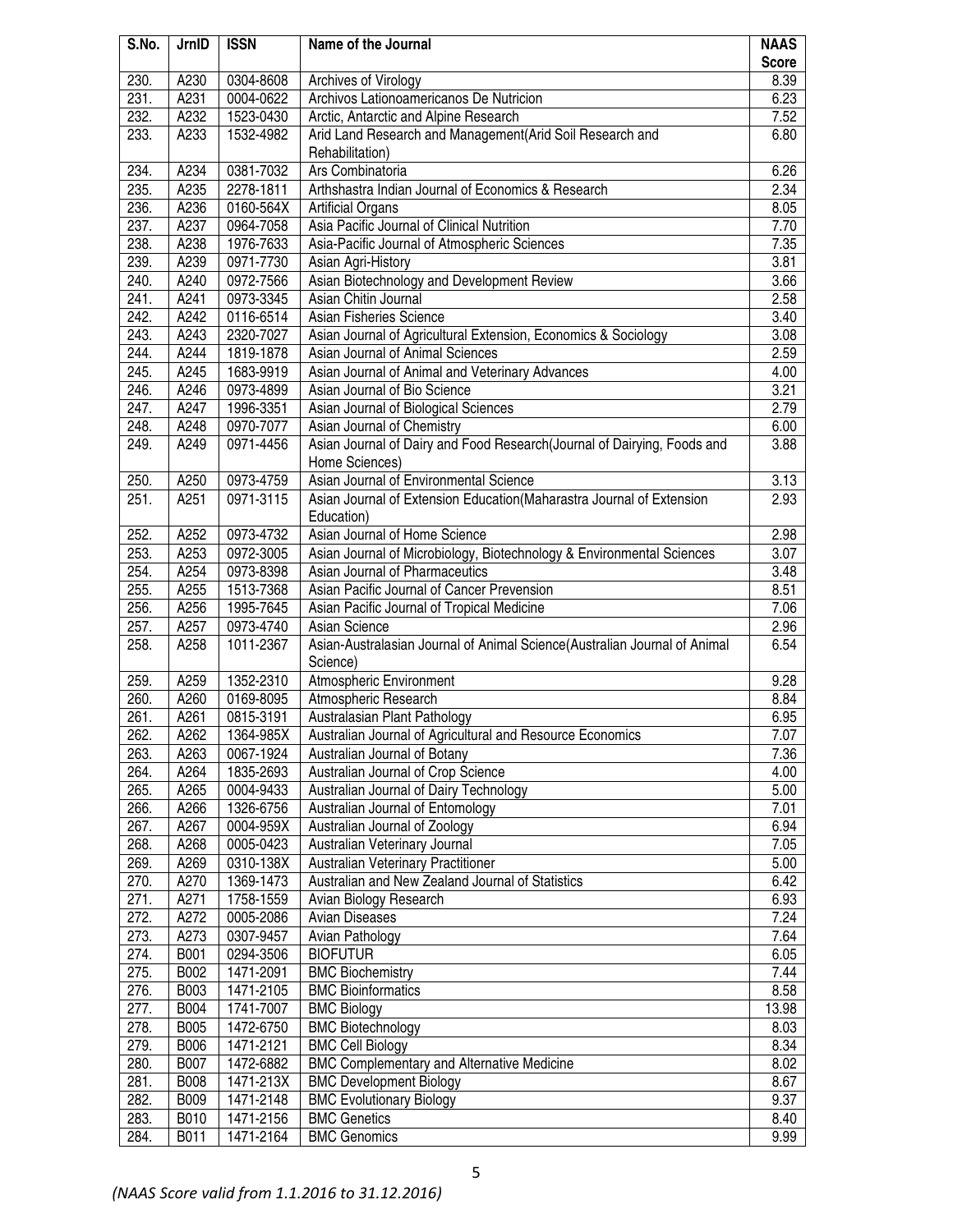| S.No. | JrnID | ISSN | Name of the Journal | NAAS Score |
|---|---|---|---|---|
| 230. | A230 | 0304-8608 | Archives of Virology | 8.39 |
| 231. | A231 | 0004-0622 | Archivos Lationoamericanos De Nutricion | 6.23 |
| 232. | A232 | 1523-0430 | Arctic, Antarctic and Alpine Research | 7.52 |
| 233. | A233 | 1532-4982 | Arid Land Research and Management(Arid Soil Research and Rehabilitation) | 6.80 |
| 234. | A234 | 0381-7032 | Ars Combinatoria | 6.26 |
| 235. | A235 | 2278-1811 | Arthshastra Indian Journal of Economics & Research | 2.34 |
| 236. | A236 | 0160-564X | Artificial Organs | 8.05 |
| 237. | A237 | 0964-7058 | Asia Pacific Journal of Clinical Nutrition | 7.70 |
| 238. | A238 | 1976-7633 | Asia-Pacific Journal of Atmospheric Sciences | 7.35 |
| 239. | A239 | 0971-7730 | Asian Agri-History | 3.81 |
| 240. | A240 | 0972-7566 | Asian Biotechnology and Development Review | 3.66 |
| 241. | A241 | 0973-3345 | Asian Chitin Journal | 2.58 |
| 242. | A242 | 0116-6514 | Asian Fisheries Science | 3.40 |
| 243. | A243 | 2320-7027 | Asian Journal of Agricultural Extension, Economics & Sociology | 3.08 |
| 244. | A244 | 1819-1878 | Asian Journal of Animal Sciences | 2.59 |
| 245. | A245 | 1683-9919 | Asian Journal of Animal and Veterinary Advances | 4.00 |
| 246. | A246 | 0973-4899 | Asian Journal of Bio Science | 3.21 |
| 247. | A247 | 1996-3351 | Asian Journal of Biological Sciences | 2.79 |
| 248. | A248 | 0970-7077 | Asian Journal of Chemistry | 6.00 |
| 249. | A249 | 0971-4456 | Asian Journal of Dairy and Food Research(Journal of Dairying, Foods and Home Sciences) | 3.88 |
| 250. | A250 | 0973-4759 | Asian Journal of Environmental Science | 3.13 |
| 251. | A251 | 0971-3115 | Asian Journal of Extension Education(Maharastra Journal of Extension Education) | 2.93 |
| 252. | A252 | 0973-4732 | Asian Journal of Home Science | 2.98 |
| 253. | A253 | 0972-3005 | Asian Journal of Microbiology, Biotechnology & Environmental Sciences | 3.07 |
| 254. | A254 | 0973-8398 | Asian Journal of Pharmaceutics | 3.48 |
| 255. | A255 | 1513-7368 | Asian Pacific Journal of Cancer Prevension | 8.51 |
| 256. | A256 | 1995-7645 | Asian Pacific Journal of Tropical Medicine | 7.06 |
| 257. | A257 | 0973-4740 | Asian Science | 2.96 |
| 258. | A258 | 1011-2367 | Asian-Australasian Journal of Animal Science(Australian Journal of Animal Science) | 6.54 |
| 259. | A259 | 1352-2310 | Atmospheric Environment | 9.28 |
| 260. | A260 | 0169-8095 | Atmospheric Research | 8.84 |
| 261. | A261 | 0815-3191 | Australasian Plant Pathology | 6.95 |
| 262. | A262 | 1364-985X | Australian Journal of Agricultural and Resource Economics | 7.07 |
| 263. | A263 | 0067-1924 | Australian Journal of Botany | 7.36 |
| 264. | A264 | 1835-2693 | Australian Journal of Crop Science | 4.00 |
| 265. | A265 | 0004-9433 | Australian Journal of Dairy Technology | 5.00 |
| 266. | A266 | 1326-6756 | Australian Journal of Entomology | 7.01 |
| 267. | A267 | 0004-959X | Australian Journal of Zoology | 6.94 |
| 268. | A268 | 0005-0423 | Australian Veterinary Journal | 7.05 |
| 269. | A269 | 0310-138X | Australian Veterinary Practitioner | 5.00 |
| 270. | A270 | 1369-1473 | Australian and New Zealand Journal of Statistics | 6.42 |
| 271. | A271 | 1758-1559 | Avian Biology Research | 6.93 |
| 272. | A272 | 0005-2086 | Avian Diseases | 7.24 |
| 273. | A273 | 0307-9457 | Avian Pathology | 7.64 |
| 274. | B001 | 0294-3506 | BIOFUTUR | 6.05 |
| 275. | B002 | 1471-2091 | BMC Biochemistry | 7.44 |
| 276. | B003 | 1471-2105 | BMC Bioinformatics | 8.58 |
| 277. | B004 | 1741-7007 | BMC Biology | 13.98 |
| 278. | B005 | 1472-6750 | BMC Biotechnology | 8.03 |
| 279. | B006 | 1471-2121 | BMC Cell Biology | 8.34 |
| 280. | B007 | 1472-6882 | BMC Complementary and Alternative Medicine | 8.02 |
| 281. | B008 | 1471-213X | BMC Development Biology | 8.67 |
| 282. | B009 | 1471-2148 | BMC Evolutionary Biology | 9.37 |
| 283. | B010 | 1471-2156 | BMC Genetics | 8.40 |
| 284. | B011 | 1471-2164 | BMC Genomics | 9.99 |

*(NAAS Score valid from 1.1.2016 to 31.12.2016)*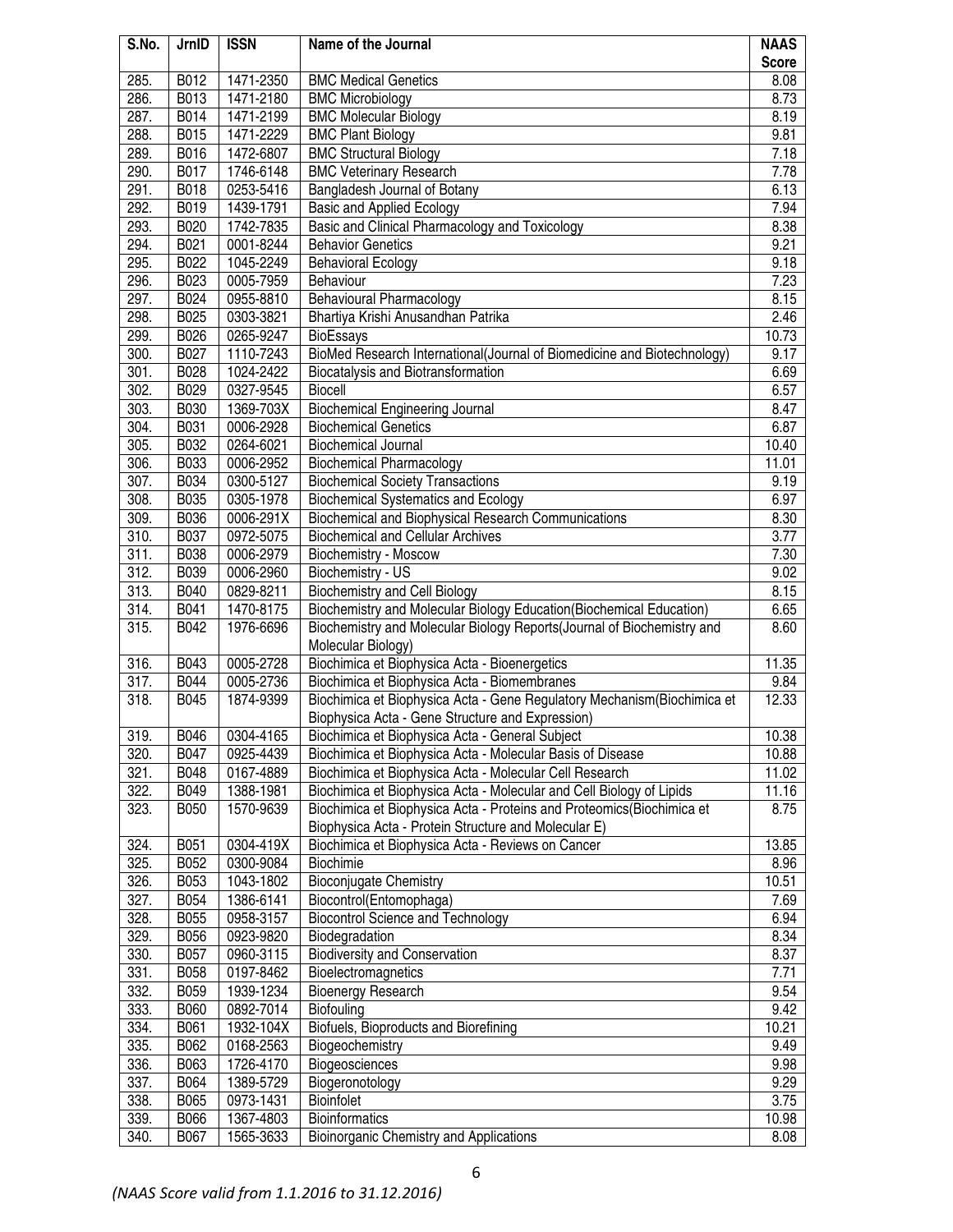| S.No. | JrnID | ISSN | Name of the Journal | NAAS Score |
|---|---|---|---|---|
| 285. | B012 | 1471-2350 | BMC Medical Genetics | 8.08 |
| 286. | B013 | 1471-2180 | BMC Microbiology | 8.73 |
| 287. | B014 | 1471-2199 | BMC Molecular Biology | 8.19 |
| 288. | B015 | 1471-2229 | BMC Plant Biology | 9.81 |
| 289. | B016 | 1472-6807 | BMC Structural Biology | 7.18 |
| 290. | B017 | 1746-6148 | BMC Veterinary Research | 7.78 |
| 291. | B018 | 0253-5416 | Bangladesh Journal of Botany | 6.13 |
| 292. | B019 | 1439-1791 | Basic and Applied Ecology | 7.94 |
| 293. | B020 | 1742-7835 | Basic and Clinical Pharmacology and Toxicology | 8.38 |
| 294. | B021 | 0001-8244 | Behavior Genetics | 9.21 |
| 295. | B022 | 1045-2249 | Behavioral Ecology | 9.18 |
| 296. | B023 | 0005-7959 | Behaviour | 7.23 |
| 297. | B024 | 0955-8810 | Behavioural Pharmacology | 8.15 |
| 298. | B025 | 0303-3821 | Bhartiya Krishi Anusandhan Patrika | 2.46 |
| 299. | B026 | 0265-9247 | BioEssays | 10.73 |
| 300. | B027 | 1110-7243 | BioMed Research International(Journal of Biomedicine and Biotechnology) | 9.17 |
| 301. | B028 | 1024-2422 | Biocatalysis and Biotransformation | 6.69 |
| 302. | B029 | 0327-9545 | Biocell | 6.57 |
| 303. | B030 | 1369-703X | Biochemical Engineering Journal | 8.47 |
| 304. | B031 | 0006-2928 | Biochemical Genetics | 6.87 |
| 305. | B032 | 0264-6021 | Biochemical Journal | 10.40 |
| 306. | B033 | 0006-2952 | Biochemical Pharmacology | 11.01 |
| 307. | B034 | 0300-5127 | Biochemical Society Transactions | 9.19 |
| 308. | B035 | 0305-1978 | Biochemical Systematics and Ecology | 6.97 |
| 309. | B036 | 0006-291X | Biochemical and Biophysical Research Communications | 8.30 |
| 310. | B037 | 0972-5075 | Biochemical and Cellular Archives | 3.77 |
| 311. | B038 | 0006-2979 | Biochemistry - Moscow | 7.30 |
| 312. | B039 | 0006-2960 | Biochemistry - US | 9.02 |
| 313. | B040 | 0829-8211 | Biochemistry and Cell Biology | 8.15 |
| 314. | B041 | 1470-8175 | Biochemistry and Molecular Biology Education(Biochemical Education) | 6.65 |
| 315. | B042 | 1976-6696 | Biochemistry and Molecular Biology Reports(Journal of Biochemistry and Molecular Biology) | 8.60 |
| 316. | B043 | 0005-2728 | Biochimica et Biophysica Acta - Bioenergetics | 11.35 |
| 317. | B044 | 0005-2736 | Biochimica et Biophysica Acta - Biomembranes | 9.84 |
| 318. | B045 | 1874-9399 | Biochimica et Biophysica Acta - Gene Regulatory Mechanism(Biochimica et Biophysica Acta - Gene Structure and Expression) | 12.33 |
| 319. | B046 | 0304-4165 | Biochimica et Biophysica Acta - General Subject | 10.38 |
| 320. | B047 | 0925-4439 | Biochimica et Biophysica Acta - Molecular Basis of Disease | 10.88 |
| 321. | B048 | 0167-4889 | Biochimica et Biophysica Acta - Molecular Cell Research | 11.02 |
| 322. | B049 | 1388-1981 | Biochimica et Biophysica Acta - Molecular and Cell Biology of Lipids | 11.16 |
| 323. | B050 | 1570-9639 | Biochimica et Biophysica Acta - Proteins and Proteomics(Biochimica et Biophysica Acta - Protein Structure and Molecular E) | 8.75 |
| 324. | B051 | 0304-419X | Biochimica et Biophysica Acta - Reviews on Cancer | 13.85 |
| 325. | B052 | 0300-9084 | Biochimie | 8.96 |
| 326. | B053 | 1043-1802 | Bioconjugate Chemistry | 10.51 |
| 327. | B054 | 1386-6141 | Biocontrol(Entomophaga) | 7.69 |
| 328. | B055 | 0958-3157 | Biocontrol Science and Technology | 6.94 |
| 329. | B056 | 0923-9820 | Biodegradation | 8.34 |
| 330. | B057 | 0960-3115 | Biodiversity and Conservation | 8.37 |
| 331. | B058 | 0197-8462 | Bioelectromagnetics | 7.71 |
| 332. | B059 | 1939-1234 | Bioenergy Research | 9.54 |
| 333. | B060 | 0892-7014 | Biofouling | 9.42 |
| 334. | B061 | 1932-104X | Biofuels, Bioproducts and Biorefining | 10.21 |
| 335. | B062 | 0168-2563 | Biogeochemistry | 9.49 |
| 336. | B063 | 1726-4170 | Biogeosciences | 9.98 |
| 337. | B064 | 1389-5729 | Biogeronotology | 9.29 |
| 338. | B065 | 0973-1431 | Bioinfolet | 3.75 |
| 339. | B066 | 1367-4803 | Bioinformatics | 10.98 |
| 340. | B067 | 1565-3633 | Bioinorganic Chemistry and Applications | 8.08 |

*(NAAS Score valid from 1.1.2016 to 31.12.2016)*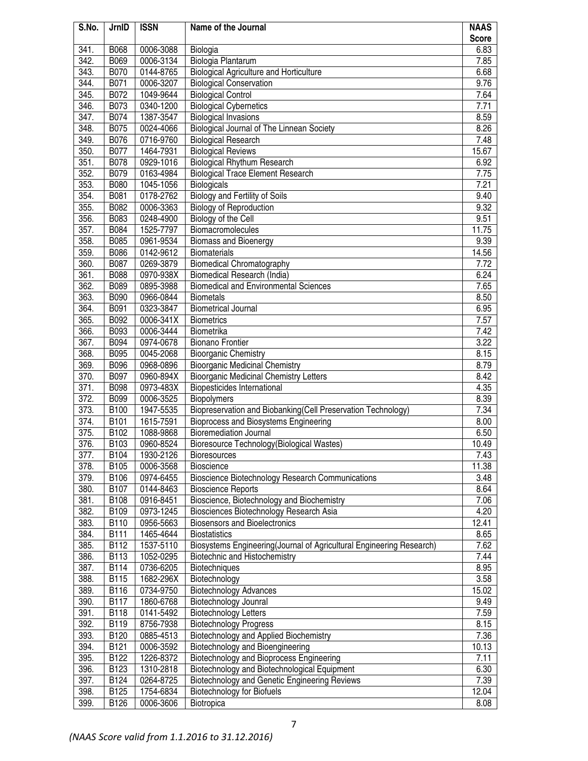| S.No. | JrnID | ISSN | Name of the Journal | NAAS Score |
|---|---|---|---|---|
| 341. | B068 | 0006-3088 | Biologia | 6.83 |
| 342. | B069 | 0006-3134 | Biologia Plantarum | 7.85 |
| 343. | B070 | 0144-8765 | Biological Agriculture and Horticulture | 6.68 |
| 344. | B071 | 0006-3207 | Biological Conservation | 9.76 |
| 345. | B072 | 1049-9644 | Biological Control | 7.64 |
| 346. | B073 | 0340-1200 | Biological Cybernetics | 7.71 |
| 347. | B074 | 1387-3547 | Biological Invasions | 8.59 |
| 348. | B075 | 0024-4066 | Biological Journal of The Linnean Society | 8.26 |
| 349. | B076 | 0716-9760 | Biological Research | 7.48 |
| 350. | B077 | 1464-7931 | Biological Reviews | 15.67 |
| 351. | B078 | 0929-1016 | Biological Rhythum Research | 6.92 |
| 352. | B079 | 0163-4984 | Biological Trace Element Research | 7.75 |
| 353. | B080 | 1045-1056 | Biologicals | 7.21 |
| 354. | B081 | 0178-2762 | Biology and Fertility of Soils | 9.40 |
| 355. | B082 | 0006-3363 | Biology of Reproduction | 9.32 |
| 356. | B083 | 0248-4900 | Biology of the Cell | 9.51 |
| 357. | B084 | 1525-7797 | Biomacromolecules | 11.75 |
| 358. | B085 | 0961-9534 | Biomass and Bioenergy | 9.39 |
| 359. | B086 | 0142-9612 | Biomaterials | 14.56 |
| 360. | B087 | 0269-3879 | Biomedical Chromatography | 7.72 |
| 361. | B088 | 0970-938X | Biomedical Research (India) | 6.24 |
| 362. | B089 | 0895-3988 | Biomedical and Environmental Sciences | 7.65 |
| 363. | B090 | 0966-0844 | Biometals | 8.50 |
| 364. | B091 | 0323-3847 | Biometrical Journal | 6.95 |
| 365. | B092 | 0006-341X | Biometrics | 7.57 |
| 366. | B093 | 0006-3444 | Biometrika | 7.42 |
| 367. | B094 | 0974-0678 | Bionano Frontier | 3.22 |
| 368. | B095 | 0045-2068 | Bioorganic Chemistry | 8.15 |
| 369. | B096 | 0968-0896 | Bioorganic Medicinal Chemistry | 8.79 |
| 370. | B097 | 0960-894X | Bioorganic Medicinal Chemistry Letters | 8.42 |
| 371. | B098 | 0973-483X | Biopesticides International | 4.35 |
| 372. | B099 | 0006-3525 | Biopolymers | 8.39 |
| 373. | B100 | 1947-5535 | Biopreservation and Biobanking(Cell Preservation Technology) | 7.34 |
| 374. | B101 | 1615-7591 | Bioprocess and Biosystems Engineering | 8.00 |
| 375. | B102 | 1088-9868 | Bioremediation Journal | 6.50 |
| 376. | B103 | 0960-8524 | Bioresource Technology(Biological Wastes) | 10.49 |
| 377. | B104 | 1930-2126 | Bioresources | 7.43 |
| 378. | B105 | 0006-3568 | Bioscience | 11.38 |
| 379. | B106 | 0974-6455 | Bioscience Biotechnology Research Communications | 3.48 |
| 380. | B107 | 0144-8463 | Bioscience Reports | 8.64 |
| 381. | B108 | 0916-8451 | Bioscience, Biotechnology and Biochemistry | 7.06 |
| 382. | B109 | 0973-1245 | Biosciences Biotechnology Research Asia | 4.20 |
| 383. | B110 | 0956-5663 | Biosensors and Bioelectronics | 12.41 |
| 384. | B111 | 1465-4644 | Biostatistics | 8.65 |
| 385. | B112 | 1537-5110 | Biosystems Engineering(Journal of Agricultural Engineering Research) | 7.62 |
| 386. | B113 | 1052-0295 | Biotechnic and Histochemistry | 7.44 |
| 387. | B114 | 0736-6205 | Biotechniques | 8.95 |
| 388. | B115 | 1682-296X | Biotechnology | 3.58 |
| 389. | B116 | 0734-9750 | Biotechnology Advances | 15.02 |
| 390. | B117 | 1860-6768 | Biotechnology Jounral | 9.49 |
| 391. | B118 | 0141-5492 | Biotechnology Letters | 7.59 |
| 392. | B119 | 8756-7938 | Biotechnology Progress | 8.15 |
| 393. | B120 | 0885-4513 | Biotechnology and Applied Biochemistry | 7.36 |
| 394. | B121 | 0006-3592 | Biotechnology and Bioengineering | 10.13 |
| 395. | B122 | 1226-8372 | Biotechnology and Bioprocess Engineering | 7.11 |
| 396. | B123 | 1310-2818 | Biotechnology and Biotechnological Equipment | 6.30 |
| 397. | B124 | 0264-8725 | Biotechnology and Genetic Engineering Reviews | 7.39 |
| 398. | B125 | 1754-6834 | Biotechnology for Biofuels | 12.04 |
| 399. | B126 | 0006-3606 | Biotropica | 8.08 |

*(NAAS Score valid from 1.1.2016 to 31.12.2016)*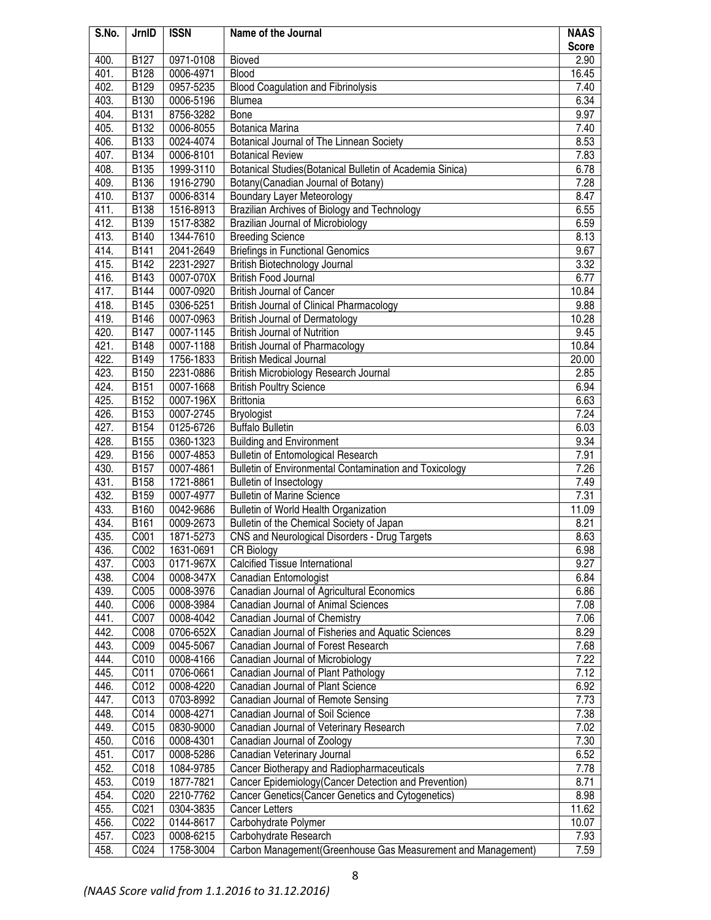| S.No. | JrnID | ISSN | Name of the Journal | NAAS Score |
|---|---|---|---|---|
| 400. | B127 | 0971-0108 | Bioved | 2.90 |
| 401. | B128 | 0006-4971 | Blood | 16.45 |
| 402. | B129 | 0957-5235 | Blood Coagulation and Fibrinolysis | 7.40 |
| 403. | B130 | 0006-5196 | Blumea | 6.34 |
| 404. | B131 | 8756-3282 | Bone | 9.97 |
| 405. | B132 | 0006-8055 | Botanica Marina | 7.40 |
| 406. | B133 | 0024-4074 | Botanical Journal of The Linnean Society | 8.53 |
| 407. | B134 | 0006-8101 | Botanical Review | 7.83 |
| 408. | B135 | 1999-3110 | Botanical Studies(Botanical Bulletin of Academia Sinica) | 6.78 |
| 409. | B136 | 1916-2790 | Botany(Canadian Journal of Botany) | 7.28 |
| 410. | B137 | 0006-8314 | Boundary Layer Meteorology | 8.47 |
| 411. | B138 | 1516-8913 | Brazilian Archives of Biology and Technology | 6.55 |
| 412. | B139 | 1517-8382 | Brazilian Journal of Microbiology | 6.59 |
| 413. | B140 | 1344-7610 | Breeding Science | 8.13 |
| 414. | B141 | 2041-2649 | Briefings in Functional Genomics | 9.67 |
| 415. | B142 | 2231-2927 | British Biotechnology Journal | 3.32 |
| 416. | B143 | 0007-070X | British Food Journal | 6.77 |
| 417. | B144 | 0007-0920 | British Journal of Cancer | 10.84 |
| 418. | B145 | 0306-5251 | British Journal of Clinical Pharmacology | 9.88 |
| 419. | B146 | 0007-0963 | British Journal of Dermatology | 10.28 |
| 420. | B147 | 0007-1145 | British Journal of Nutrition | 9.45 |
| 421. | B148 | 0007-1188 | British Journal of Pharmacology | 10.84 |
| 422. | B149 | 1756-1833 | British Medical Journal | 20.00 |
| 423. | B150 | 2231-0886 | British Microbiology Research Journal | 2.85 |
| 424. | B151 | 0007-1668 | British Poultry Science | 6.94 |
| 425. | B152 | 0007-196X | Brittonia | 6.63 |
| 426. | B153 | 0007-2745 | Bryologist | 7.24 |
| 427. | B154 | 0125-6726 | Buffalo Bulletin | 6.03 |
| 428. | B155 | 0360-1323 | Building and Environment | 9.34 |
| 429. | B156 | 0007-4853 | Bulletin of Entomological Research | 7.91 |
| 430. | B157 | 0007-4861 | Bulletin of Environmental Contamination and Toxicology | 7.26 |
| 431. | B158 | 1721-8861 | Bulletin of Insectology | 7.49 |
| 432. | B159 | 0007-4977 | Bulletin of Marine Science | 7.31 |
| 433. | B160 | 0042-9686 | Bulletin of World Health Organization | 11.09 |
| 434. | B161 | 0009-2673 | Bulletin of the Chemical Society of Japan | 8.21 |
| 435. | C001 | 1871-5273 | CNS and Neurological Disorders - Drug Targets | 8.63 |
| 436. | C002 | 1631-0691 | CR Biology | 6.98 |
| 437. | C003 | 0171-967X | Calcified Tissue International | 9.27 |
| 438. | C004 | 0008-347X | Canadian Entomologist | 6.84 |
| 439. | C005 | 0008-3976 | Canadian Journal of Agricultural Economics | 6.86 |
| 440. | C006 | 0008-3984 | Canadian Journal of Animal Sciences | 7.08 |
| 441. | C007 | 0008-4042 | Canadian Journal of Chemistry | 7.06 |
| 442. | C008 | 0706-652X | Canadian Journal of Fisheries and Aquatic Sciences | 8.29 |
| 443. | C009 | 0045-5067 | Canadian Journal of Forest Research | 7.68 |
| 444. | C010 | 0008-4166 | Canadian Journal of Microbiology | 7.22 |
| 445. | C011 | 0706-0661 | Canadian Journal of Plant Pathology | 7.12 |
| 446. | C012 | 0008-4220 | Canadian Journal of Plant Science | 6.92 |
| 447. | C013 | 0703-8992 | Canadian Journal of Remote Sensing | 7.73 |
| 448. | C014 | 0008-4271 | Canadian Journal of Soil Science | 7.38 |
| 449. | C015 | 0830-9000 | Canadian Journal of Veterinary Research | 7.02 |
| 450. | C016 | 0008-4301 | Canadian Journal of Zoology | 7.30 |
| 451. | C017 | 0008-5286 | Canadian Veterinary Journal | 6.52 |
| 452. | C018 | 1084-9785 | Cancer Biotherapy and Radiopharmaceuticals | 7.78 |
| 453. | C019 | 1877-7821 | Cancer Epidemiology(Cancer Detection and Prevention) | 8.71 |
| 454. | C020 | 2210-7762 | Cancer Genetics(Cancer Genetics and Cytogenetics) | 8.98 |
| 455. | C021 | 0304-3835 | Cancer Letters | 11.62 |
| 456. | C022 | 0144-8617 | Carbohydrate Polymer | 10.07 |
| 457. | C023 | 0008-6215 | Carbohydrate Research | 7.93 |
| 458. | C024 | 1758-3004 | Carbon Management(Greenhouse Gas Measurement and Management) | 7.59 |

*(NAAS Score valid from 1.1.2016 to 31.12.2016)*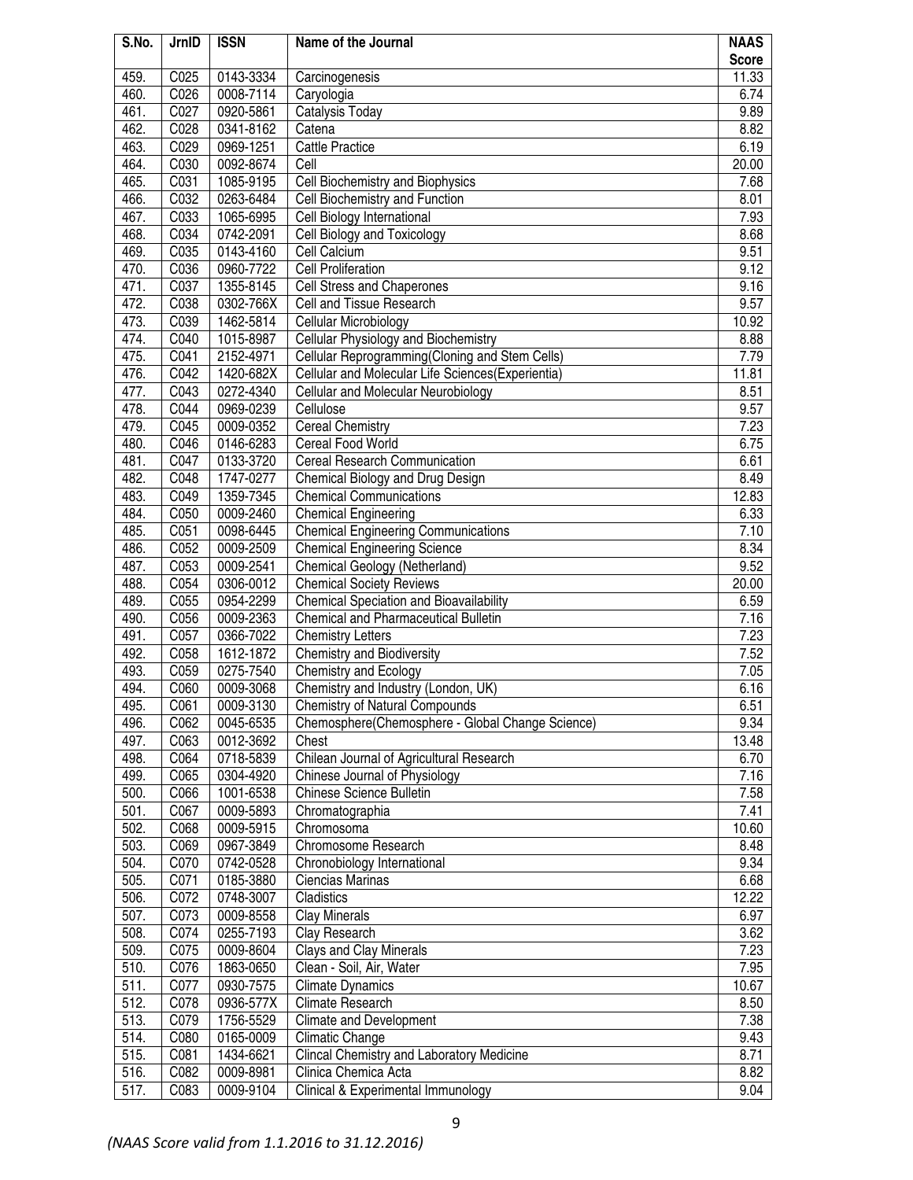| S.No. | JrnID | ISSN | Name of the Journal | NAAS Score |
|---|---|---|---|---|
| 459. | C025 | 0143-3334 | Carcinogenesis | 11.33 |
| 460. | C026 | 0008-7114 | Caryologia | 6.74 |
| 461. | C027 | 0920-5861 | Catalysis Today | 9.89 |
| 462. | C028 | 0341-8162 | Catena | 8.82 |
| 463. | C029 | 0969-1251 | Cattle Practice | 6.19 |
| 464. | C030 | 0092-8674 | Cell | 20.00 |
| 465. | C031 | 1085-9195 | Cell Biochemistry and Biophysics | 7.68 |
| 466. | C032 | 0263-6484 | Cell Biochemistry and Function | 8.01 |
| 467. | C033 | 1065-6995 | Cell Biology International | 7.93 |
| 468. | C034 | 0742-2091 | Cell Biology and Toxicology | 8.68 |
| 469. | C035 | 0143-4160 | Cell Calcium | 9.51 |
| 470. | C036 | 0960-7722 | Cell Proliferation | 9.12 |
| 471. | C037 | 1355-8145 | Cell Stress and Chaperones | 9.16 |
| 472. | C038 | 0302-766X | Cell and Tissue Research | 9.57 |
| 473. | C039 | 1462-5814 | Cellular Microbiology | 10.92 |
| 474. | C040 | 1015-8987 | Cellular Physiology and Biochemistry | 8.88 |
| 475. | C041 | 2152-4971 | Cellular Reprogramming(Cloning and Stem Cells) | 7.79 |
| 476. | C042 | 1420-682X | Cellular and Molecular Life Sciences(Experientia) | 11.81 |
| 477. | C043 | 0272-4340 | Cellular and Molecular Neurobiology | 8.51 |
| 478. | C044 | 0969-0239 | Cellulose | 9.57 |
| 479. | C045 | 0009-0352 | Cereal Chemistry | 7.23 |
| 480. | C046 | 0146-6283 | Cereal Food World | 6.75 |
| 481. | C047 | 0133-3720 | Cereal Research Communication | 6.61 |
| 482. | C048 | 1747-0277 | Chemical Biology and Drug Design | 8.49 |
| 483. | C049 | 1359-7345 | Chemical Communications | 12.83 |
| 484. | C050 | 0009-2460 | Chemical Engineering | 6.33 |
| 485. | C051 | 0098-6445 | Chemical Engineering Communications | 7.10 |
| 486. | C052 | 0009-2509 | Chemical Engineering Science | 8.34 |
| 487. | C053 | 0009-2541 | Chemical Geology (Netherland) | 9.52 |
| 488. | C054 | 0306-0012 | Chemical Society Reviews | 20.00 |
| 489. | C055 | 0954-2299 | Chemical Speciation and Bioavailability | 6.59 |
| 490. | C056 | 0009-2363 | Chemical and Pharmaceutical Bulletin | 7.16 |
| 491. | C057 | 0366-7022 | Chemistry Letters | 7.23 |
| 492. | C058 | 1612-1872 | Chemistry and Biodiversity | 7.52 |
| 493. | C059 | 0275-7540 | Chemistry and Ecology | 7.05 |
| 494. | C060 | 0009-3068 | Chemistry and Industry (London, UK) | 6.16 |
| 495. | C061 | 0009-3130 | Chemistry of Natural Compounds | 6.51 |
| 496. | C062 | 0045-6535 | Chemosphere(Chemosphere - Global Change Science) | 9.34 |
| 497. | C063 | 0012-3692 | Chest | 13.48 |
| 498. | C064 | 0718-5839 | Chilean Journal of Agricultural Research | 6.70 |
| 499. | C065 | 0304-4920 | Chinese Journal of Physiology | 7.16 |
| 500. | C066 | 1001-6538 | Chinese Science Bulletin | 7.58 |
| 501. | C067 | 0009-5893 | Chromatographia | 7.41 |
| 502. | C068 | 0009-5915 | Chromosoma | 10.60 |
| 503. | C069 | 0967-3849 | Chromosome Research | 8.48 |
| 504. | C070 | 0742-0528 | Chronobiology International | 9.34 |
| 505. | C071 | 0185-3880 | Ciencias Marinas | 6.68 |
| 506. | C072 | 0748-3007 | Cladistics | 12.22 |
| 507. | C073 | 0009-8558 | Clay Minerals | 6.97 |
| 508. | C074 | 0255-7193 | Clay Research | 3.62 |
| 509. | C075 | 0009-8604 | Clays and Clay Minerals | 7.23 |
| 510. | C076 | 1863-0650 | Clean - Soil, Air, Water | 7.95 |
| 511. | C077 | 0930-7575 | Climate Dynamics | 10.67 |
| 512. | C078 | 0936-577X | Climate Research | 8.50 |
| 513. | C079 | 1756-5529 | Climate and Development | 7.38 |
| 514. | C080 | 0165-0009 | Climatic Change | 9.43 |
| 515. | C081 | 1434-6621 | Clincal Chemistry and Laboratory Medicine | 8.71 |
| 516. | C082 | 0009-8981 | Clinica Chemica Acta | 8.82 |
| 517. | C083 | 0009-9104 | Clinical & Experimental Immunology | 9.04 |

*(NAAS Score valid from 1.1.2016 to 31.12.2016)*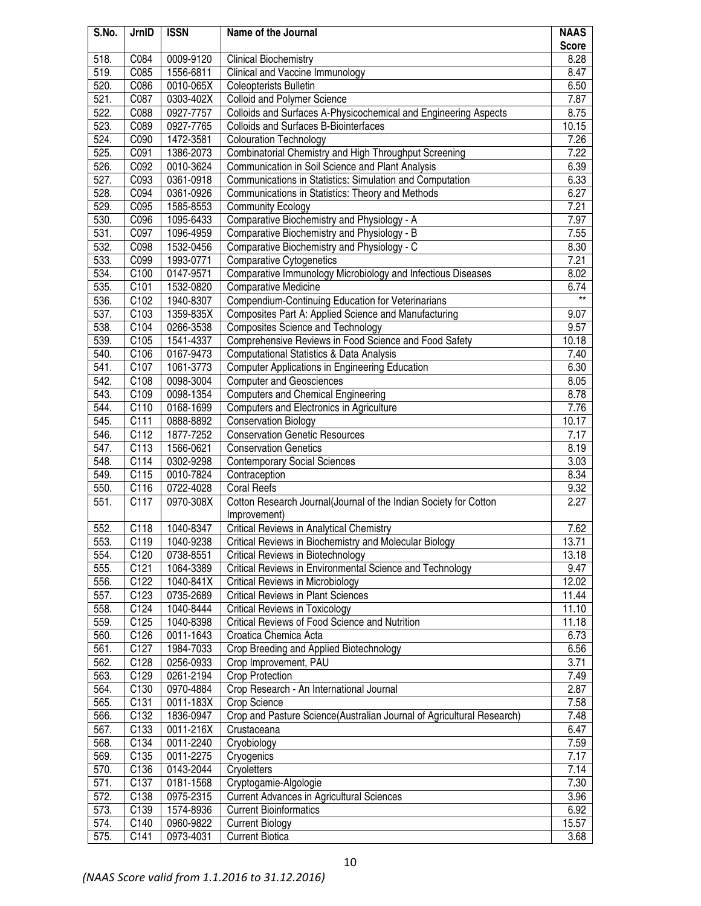| S.No. | JrnID | ISSN | Name of the Journal | NAAS Score |
|---|---|---|---|---|
| 518. | C084 | 0009-9120 | Clinical Biochemistry | 8.28 |
| 519. | C085 | 1556-6811 | Clinical and Vaccine Immunology | 8.47 |
| 520. | C086 | 0010-065X | Coleopterists Bulletin | 6.50 |
| 521. | C087 | 0303-402X | Colloid and Polymer Science | 7.87 |
| 522. | C088 | 0927-7757 | Colloids and Surfaces A-Physicochemical and Engineering Aspects | 8.75 |
| 523. | C089 | 0927-7765 | Colloids and Surfaces B-Biointerfaces | 10.15 |
| 524. | C090 | 1472-3581 | Colouration Technology | 7.26 |
| 525. | C091 | 1386-2073 | Combinatorial Chemistry and High Throughput Screening | 7.22 |
| 526. | C092 | 0010-3624 | Communication in Soil Science and Plant Analysis | 6.39 |
| 527. | C093 | 0361-0918 | Communications in Statistics: Simulation and Computation | 6.33 |
| 528. | C094 | 0361-0926 | Communications in Statistics: Theory and Methods | 6.27 |
| 529. | C095 | 1585-8553 | Community Ecology | 7.21 |
| 530. | C096 | 1095-6433 | Comparative Biochemistry and Physiology - A | 7.97 |
| 531. | C097 | 1096-4959 | Comparative Biochemistry and Physiology - B | 7.55 |
| 532. | C098 | 1532-0456 | Comparative Biochemistry and Physiology - C | 8.30 |
| 533. | C099 | 1993-0771 | Comparative Cytogenetics | 7.21 |
| 534. | C100 | 0147-9571 | Comparative Immunology Microbiology and Infectious Diseases | 8.02 |
| 535. | C101 | 1532-0820 | Comparative Medicine | 6.74 |
| 536. | C102 | 1940-8307 | Compendium-Continuing Education for Veterinarians | ** |
| 537. | C103 | 1359-835X | Composites Part A: Applied Science and Manufacturing | 9.07 |
| 538. | C104 | 0266-3538 | Composites Science and Technology | 9.57 |
| 539. | C105 | 1541-4337 | Comprehensive Reviews in Food Science and Food Safety | 10.18 |
| 540. | C106 | 0167-9473 | Computational Statistics & Data Analysis | 7.40 |
| 541. | C107 | 1061-3773 | Computer Applications in Engineering Education | 6.30 |
| 542. | C108 | 0098-3004 | Computer and Geosciences | 8.05 |
| 543. | C109 | 0098-1354 | Computers and Chemical Engineering | 8.78 |
| 544. | C110 | 0168-1699 | Computers and Electronics in Agriculture | 7.76 |
| 545. | C111 | 0888-8892 | Conservation Biology | 10.17 |
| 546. | C112 | 1877-7252 | Conservation Genetic Resources | 7.17 |
| 547. | C113 | 1566-0621 | Conservation Genetics | 8.19 |
| 548. | C114 | 0302-9298 | Contemporary Social Sciences | 3.03 |
| 549. | C115 | 0010-7824 | Contraception | 8.34 |
| 550. | C116 | 0722-4028 | Coral Reefs | 9.32 |
| 551. | C117 | 0970-308X | Cotton Research Journal(Journal of the Indian Society for Cotton Improvement) | 2.27 |
| 552. | C118 | 1040-8347 | Critical Reviews in Analytical Chemistry | 7.62 |
| 553. | C119 | 1040-9238 | Critical Reviews in Biochemistry and Molecular Biology | 13.71 |
| 554. | C120 | 0738-8551 | Critical Reviews in Biotechnology | 13.18 |
| 555. | C121 | 1064-3389 | Critical Reviews in Environmental Science and Technology | 9.47 |
| 556. | C122 | 1040-841X | Critical Reviews in Microbiology | 12.02 |
| 557. | C123 | 0735-2689 | Critical Reviews in Plant Sciences | 11.44 |
| 558. | C124 | 1040-8444 | Critical Reviews in Toxicology | 11.10 |
| 559. | C125 | 1040-8398 | Critical Reviews of Food Science and Nutrition | 11.18 |
| 560. | C126 | 0011-1643 | Croatica Chemica Acta | 6.73 |
| 561. | C127 | 1984-7033 | Crop Breeding and Applied Biotechnology | 6.56 |
| 562. | C128 | 0256-0933 | Crop Improvement, PAU | 3.71 |
| 563. | C129 | 0261-2194 | Crop Protection | 7.49 |
| 564. | C130 | 0970-4884 | Crop Research - An International Journal | 2.87 |
| 565. | C131 | 0011-183X | Crop Science | 7.58 |
| 566. | C132 | 1836-0947 | Crop and Pasture Science(Australian Journal of Agricultural Research) | 7.48 |
| 567. | C133 | 0011-216X | Crustaceana | 6.47 |
| 568. | C134 | 0011-2240 | Cryobiology | 7.59 |
| 569. | C135 | 0011-2275 | Cryogenics | 7.17 |
| 570. | C136 | 0143-2044 | Cryoletters | 7.14 |
| 571. | C137 | 0181-1568 | Cryptogamie-Algologie | 7.30 |
| 572. | C138 | 0975-2315 | Current Advances in Agricultural Sciences | 3.96 |
| 573. | C139 | 1574-8936 | Current Bioinformatics | 6.92 |
| 574. | C140 | 0960-9822 | Current Biology | 15.57 |
| 575. | C141 | 0973-4031 | Current Biotica | 3.68 |

*(NAAS Score valid from 1.1.2016 to 31.12.2016)*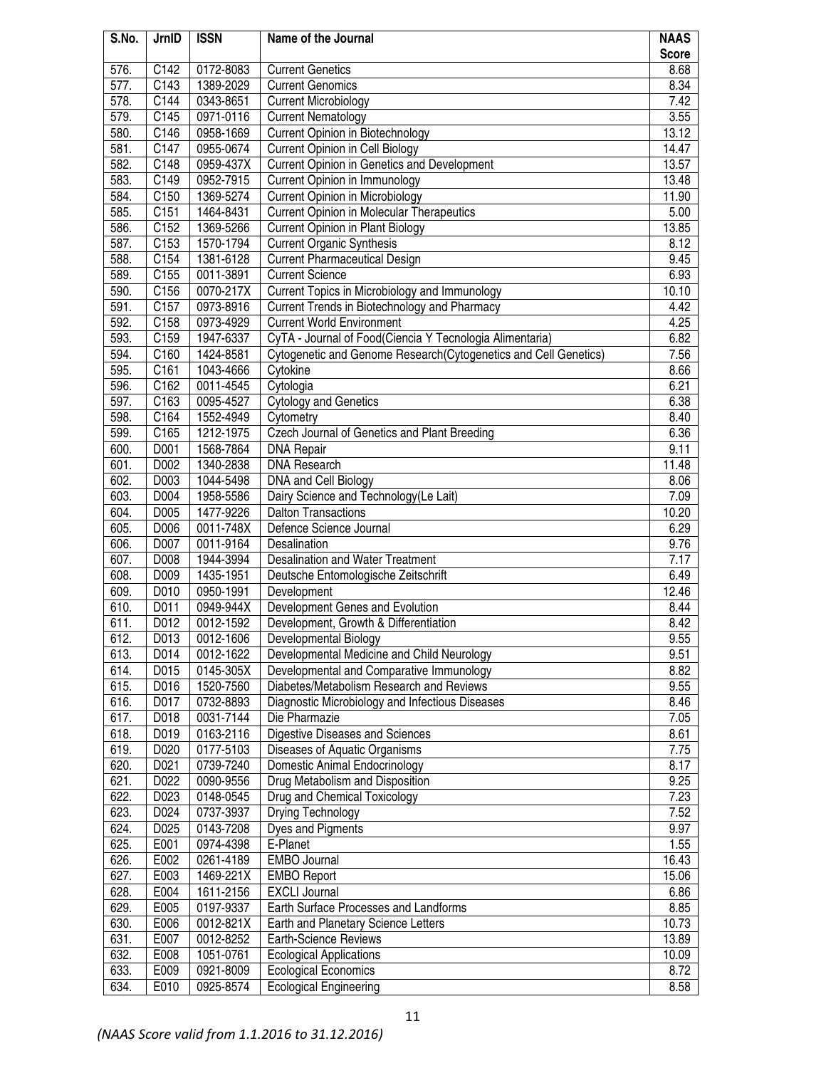| S.No. | JrnID | ISSN | Name of the Journal | NAAS Score |
|---|---|---|---|---|
| 576. | C142 | 0172-8083 | Current Genetics | 8.68 |
| 577. | C143 | 1389-2029 | Current Genomics | 8.34 |
| 578. | C144 | 0343-8651 | Current Microbiology | 7.42 |
| 579. | C145 | 0971-0116 | Current Nematology | 3.55 |
| 580. | C146 | 0958-1669 | Current Opinion in Biotechnology | 13.12 |
| 581. | C147 | 0955-0674 | Current Opinion in Cell Biology | 14.47 |
| 582. | C148 | 0959-437X | Current Opinion in Genetics and Development | 13.57 |
| 583. | C149 | 0952-7915 | Current Opinion in Immunology | 13.48 |
| 584. | C150 | 1369-5274 | Current Opinion in Microbiology | 11.90 |
| 585. | C151 | 1464-8431 | Current Opinion in Molecular Therapeutics | 5.00 |
| 586. | C152 | 1369-5266 | Current Opinion in Plant Biology | 13.85 |
| 587. | C153 | 1570-1794 | Current Organic Synthesis | 8.12 |
| 588. | C154 | 1381-6128 | Current Pharmaceutical Design | 9.45 |
| 589. | C155 | 0011-3891 | Current Science | 6.93 |
| 590. | C156 | 0070-217X | Current Topics in Microbiology and Immunology | 10.10 |
| 591. | C157 | 0973-8916 | Current Trends in Biotechnology and Pharmacy | 4.42 |
| 592. | C158 | 0973-4929 | Current World Environment | 4.25 |
| 593. | C159 | 1947-6337 | CyTA - Journal of Food(Ciencia Y Tecnologia Alimentaria) | 6.82 |
| 594. | C160 | 1424-8581 | Cytogenetic and Genome Research(Cytogenetics and Cell Genetics) | 7.56 |
| 595. | C161 | 1043-4666 | Cytokine | 8.66 |
| 596. | C162 | 0011-4545 | Cytologia | 6.21 |
| 597. | C163 | 0095-4527 | Cytology and Genetics | 6.38 |
| 598. | C164 | 1552-4949 | Cytometry | 8.40 |
| 599. | C165 | 1212-1975 | Czech Journal of Genetics and Plant Breeding | 6.36 |
| 600. | D001 | 1568-7864 | DNA Repair | 9.11 |
| 601. | D002 | 1340-2838 | DNA Research | 11.48 |
| 602. | D003 | 1044-5498 | DNA and Cell Biology | 8.06 |
| 603. | D004 | 1958-5586 | Dairy Science and Technology(Le Lait) | 7.09 |
| 604. | D005 | 1477-9226 | Dalton Transactions | 10.20 |
| 605. | D006 | 0011-748X | Defence Science Journal | 6.29 |
| 606. | D007 | 0011-9164 | Desalination | 9.76 |
| 607. | D008 | 1944-3994 | Desalination and Water Treatment | 7.17 |
| 608. | D009 | 1435-1951 | Deutsche Entomologische Zeitschrift | 6.49 |
| 609. | D010 | 0950-1991 | Development | 12.46 |
| 610. | D011 | 0949-944X | Development Genes and Evolution | 8.44 |
| 611. | D012 | 0012-1592 | Development, Growth & Differentiation | 8.42 |
| 612. | D013 | 0012-1606 | Developmental Biology | 9.55 |
| 613. | D014 | 0012-1622 | Developmental Medicine and Child Neurology | 9.51 |
| 614. | D015 | 0145-305X | Developmental and Comparative Immunology | 8.82 |
| 615. | D016 | 1520-7560 | Diabetes/Metabolism Research and Reviews | 9.55 |
| 616. | D017 | 0732-8893 | Diagnostic Microbiology and Infectious Diseases | 8.46 |
| 617. | D018 | 0031-7144 | Die Pharmazie | 7.05 |
| 618. | D019 | 0163-2116 | Digestive Diseases and Sciences | 8.61 |
| 619. | D020 | 0177-5103 | Diseases of Aquatic Organisms | 7.75 |
| 620. | D021 | 0739-7240 | Domestic Animal Endocrinology | 8.17 |
| 621. | D022 | 0090-9556 | Drug Metabolism and Disposition | 9.25 |
| 622. | D023 | 0148-0545 | Drug and Chemical Toxicology | 7.23 |
| 623. | D024 | 0737-3937 | Drying Technology | 7.52 |
| 624. | D025 | 0143-7208 | Dyes and Pigments | 9.97 |
| 625. | E001 | 0974-4398 | E-Planet | 1.55 |
| 626. | E002 | 0261-4189 | EMBO Journal | 16.43 |
| 627. | E003 | 1469-221X | EMBO Report | 15.06 |
| 628. | E004 | 1611-2156 | EXCLI Journal | 6.86 |
| 629. | E005 | 0197-9337 | Earth Surface Processes and Landforms | 8.85 |
| 630. | E006 | 0012-821X | Earth and Planetary Science Letters | 10.73 |
| 631. | E007 | 0012-8252 | Earth-Science Reviews | 13.89 |
| 632. | E008 | 1051-0761 | Ecological Applications | 10.09 |
| 633. | E009 | 0921-8009 | Ecological Economics | 8.72 |
| 634. | E010 | 0925-8574 | Ecological Engineering | 8.58 |

*(NAAS Score valid from 1.1.2016 to 31.12.2016)*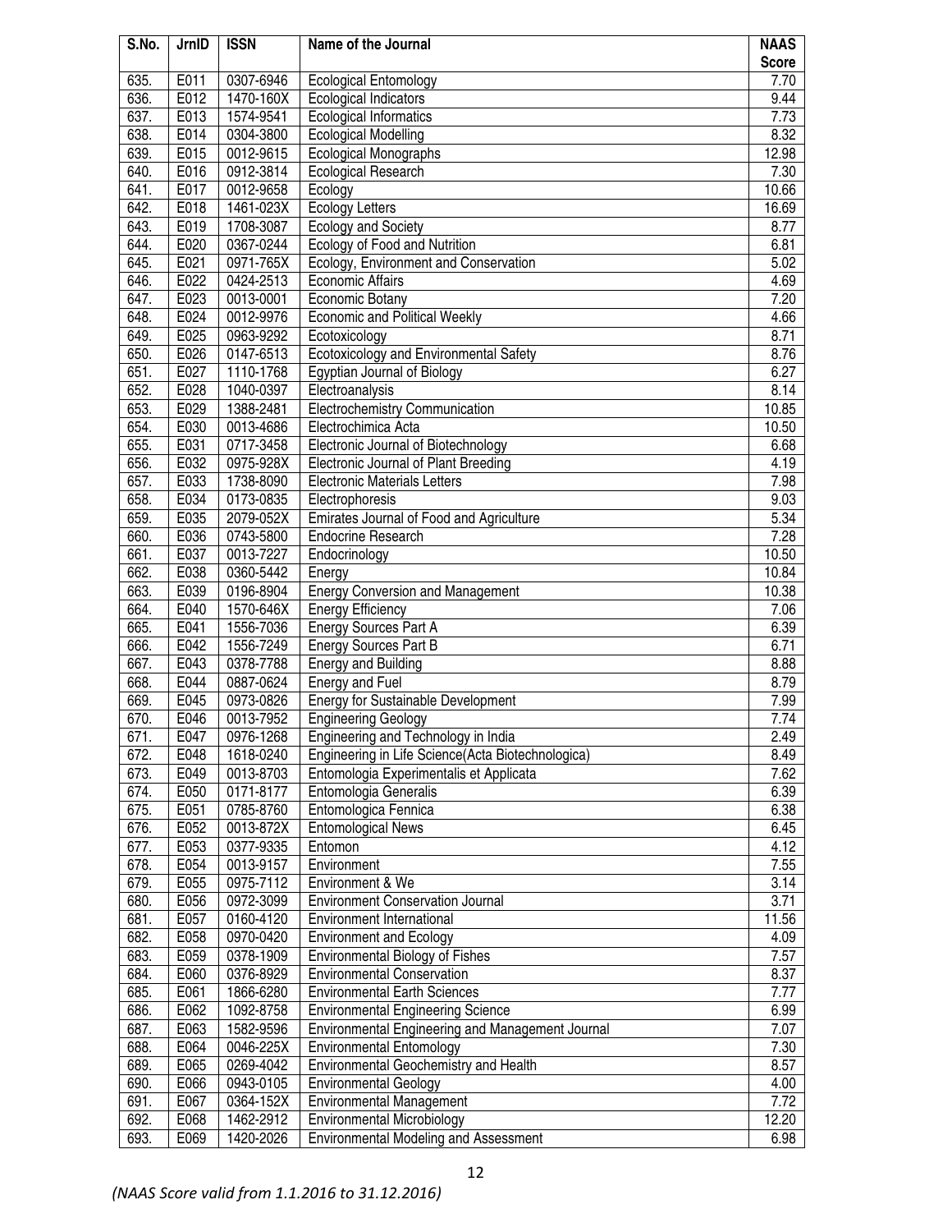| S.No. | JrnID | ISSN | Name of the Journal | NAAS Score |
|---|---|---|---|---|
| 635. | E011 | 0307-6946 | Ecological Entomology | 7.70 |
| 636. | E012 | 1470-160X | Ecological Indicators | 9.44 |
| 637. | E013 | 1574-9541 | Ecological Informatics | 7.73 |
| 638. | E014 | 0304-3800 | Ecological Modelling | 8.32 |
| 639. | E015 | 0012-9615 | Ecological Monographs | 12.98 |
| 640. | E016 | 0912-3814 | Ecological Research | 7.30 |
| 641. | E017 | 0012-9658 | Ecology | 10.66 |
| 642. | E018 | 1461-023X | Ecology Letters | 16.69 |
| 643. | E019 | 1708-3087 | Ecology and Society | 8.77 |
| 644. | E020 | 0367-0244 | Ecology of Food and Nutrition | 6.81 |
| 645. | E021 | 0971-765X | Ecology, Environment and Conservation | 5.02 |
| 646. | E022 | 0424-2513 | Economic Affairs | 4.69 |
| 647. | E023 | 0013-0001 | Economic Botany | 7.20 |
| 648. | E024 | 0012-9976 | Economic and Political Weekly | 4.66 |
| 649. | E025 | 0963-9292 | Ecotoxicology | 8.71 |
| 650. | E026 | 0147-6513 | Ecotoxicology and Environmental Safety | 8.76 |
| 651. | E027 | 1110-1768 | Egyptian Journal of Biology | 6.27 |
| 652. | E028 | 1040-0397 | Electroanalysis | 8.14 |
| 653. | E029 | 1388-2481 | Electrochemistry Communication | 10.85 |
| 654. | E030 | 0013-4686 | Electrochimica Acta | 10.50 |
| 655. | E031 | 0717-3458 | Electronic Journal of Biotechnology | 6.68 |
| 656. | E032 | 0975-928X | Electronic Journal of Plant Breeding | 4.19 |
| 657. | E033 | 1738-8090 | Electronic Materials Letters | 7.98 |
| 658. | E034 | 0173-0835 | Electrophoresis | 9.03 |
| 659. | E035 | 2079-052X | Emirates Journal of Food and Agriculture | 5.34 |
| 660. | E036 | 0743-5800 | Endocrine Research | 7.28 |
| 661. | E037 | 0013-7227 | Endocrinology | 10.50 |
| 662. | E038 | 0360-5442 | Energy | 10.84 |
| 663. | E039 | 0196-8904 | Energy Conversion and Management | 10.38 |
| 664. | E040 | 1570-646X | Energy Efficiency | 7.06 |
| 665. | E041 | 1556-7036 | Energy Sources Part A | 6.39 |
| 666. | E042 | 1556-7249 | Energy Sources Part B | 6.71 |
| 667. | E043 | 0378-7788 | Energy and Building | 8.88 |
| 668. | E044 | 0887-0624 | Energy and Fuel | 8.79 |
| 669. | E045 | 0973-0826 | Energy for Sustainable Development | 7.99 |
| 670. | E046 | 0013-7952 | Engineering Geology | 7.74 |
| 671. | E047 | 0976-1268 | Engineering and Technology in India | 2.49 |
| 672. | E048 | 1618-0240 | Engineering in Life Science(Acta Biotechnologica) | 8.49 |
| 673. | E049 | 0013-8703 | Entomologia Experimentalis et Applicata | 7.62 |
| 674. | E050 | 0171-8177 | Entomologia Generalis | 6.39 |
| 675. | E051 | 0785-8760 | Entomologica Fennica | 6.38 |
| 676. | E052 | 0013-872X | Entomological News | 6.45 |
| 677. | E053 | 0377-9335 | Entomon | 4.12 |
| 678. | E054 | 0013-9157 | Environment | 7.55 |
| 679. | E055 | 0975-7112 | Environment & We | 3.14 |
| 680. | E056 | 0972-3099 | Environment Conservation Journal | 3.71 |
| 681. | E057 | 0160-4120 | Environment International | 11.56 |
| 682. | E058 | 0970-0420 | Environment and Ecology | 4.09 |
| 683. | E059 | 0378-1909 | Environmental Biology of Fishes | 7.57 |
| 684. | E060 | 0376-8929 | Environmental Conservation | 8.37 |
| 685. | E061 | 1866-6280 | Environmental Earth Sciences | 7.77 |
| 686. | E062 | 1092-8758 | Environmental Engineering Science | 6.99 |
| 687. | E063 | 1582-9596 | Environmental Engineering and Management Journal | 7.07 |
| 688. | E064 | 0046-225X | Environmental Entomology | 7.30 |
| 689. | E065 | 0269-4042 | Environmental Geochemistry and Health | 8.57 |
| 690. | E066 | 0943-0105 | Environmental Geology | 4.00 |
| 691. | E067 | 0364-152X | Environmental Management | 7.72 |
| 692. | E068 | 1462-2912 | Environmental Microbiology | 12.20 |
| 693. | E069 | 1420-2026 | Environmental Modeling and Assessment | 6.98 |

*(NAAS Score valid from 1.1.2016 to 31.12.2016)*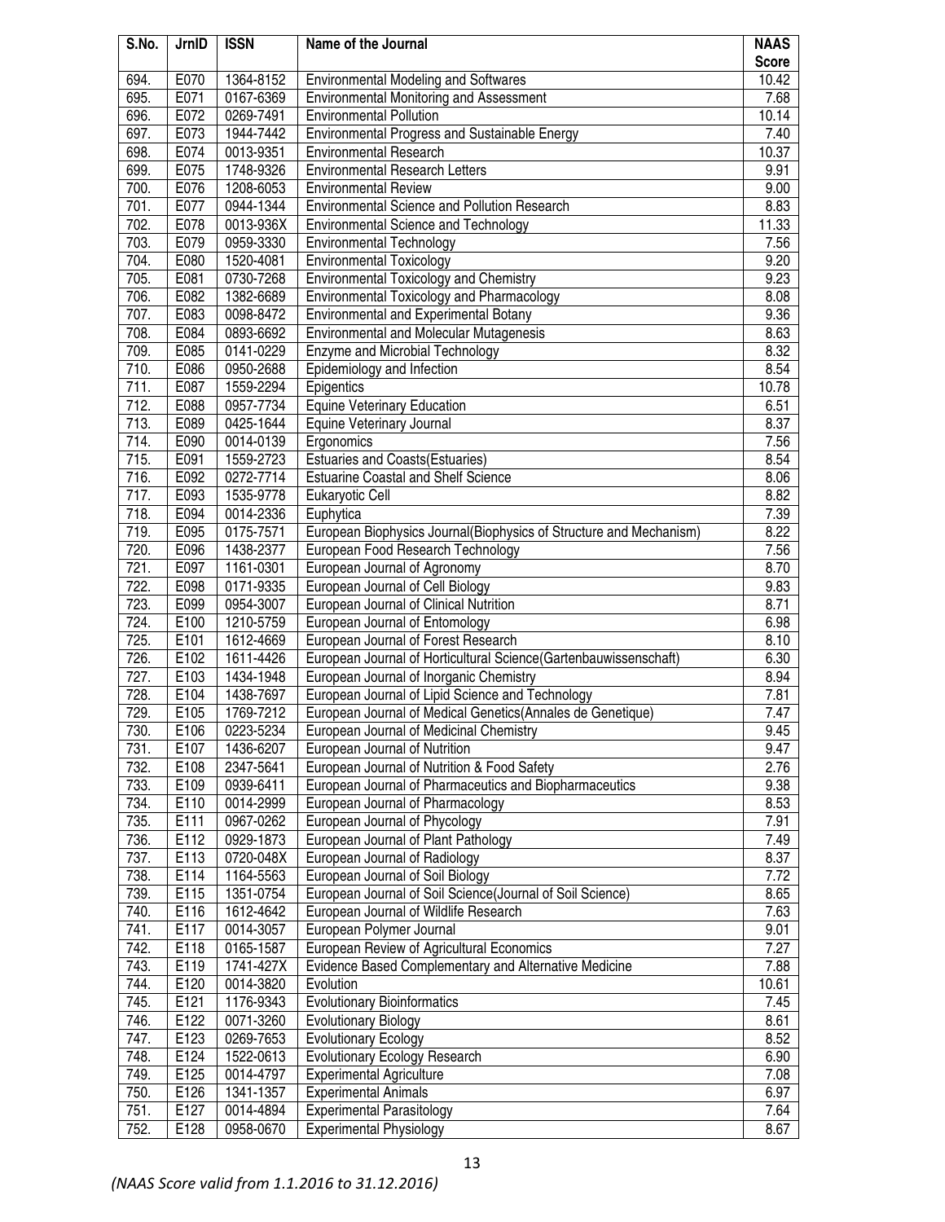| S.No. | JrnID | ISSN | Name of the Journal | NAAS Score |
|---|---|---|---|---|
| 694. | E070 | 1364-8152 | Environmental Modeling and Softwares | 10.42 |
| 695. | E071 | 0167-6369 | Environmental Monitoring and Assessment | 7.68 |
| 696. | E072 | 0269-7491 | Environmental Pollution | 10.14 |
| 697. | E073 | 1944-7442 | Environmental Progress and Sustainable Energy | 7.40 |
| 698. | E074 | 0013-9351 | Environmental Research | 10.37 |
| 699. | E075 | 1748-9326 | Environmental Research Letters | 9.91 |
| 700. | E076 | 1208-6053 | Environmental Review | 9.00 |
| 701. | E077 | 0944-1344 | Environmental Science and Pollution Research | 8.83 |
| 702. | E078 | 0013-936X | Environmental Science and Technology | 11.33 |
| 703. | E079 | 0959-3330 | Environmental Technology | 7.56 |
| 704. | E080 | 1520-4081 | Environmental Toxicology | 9.20 |
| 705. | E081 | 0730-7268 | Environmental Toxicology and Chemistry | 9.23 |
| 706. | E082 | 1382-6689 | Environmental Toxicology and Pharmacology | 8.08 |
| 707. | E083 | 0098-8472 | Environmental and Experimental Botany | 9.36 |
| 708. | E084 | 0893-6692 | Environmental and Molecular Mutagenesis | 8.63 |
| 709. | E085 | 0141-0229 | Enzyme and Microbial Technology | 8.32 |
| 710. | E086 | 0950-2688 | Epidemiology and Infection | 8.54 |
| 711. | E087 | 1559-2294 | Epigentics | 10.78 |
| 712. | E088 | 0957-7734 | Equine Veterinary Education | 6.51 |
| 713. | E089 | 0425-1644 | Equine Veterinary Journal | 8.37 |
| 714. | E090 | 0014-0139 | Ergonomics | 7.56 |
| 715. | E091 | 1559-2723 | Estuaries and Coasts(Estuaries) | 8.54 |
| 716. | E092 | 0272-7714 | Estuarine Coastal and Shelf Science | 8.06 |
| 717. | E093 | 1535-9778 | Eukaryotic Cell | 8.82 |
| 718. | E094 | 0014-2336 | Euphytica | 7.39 |
| 719. | E095 | 0175-7571 | European Biophysics Journal(Biophysics of Structure and Mechanism) | 8.22 |
| 720. | E096 | 1438-2377 | European Food Research Technology | 7.56 |
| 721. | E097 | 1161-0301 | European Journal of Agronomy | 8.70 |
| 722. | E098 | 0171-9335 | European Journal of Cell Biology | 9.83 |
| 723. | E099 | 0954-3007 | European Journal of Clinical Nutrition | 8.71 |
| 724. | E100 | 1210-5759 | European Journal of Entomology | 6.98 |
| 725. | E101 | 1612-4669 | European Journal of Forest Research | 8.10 |
| 726. | E102 | 1611-4426 | European Journal of Horticultural Science(Gartenbauwissenschaft) | 6.30 |
| 727. | E103 | 1434-1948 | European Journal of Inorganic Chemistry | 8.94 |
| 728. | E104 | 1438-7697 | European Journal of Lipid Science and Technology | 7.81 |
| 729. | E105 | 1769-7212 | European Journal of Medical Genetics(Annales de Genetique) | 7.47 |
| 730. | E106 | 0223-5234 | European Journal of Medicinal Chemistry | 9.45 |
| 731. | E107 | 1436-6207 | European Journal of Nutrition | 9.47 |
| 732. | E108 | 2347-5641 | European Journal of Nutrition & Food Safety | 2.76 |
| 733. | E109 | 0939-6411 | European Journal of Pharmaceutics and Biopharmaceutics | 9.38 |
| 734. | E110 | 0014-2999 | European Journal of Pharmacology | 8.53 |
| 735. | E111 | 0967-0262 | European Journal of Phycology | 7.91 |
| 736. | E112 | 0929-1873 | European Journal of Plant Pathology | 7.49 |
| 737. | E113 | 0720-048X | European Journal of Radiology | 8.37 |
| 738. | E114 | 1164-5563 | European Journal of Soil Biology | 7.72 |
| 739. | E115 | 1351-0754 | European Journal of Soil Science(Journal of Soil Science) | 8.65 |
| 740. | E116 | 1612-4642 | European Journal of Wildlife Research | 7.63 |
| 741. | E117 | 0014-3057 | European Polymer Journal | 9.01 |
| 742. | E118 | 0165-1587 | European Review of Agricultural Economics | 7.27 |
| 743. | E119 | 1741-427X | Evidence Based Complementary and Alternative Medicine | 7.88 |
| 744. | E120 | 0014-3820 | Evolution | 10.61 |
| 745. | E121 | 1176-9343 | Evolutionary Bioinformatics | 7.45 |
| 746. | E122 | 0071-3260 | Evolutionary Biology | 8.61 |
| 747. | E123 | 0269-7653 | Evolutionary Ecology | 8.52 |
| 748. | E124 | 1522-0613 | Evolutionary Ecology Research | 6.90 |
| 749. | E125 | 0014-4797 | Experimental Agriculture | 7.08 |
| 750. | E126 | 1341-1357 | Experimental Animals | 6.97 |
| 751. | E127 | 0014-4894 | Experimental Parasitology | 7.64 |
| 752. | E128 | 0958-0670 | Experimental Physiology | 8.67 |

*(NAAS Score valid from 1.1.2016 to 31.12.2016)*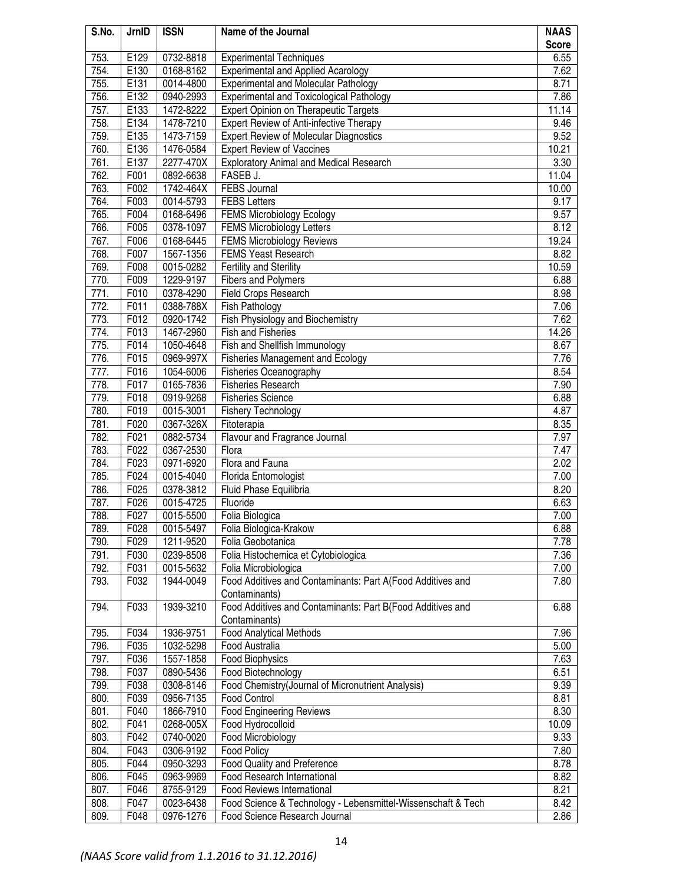| S.No. | JrnID | ISSN | Name of the Journal | NAAS Score |
|---|---|---|---|---|
| 753. | E129 | 0732-8818 | Experimental Techniques | 6.55 |
| 754. | E130 | 0168-8162 | Experimental and Applied Acarology | 7.62 |
| 755. | E131 | 0014-4800 | Experimental and Molecular Pathology | 8.71 |
| 756. | E132 | 0940-2993 | Experimental and Toxicological Pathology | 7.86 |
| 757. | E133 | 1472-8222 | Expert Opinion on Therapeutic Targets | 11.14 |
| 758. | E134 | 1478-7210 | Expert Review of Anti-infective Therapy | 9.46 |
| 759. | E135 | 1473-7159 | Expert Review of Molecular Diagnostics | 9.52 |
| 760. | E136 | 1476-0584 | Expert Review of Vaccines | 10.21 |
| 761. | E137 | 2277-470X | Exploratory Animal and Medical Research | 3.30 |
| 762. | F001 | 0892-6638 | FASEB J. | 11.04 |
| 763. | F002 | 1742-464X | FEBS Journal | 10.00 |
| 764. | F003 | 0014-5793 | FEBS Letters | 9.17 |
| 765. | F004 | 0168-6496 | FEMS Microbiology Ecology | 9.57 |
| 766. | F005 | 0378-1097 | FEMS Microbiology Letters | 8.12 |
| 767. | F006 | 0168-6445 | FEMS Microbiology Reviews | 19.24 |
| 768. | F007 | 1567-1356 | FEMS Yeast Research | 8.82 |
| 769. | F008 | 0015-0282 | Fertility and Sterility | 10.59 |
| 770. | F009 | 1229-9197 | Fibers and Polymers | 6.88 |
| 771. | F010 | 0378-4290 | Field Crops Research | 8.98 |
| 772. | F011 | 0388-788X | Fish Pathology | 7.06 |
| 773. | F012 | 0920-1742 | Fish Physiology and Biochemistry | 7.62 |
| 774. | F013 | 1467-2960 | Fish and Fisheries | 14.26 |
| 775. | F014 | 1050-4648 | Fish and Shellfish Immunology | 8.67 |
| 776. | F015 | 0969-997X | Fisheries Management and Ecology | 7.76 |
| 777. | F016 | 1054-6006 | Fisheries Oceanography | 8.54 |
| 778. | F017 | 0165-7836 | Fisheries Research | 7.90 |
| 779. | F018 | 0919-9268 | Fisheries Science | 6.88 |
| 780. | F019 | 0015-3001 | Fishery Technology | 4.87 |
| 781. | F020 | 0367-326X | Fitoterapia | 8.35 |
| 782. | F021 | 0882-5734 | Flavour and Fragrance Journal | 7.97 |
| 783. | F022 | 0367-2530 | Flora | 7.47 |
| 784. | F023 | 0971-6920 | Flora and Fauna | 2.02 |
| 785. | F024 | 0015-4040 | Florida Entomologist | 7.00 |
| 786. | F025 | 0378-3812 | Fluid Phase Equilibria | 8.20 |
| 787. | F026 | 0015-4725 | Fluoride | 6.63 |
| 788. | F027 | 0015-5500 | Folia Biologica | 7.00 |
| 789. | F028 | 0015-5497 | Folia Biologica-Krakow | 6.88 |
| 790. | F029 | 1211-9520 | Folia Geobotanica | 7.78 |
| 791. | F030 | 0239-8508 | Folia Histochemica et Cytobiologica | 7.36 |
| 792. | F031 | 0015-5632 | Folia Microbiologica | 7.00 |
| 793. | F032 | 1944-0049 | Food Additives and Contaminants: Part A(Food Additives and Contaminants) | 7.80 |
| 794. | F033 | 1939-3210 | Food Additives and Contaminants: Part B(Food Additives and Contaminants) | 6.88 |
| 795. | F034 | 1936-9751 | Food Analytical Methods | 7.96 |
| 796. | F035 | 1032-5298 | Food Australia | 5.00 |
| 797. | F036 | 1557-1858 | Food Biophysics | 7.63 |
| 798. | F037 | 0890-5436 | Food Biotechnology | 6.51 |
| 799. | F038 | 0308-8146 | Food Chemistry(Journal of Micronutrient Analysis) | 9.39 |
| 800. | F039 | 0956-7135 | Food Control | 8.81 |
| 801. | F040 | 1866-7910 | Food Engineering Reviews | 8.30 |
| 802. | F041 | 0268-005X | Food Hydrocolloid | 10.09 |
| 803. | F042 | 0740-0020 | Food Microbiology | 9.33 |
| 804. | F043 | 0306-9192 | Food Policy | 7.80 |
| 805. | F044 | 0950-3293 | Food Quality and Preference | 8.78 |
| 806. | F045 | 0963-9969 | Food Research International | 8.82 |
| 807. | F046 | 8755-9129 | Food Reviews International | 8.21 |
| 808. | F047 | 0023-6438 | Food Science & Technology - Lebensmittel-Wissenschaft & Tech | 8.42 |
| 809. | F048 | 0976-1276 | Food Science Research Journal | 2.86 |

*(NAAS Score valid from 1.1.2016 to 31.12.2016)*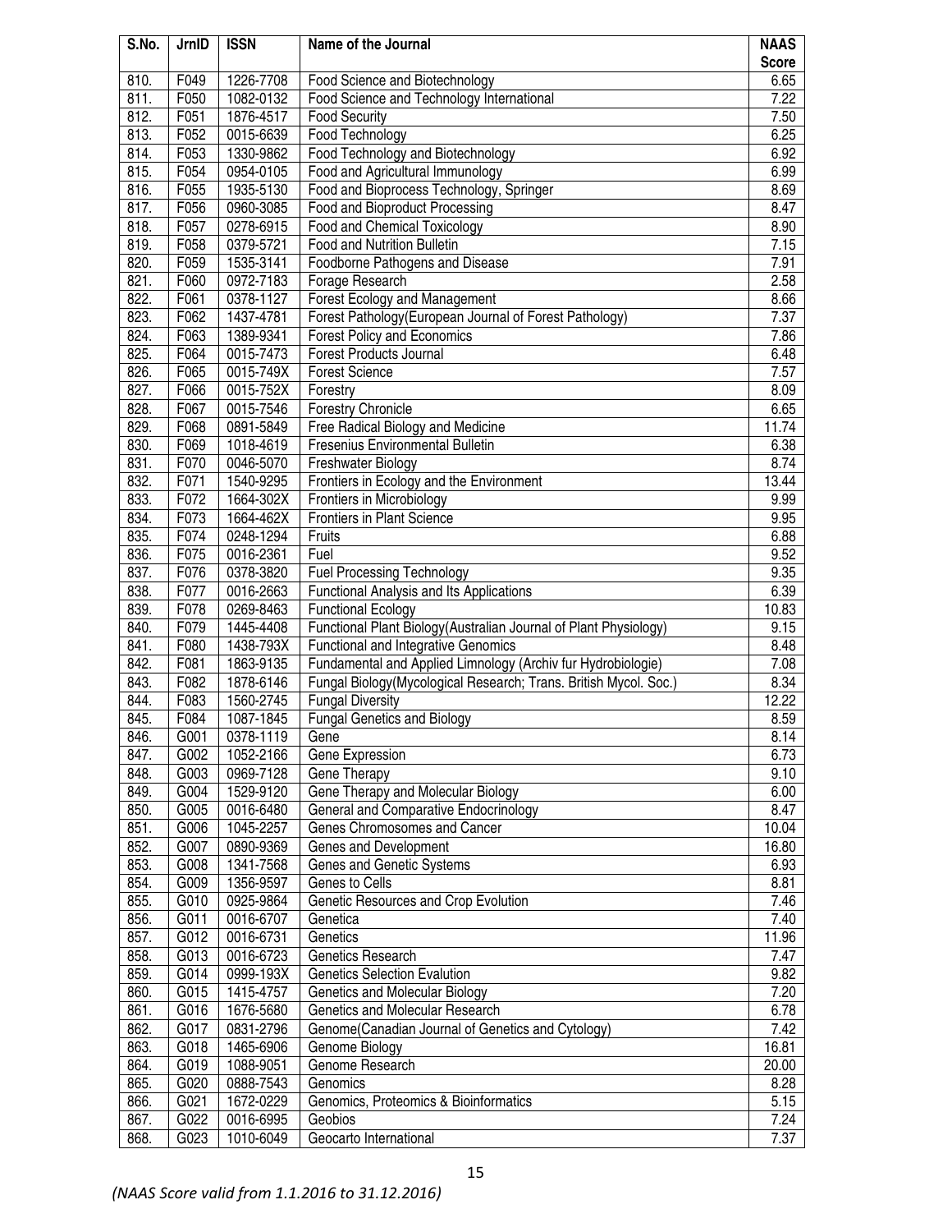| S.No. | JrnID | ISSN | Name of the Journal | NAAS Score |
|---|---|---|---|---|
| 810. | F049 | 1226-7708 | Food Science and Biotechnology | 6.65 |
| 811. | F050 | 1082-0132 | Food Science and Technology International | 7.22 |
| 812. | F051 | 1876-4517 | Food Security | 7.50 |
| 813. | F052 | 0015-6639 | Food Technology | 6.25 |
| 814. | F053 | 1330-9862 | Food Technology and Biotechnology | 6.92 |
| 815. | F054 | 0954-0105 | Food and Agricultural Immunology | 6.99 |
| 816. | F055 | 1935-5130 | Food and Bioprocess Technology, Springer | 8.69 |
| 817. | F056 | 0960-3085 | Food and Bioproduct Processing | 8.47 |
| 818. | F057 | 0278-6915 | Food and Chemical Toxicology | 8.90 |
| 819. | F058 | 0379-5721 | Food and Nutrition Bulletin | 7.15 |
| 820. | F059 | 1535-3141 | Foodborne Pathogens and Disease | 7.91 |
| 821. | F060 | 0972-7183 | Forage Research | 2.58 |
| 822. | F061 | 0378-1127 | Forest Ecology and Management | 8.66 |
| 823. | F062 | 1437-4781 | Forest Pathology(European Journal of Forest Pathology) | 7.37 |
| 824. | F063 | 1389-9341 | Forest Policy and Economics | 7.86 |
| 825. | F064 | 0015-7473 | Forest Products Journal | 6.48 |
| 826. | F065 | 0015-749X | Forest Science | 7.57 |
| 827. | F066 | 0015-752X | Forestry | 8.09 |
| 828. | F067 | 0015-7546 | Forestry Chronicle | 6.65 |
| 829. | F068 | 0891-5849 | Free Radical Biology and Medicine | 11.74 |
| 830. | F069 | 1018-4619 | Fresenius Environmental Bulletin | 6.38 |
| 831. | F070 | 0046-5070 | Freshwater Biology | 8.74 |
| 832. | F071 | 1540-9295 | Frontiers in Ecology and the Environment | 13.44 |
| 833. | F072 | 1664-302X | Frontiers in Microbiology | 9.99 |
| 834. | F073 | 1664-462X | Frontiers in Plant Science | 9.95 |
| 835. | F074 | 0248-1294 | Fruits | 6.88 |
| 836. | F075 | 0016-2361 | Fuel | 9.52 |
| 837. | F076 | 0378-3820 | Fuel Processing Technology | 9.35 |
| 838. | F077 | 0016-2663 | Functional Analysis and Its Applications | 6.39 |
| 839. | F078 | 0269-8463 | Functional Ecology | 10.83 |
| 840. | F079 | 1445-4408 | Functional Plant Biology(Australian Journal of Plant Physiology) | 9.15 |
| 841. | F080 | 1438-793X | Functional and Integrative Genomics | 8.48 |
| 842. | F081 | 1863-9135 | Fundamental and Applied Limnology (Archiv fur Hydrobiologie) | 7.08 |
| 843. | F082 | 1878-6146 | Fungal Biology(Mycological Research; Trans. British Mycol. Soc.) | 8.34 |
| 844. | F083 | 1560-2745 | Fungal Diversity | 12.22 |
| 845. | F084 | 1087-1845 | Fungal Genetics and Biology | 8.59 |
| 846. | G001 | 0378-1119 | Gene | 8.14 |
| 847. | G002 | 1052-2166 | Gene Expression | 6.73 |
| 848. | G003 | 0969-7128 | Gene Therapy | 9.10 |
| 849. | G004 | 1529-9120 | Gene Therapy and Molecular Biology | 6.00 |
| 850. | G005 | 0016-6480 | General and Comparative Endocrinology | 8.47 |
| 851. | G006 | 1045-2257 | Genes Chromosomes and Cancer | 10.04 |
| 852. | G007 | 0890-9369 | Genes and Development | 16.80 |
| 853. | G008 | 1341-7568 | Genes and Genetic Systems | 6.93 |
| 854. | G009 | 1356-9597 | Genes to Cells | 8.81 |
| 855. | G010 | 0925-9864 | Genetic Resources and Crop Evolution | 7.46 |
| 856. | G011 | 0016-6707 | Genetica | 7.40 |
| 857. | G012 | 0016-6731 | Genetics | 11.96 |
| 858. | G013 | 0016-6723 | Genetics Research | 7.47 |
| 859. | G014 | 0999-193X | Genetics Selection Evalution | 9.82 |
| 860. | G015 | 1415-4757 | Genetics and Molecular Biology | 7.20 |
| 861. | G016 | 1676-5680 | Genetics and Molecular Research | 6.78 |
| 862. | G017 | 0831-2796 | Genome(Canadian Journal of Genetics and Cytology) | 7.42 |
| 863. | G018 | 1465-6906 | Genome Biology | 16.81 |
| 864. | G019 | 1088-9051 | Genome Research | 20.00 |
| 865. | G020 | 0888-7543 | Genomics | 8.28 |
| 866. | G021 | 1672-0229 | Genomics, Proteomics & Bioinformatics | 5.15 |
| 867. | G022 | 0016-6995 | Geobios | 7.24 |
| 868. | G023 | 1010-6049 | Geocarto International | 7.37 |

*(NAAS Score valid from 1.1.2016 to 31.12.2016)*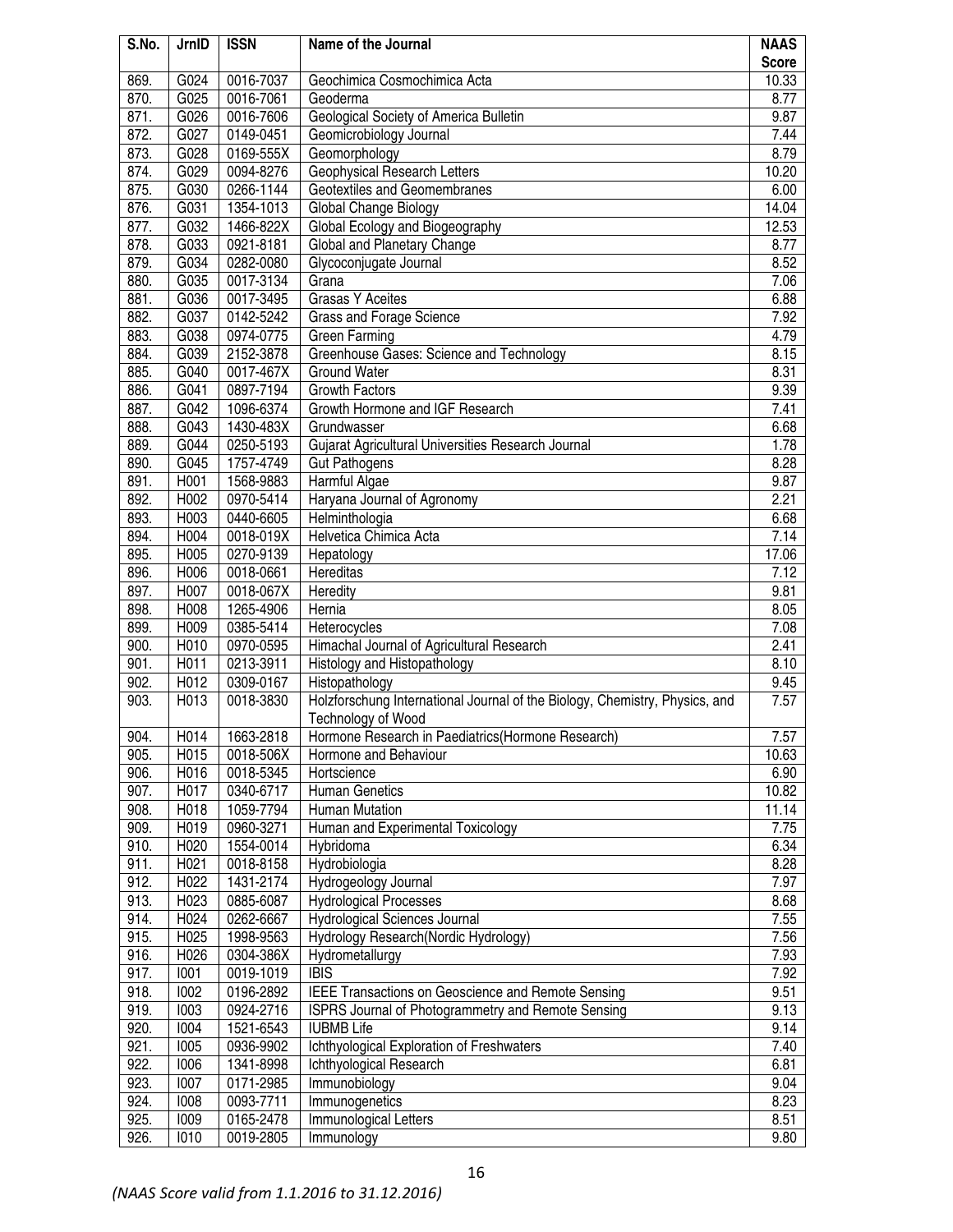| S.No. | JrnID | ISSN | Name of the Journal | NAAS Score |
|---|---|---|---|---|
| 869. | G024 | 0016-7037 | Geochimica Cosmochimica Acta | 10.33 |
| 870. | G025 | 0016-7061 | Geoderma | 8.77 |
| 871. | G026 | 0016-7606 | Geological Society of America Bulletin | 9.87 |
| 872. | G027 | 0149-0451 | Geomicrobiology Journal | 7.44 |
| 873. | G028 | 0169-555X | Geomorphology | 8.79 |
| 874. | G029 | 0094-8276 | Geophysical Research Letters | 10.20 |
| 875. | G030 | 0266-1144 | Geotextiles and Geomembranes | 6.00 |
| 876. | G031 | 1354-1013 | Global Change Biology | 14.04 |
| 877. | G032 | 1466-822X | Global Ecology and Biogeography | 12.53 |
| 878. | G033 | 0921-8181 | Global and Planetary Change | 8.77 |
| 879. | G034 | 0282-0080 | Glycoconjugate Journal | 8.52 |
| 880. | G035 | 0017-3134 | Grana | 7.06 |
| 881. | G036 | 0017-3495 | Grasas Y Aceites | 6.88 |
| 882. | G037 | 0142-5242 | Grass and Forage Science | 7.92 |
| 883. | G038 | 0974-0775 | Green Farming | 4.79 |
| 884. | G039 | 2152-3878 | Greenhouse Gases: Science and Technology | 8.15 |
| 885. | G040 | 0017-467X | Ground Water | 8.31 |
| 886. | G041 | 0897-7194 | Growth Factors | 9.39 |
| 887. | G042 | 1096-6374 | Growth Hormone and IGF Research | 7.41 |
| 888. | G043 | 1430-483X | Grundwasser | 6.68 |
| 889. | G044 | 0250-5193 | Gujarat Agricultural Universities Research Journal | 1.78 |
| 890. | G045 | 1757-4749 | Gut Pathogens | 8.28 |
| 891. | H001 | 1568-9883 | Harmful Algae | 9.87 |
| 892. | H002 | 0970-5414 | Haryana Journal of Agronomy | 2.21 |
| 893. | H003 | 0440-6605 | Helminthologia | 6.68 |
| 894. | H004 | 0018-019X | Helvetica Chimica Acta | 7.14 |
| 895. | H005 | 0270-9139 | Hepatology | 17.06 |
| 896. | H006 | 0018-0661 | Hereditas | 7.12 |
| 897. | H007 | 0018-067X | Heredity | 9.81 |
| 898. | H008 | 1265-4906 | Hernia | 8.05 |
| 899. | H009 | 0385-5414 | Heterocycles | 7.08 |
| 900. | H010 | 0970-0595 | Himachal Journal of Agricultural Research | 2.41 |
| 901. | H011 | 0213-3911 | Histology and Histopathology | 8.10 |
| 902. | H012 | 0309-0167 | Histopathology | 9.45 |
| 903. | H013 | 0018-3830 | Holzforschung International Journal of the Biology, Chemistry, Physics, and Technology of Wood | 7.57 |
| 904. | H014 | 1663-2818 | Hormone Research in Paediatrics(Hormone Research) | 7.57 |
| 905. | H015 | 0018-506X | Hormone and Behaviour | 10.63 |
| 906. | H016 | 0018-5345 | Hortscience | 6.90 |
| 907. | H017 | 0340-6717 | Human Genetics | 10.82 |
| 908. | H018 | 1059-7794 | Human Mutation | 11.14 |
| 909. | H019 | 0960-3271 | Human and Experimental Toxicology | 7.75 |
| 910. | H020 | 1554-0014 | Hybridoma | 6.34 |
| 911. | H021 | 0018-8158 | Hydrobiologia | 8.28 |
| 912. | H022 | 1431-2174 | Hydrogeology Journal | 7.97 |
| 913. | H023 | 0885-6087 | Hydrological Processes | 8.68 |
| 914. | H024 | 0262-6667 | Hydrological Sciences Journal | 7.55 |
| 915. | H025 | 1998-9563 | Hydrology Research(Nordic Hydrology) | 7.56 |
| 916. | H026 | 0304-386X | Hydrometallurgy | 7.93 |
| 917. | I001 | 0019-1019 | IBIS | 7.92 |
| 918. | I002 | 0196-2892 | IEEE Transactions on Geoscience and Remote Sensing | 9.51 |
| 919. | I003 | 0924-2716 | ISPRS Journal of Photogrammetry and Remote Sensing | 9.13 |
| 920. | I004 | 1521-6543 | IUBMB Life | 9.14 |
| 921. | I005 | 0936-9902 | Ichthyological Exploration of Freshwaters | 7.40 |
| 922. | I006 | 1341-8998 | Ichthyological Research | 6.81 |
| 923. | I007 | 0171-2985 | Immunobiology | 9.04 |
| 924. | I008 | 0093-7711 | Immunogenetics | 8.23 |
| 925. | I009 | 0165-2478 | Immunological Letters | 8.51 |
| 926. | I010 | 0019-2805 | Immunology | 9.80 |

*(NAAS Score valid from 1.1.2016 to 31.12.2016)*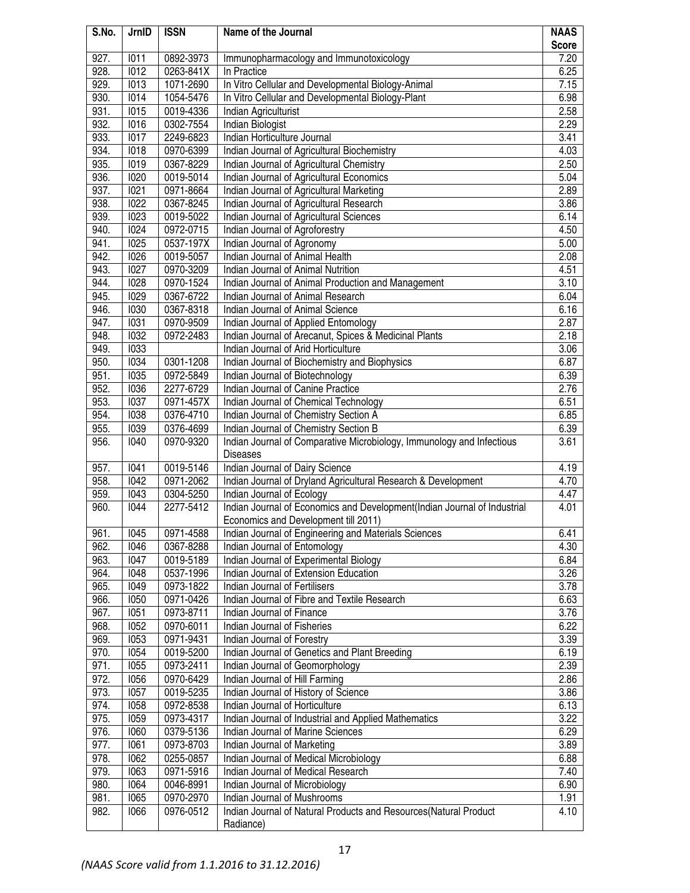| S.No. | JrnID | ISSN | Name of the Journal | NAAS Score |
|---|---|---|---|---|
| 927. | I011 | 0892-3973 | Immunopharmacology and Immunotoxicology | 7.20 |
| 928. | I012 | 0263-841X | In Practice | 6.25 |
| 929. | I013 | 1071-2690 | In Vitro Cellular and Developmental Biology-Animal | 7.15 |
| 930. | I014 | 1054-5476 | In Vitro Cellular and Developmental Biology-Plant | 6.98 |
| 931. | I015 | 0019-4336 | Indian Agriculturist | 2.58 |
| 932. | I016 | 0302-7554 | Indian Biologist | 2.29 |
| 933. | I017 | 2249-6823 | Indian Horticulture Journal | 3.41 |
| 934. | I018 | 0970-6399 | Indian Journal of Agricultural Biochemistry | 4.03 |
| 935. | I019 | 0367-8229 | Indian Journal of Agricultural Chemistry | 2.50 |
| 936. | I020 | 0019-5014 | Indian Journal of Agricultural Economics | 5.04 |
| 937. | I021 | 0971-8664 | Indian Journal of Agricultural Marketing | 2.89 |
| 938. | I022 | 0367-8245 | Indian Journal of Agricultural Research | 3.86 |
| 939. | I023 | 0019-5022 | Indian Journal of Agricultural Sciences | 6.14 |
| 940. | I024 | 0972-0715 | Indian Journal of Agroforestry | 4.50 |
| 941. | I025 | 0537-197X | Indian Journal of Agronomy | 5.00 |
| 942. | I026 | 0019-5057 | Indian Journal of Animal Health | 2.08 |
| 943. | I027 | 0970-3209 | Indian Journal of Animal Nutrition | 4.51 |
| 944. | I028 | 0970-1524 | Indian Journal of Animal Production and Management | 3.10 |
| 945. | I029 | 0367-6722 | Indian Journal of Animal Research | 6.04 |
| 946. | I030 | 0367-8318 | Indian Journal of Animal Science | 6.16 |
| 947. | I031 | 0970-9509 | Indian Journal of Applied Entomology | 2.87 |
| 948. | I032 | 0972-2483 | Indian Journal of Arecanut, Spices & Medicinal Plants | 2.18 |
| 949. | I033 | | Indian Journal of Arid Horticulture | 3.06 |
| 950. | I034 | 0301-1208 | Indian Journal of Biochemistry and Biophysics | 6.87 |
| 951. | I035 | 0972-5849 | Indian Journal of Biotechnology | 6.39 |
| 952. | I036 | 2277-6729 | Indian Journal of Canine Practice | 2.76 |
| 953. | I037 | 0971-457X | Indian Journal of Chemical Technology | 6.51 |
| 954. | I038 | 0376-4710 | Indian Journal of Chemistry Section A | 6.85 |
| 955. | I039 | 0376-4699 | Indian Journal of Chemistry Section B | 6.39 |
| 956. | I040 | 0970-9320 | Indian Journal of Comparative Microbiology, Immunology and Infectious Diseases | 3.61 |
| 957. | I041 | 0019-5146 | Indian Journal of Dairy Science | 4.19 |
| 958. | I042 | 0971-2062 | Indian Journal of Dryland Agricultural Research & Development | 4.70 |
| 959. | I043 | 0304-5250 | Indian Journal of Ecology | 4.47 |
| 960. | I044 | 2277-5412 | Indian Journal of Economics and Development(Indian Journal of Industrial Economics and Development till 2011) | 4.01 |
| 961. | I045 | 0971-4588 | Indian Journal of Engineering and Materials Sciences | 6.41 |
| 962. | I046 | 0367-8288 | Indian Journal of Entomology | 4.30 |
| 963. | I047 | 0019-5189 | Indian Journal of Experimental Biology | 6.84 |
| 964. | I048 | 0537-1996 | Indian Journal of Extension Education | 3.26 |
| 965. | I049 | 0973-1822 | Indian Journal of Fertilisers | 3.78 |
| 966. | I050 | 0971-0426 | Indian Journal of Fibre and Textile Research | 6.63 |
| 967. | I051 | 0973-8711 | Indian Journal of Finance | 3.76 |
| 968. | I052 | 0970-6011 | Indian Journal of Fisheries | 6.22 |
| 969. | I053 | 0971-9431 | Indian Journal of Forestry | 3.39 |
| 970. | I054 | 0019-5200 | Indian Journal of Genetics and Plant Breeding | 6.19 |
| 971. | I055 | 0973-2411 | Indian Journal of Geomorphology | 2.39 |
| 972. | I056 | 0970-6429 | Indian Journal of Hill Farming | 2.86 |
| 973. | I057 | 0019-5235 | Indian Journal of History of Science | 3.86 |
| 974. | I058 | 0972-8538 | Indian Journal of Horticulture | 6.13 |
| 975. | I059 | 0973-4317 | Indian Journal of Industrial and Applied Mathematics | 3.22 |
| 976. | I060 | 0379-5136 | Indian Journal of Marine Sciences | 6.29 |
| 977. | I061 | 0973-8703 | Indian Journal of Marketing | 3.89 |
| 978. | I062 | 0255-0857 | Indian Journal of Medical Microbiology | 6.88 |
| 979. | I063 | 0971-5916 | Indian Journal of Medical Research | 7.40 |
| 980. | I064 | 0046-8991 | Indian Journal of Microbiology | 6.90 |
| 981. | I065 | 0970-2970 | Indian Journal of Mushrooms | 1.91 |
| 982. | I066 | 0976-0512 | Indian Journal of Natural Products and Resources(Natural Product Radiance) | 4.10 |

*(NAAS Score valid from 1.1.2016 to 31.12.2016)*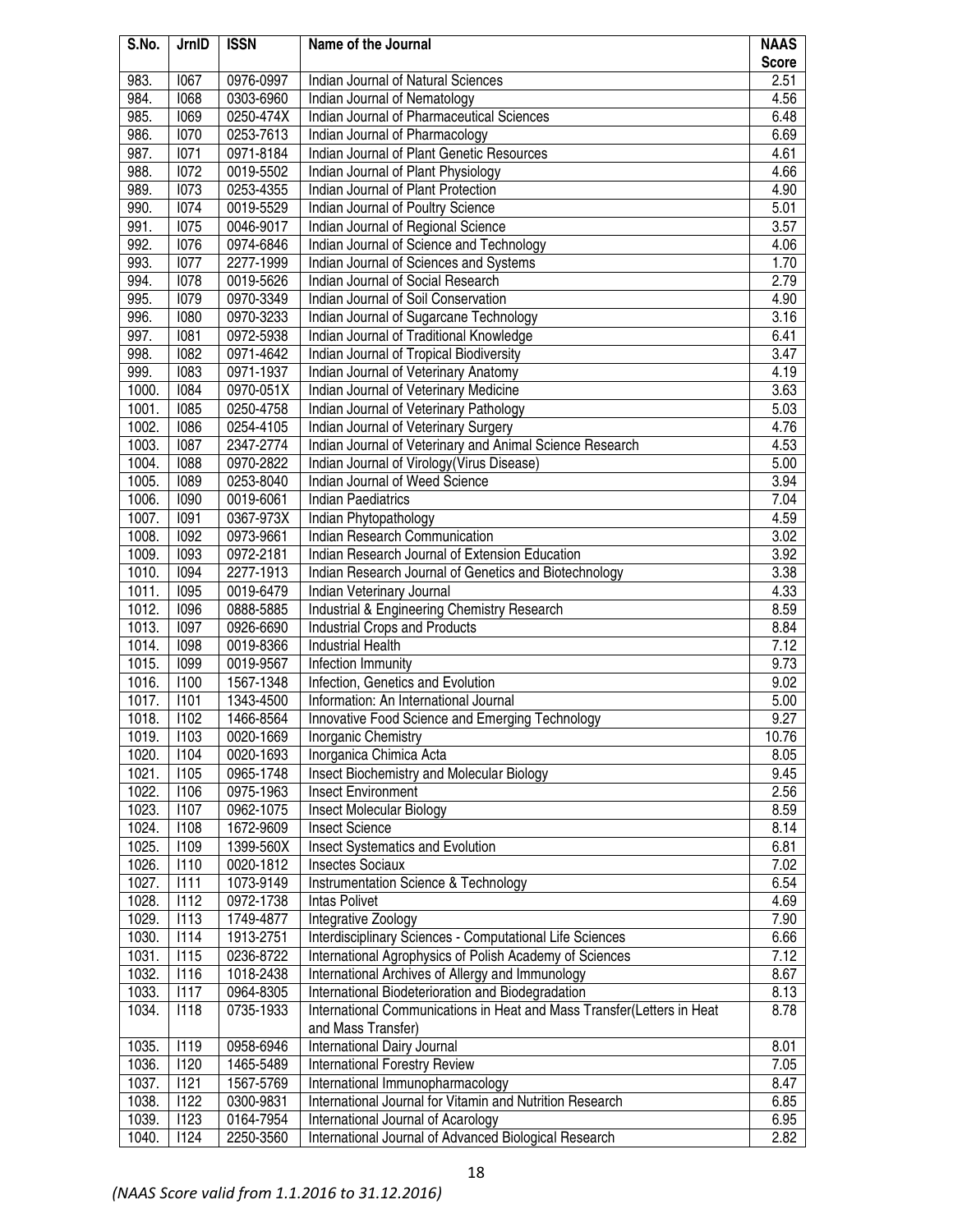| S.No. | JrnID | ISSN | Name of the Journal | NAAS Score |
|---|---|---|---|---|
| 983. | I067 | 0976-0997 | Indian Journal of Natural Sciences | 2.51 |
| 984. | I068 | 0303-6960 | Indian Journal of Nematology | 4.56 |
| 985. | I069 | 0250-474X | Indian Journal of Pharmaceutical Sciences | 6.48 |
| 986. | I070 | 0253-7613 | Indian Journal of Pharmacology | 6.69 |
| 987. | I071 | 0971-8184 | Indian Journal of Plant Genetic Resources | 4.61 |
| 988. | I072 | 0019-5502 | Indian Journal of Plant Physiology | 4.66 |
| 989. | I073 | 0253-4355 | Indian Journal of Plant Protection | 4.90 |
| 990. | I074 | 0019-5529 | Indian Journal of Poultry Science | 5.01 |
| 991. | I075 | 0046-9017 | Indian Journal of Regional Science | 3.57 |
| 992. | I076 | 0974-6846 | Indian Journal of Science and Technology | 4.06 |
| 993. | I077 | 2277-1999 | Indian Journal of Sciences and Systems | 1.70 |
| 994. | I078 | 0019-5626 | Indian Journal of Social Research | 2.79 |
| 995. | I079 | 0970-3349 | Indian Journal of Soil Conservation | 4.90 |
| 996. | I080 | 0970-3233 | Indian Journal of Sugarcane Technology | 3.16 |
| 997. | I081 | 0972-5938 | Indian Journal of Traditional Knowledge | 6.41 |
| 998. | I082 | 0971-4642 | Indian Journal of Tropical Biodiversity | 3.47 |
| 999. | I083 | 0971-1937 | Indian Journal of Veterinary Anatomy | 4.19 |
| 1000. | I084 | 0970-051X | Indian Journal of Veterinary Medicine | 3.63 |
| 1001. | I085 | 0250-4758 | Indian Journal of Veterinary Pathology | 5.03 |
| 1002. | I086 | 0254-4105 | Indian Journal of Veterinary Surgery | 4.76 |
| 1003. | I087 | 2347-2774 | Indian Journal of Veterinary and Animal Science Research | 4.53 |
| 1004. | I088 | 0970-2822 | Indian Journal of Virology(Virus Disease) | 5.00 |
| 1005. | I089 | 0253-8040 | Indian Journal of Weed Science | 3.94 |
| 1006. | I090 | 0019-6061 | Indian Paediatrics | 7.04 |
| 1007. | I091 | 0367-973X | Indian Phytopathology | 4.59 |
| 1008. | I092 | 0973-9661 | Indian Research Communication | 3.02 |
| 1009. | I093 | 0972-2181 | Indian Research Journal of Extension Education | 3.92 |
| 1010. | I094 | 2277-1913 | Indian Research Journal of Genetics and Biotechnology | 3.38 |
| 1011. | I095 | 0019-6479 | Indian Veterinary Journal | 4.33 |
| 1012. | I096 | 0888-5885 | Industrial & Engineering Chemistry Research | 8.59 |
| 1013. | I097 | 0926-6690 | Industrial Crops and Products | 8.84 |
| 1014. | I098 | 0019-8366 | Industrial Health | 7.12 |
| 1015. | I099 | 0019-9567 | Infection Immunity | 9.73 |
| 1016. | I100 | 1567-1348 | Infection, Genetics and Evolution | 9.02 |
| 1017. | I101 | 1343-4500 | Information: An International Journal | 5.00 |
| 1018. | I102 | 1466-8564 | Innovative Food Science and Emerging Technology | 9.27 |
| 1019. | I103 | 0020-1669 | Inorganic Chemistry | 10.76 |
| 1020. | I104 | 0020-1693 | Inorganica Chimica Acta | 8.05 |
| 1021. | I105 | 0965-1748 | Insect Biochemistry and Molecular Biology | 9.45 |
| 1022. | I106 | 0975-1963 | Insect Environment | 2.56 |
| 1023. | I107 | 0962-1075 | Insect Molecular Biology | 8.59 |
| 1024. | I108 | 1672-9609 | Insect Science | 8.14 |
| 1025. | I109 | 1399-560X | Insect Systematics and Evolution | 6.81 |
| 1026. | I110 | 0020-1812 | Insectes Sociaux | 7.02 |
| 1027. | I111 | 1073-9149 | Instrumentation Science & Technology | 6.54 |
| 1028. | I112 | 0972-1738 | Intas Polivet | 4.69 |
| 1029. | I113 | 1749-4877 | Integrative Zoology | 7.90 |
| 1030. | I114 | 1913-2751 | Interdisciplinary Sciences - Computational Life Sciences | 6.66 |
| 1031. | I115 | 0236-8722 | International Agrophysics of Polish Academy of Sciences | 7.12 |
| 1032. | I116 | 1018-2438 | International Archives of Allergy and Immunology | 8.67 |
| 1033. | I117 | 0964-8305 | International Biodeterioration and Biodegradation | 8.13 |
| 1034. | I118 | 0735-1933 | International Communications in Heat and Mass Transfer(Letters in Heat and Mass Transfer) | 8.78 |
| 1035. | I119 | 0958-6946 | International Dairy Journal | 8.01 |
| 1036. | I120 | 1465-5489 | International Forestry Review | 7.05 |
| 1037. | I121 | 1567-5769 | International Immunopharmacology | 8.47 |
| 1038. | I122 | 0300-9831 | International Journal for Vitamin and Nutrition Research | 6.85 |
| 1039. | I123 | 0164-7954 | International Journal of Acarology | 6.95 |
| 1040. | I124 | 2250-3560 | International Journal of Advanced Biological Research | 2.82 |

*(NAAS Score valid from 1.1.2016 to 31.12.2016)*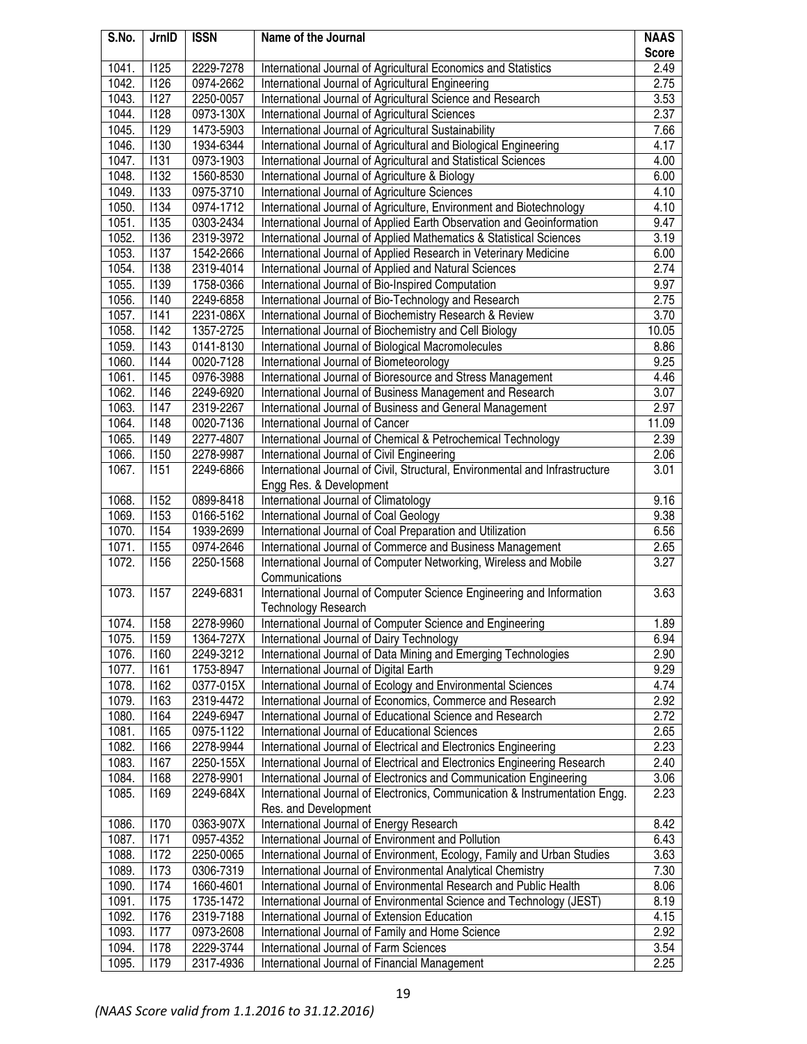| S.No. | JrnID | ISSN | Name of the Journal | NAAS Score |
|---|---|---|---|---|
| 1041. | I125 | 2229-7278 | International Journal of Agricultural Economics and Statistics | 2.49 |
| 1042. | I126 | 0974-2662 | International Journal of Agricultural Engineering | 2.75 |
| 1043. | I127 | 2250-0057 | International Journal of Agricultural Science and Research | 3.53 |
| 1044. | I128 | 0973-130X | International Journal of Agricultural Sciences | 2.37 |
| 1045. | I129 | 1473-5903 | International Journal of Agricultural Sustainability | 7.66 |
| 1046. | I130 | 1934-6344 | International Journal of Agricultural and Biological Engineering | 4.17 |
| 1047. | I131 | 0973-1903 | International Journal of Agricultural and Statistical Sciences | 4.00 |
| 1048. | I132 | 1560-8530 | International Journal of Agriculture & Biology | 6.00 |
| 1049. | I133 | 0975-3710 | International Journal of Agriculture Sciences | 4.10 |
| 1050. | I134 | 0974-1712 | International Journal of Agriculture, Environment and Biotechnology | 4.10 |
| 1051. | I135 | 0303-2434 | International Journal of Applied Earth Observation and Geoinformation | 9.47 |
| 1052. | I136 | 2319-3972 | International Journal of Applied Mathematics & Statistical Sciences | 3.19 |
| 1053. | I137 | 1542-2666 | International Journal of Applied Research in Veterinary Medicine | 6.00 |
| 1054. | I138 | 2319-4014 | International Journal of Applied and Natural Sciences | 2.74 |
| 1055. | I139 | 1758-0366 | International Journal of Bio-Inspired Computation | 9.97 |
| 1056. | I140 | 2249-6858 | International Journal of Bio-Technology and Research | 2.75 |
| 1057. | I141 | 2231-086X | International Journal of Biochemistry Research & Review | 3.70 |
| 1058. | I142 | 1357-2725 | International Journal of Biochemistry and Cell Biology | 10.05 |
| 1059. | I143 | 0141-8130 | International Journal of Biological Macromolecules | 8.86 |
| 1060. | I144 | 0020-7128 | International Journal of Biometeorology | 9.25 |
| 1061. | I145 | 0976-3988 | International Journal of Bioresource and Stress Management | 4.46 |
| 1062. | I146 | 2249-6920 | International Journal of Business Management and Research | 3.07 |
| 1063. | I147 | 2319-2267 | International Journal of Business and General Management | 2.97 |
| 1064. | I148 | 0020-7136 | International Journal of Cancer | 11.09 |
| 1065. | I149 | 2277-4807 | International Journal of Chemical & Petrochemical Technology | 2.39 |
| 1066. | I150 | 2278-9987 | International Journal of Civil Engineering | 2.06 |
| 1067. | I151 | 2249-6866 | International Journal of Civil, Structural, Environmental and Infrastructure Engg Res. & Development | 3.01 |
| 1068. | I152 | 0899-8418 | International Journal of Climatology | 9.16 |
| 1069. | I153 | 0166-5162 | International Journal of Coal Geology | 9.38 |
| 1070. | I154 | 1939-2699 | International Journal of Coal Preparation and Utilization | 6.56 |
| 1071. | I155 | 0974-2646 | International Journal of Commerce and Business Management | 2.65 |
| 1072. | I156 | 2250-1568 | International Journal of Computer Networking, Wireless and Mobile Communications | 3.27 |
| 1073. | I157 | 2249-6831 | International Journal of Computer Science Engineering and Information Technology Research | 3.63 |
| 1074. | I158 | 2278-9960 | International Journal of Computer Science and Engineering | 1.89 |
| 1075. | I159 | 1364-727X | International Journal of Dairy Technology | 6.94 |
| 1076. | I160 | 2249-3212 | International Journal of Data Mining and Emerging Technologies | 2.90 |
| 1077. | I161 | 1753-8947 | International Journal of Digital Earth | 9.29 |
| 1078. | I162 | 0377-015X | International Journal of Ecology and Environmental Sciences | 4.74 |
| 1079. | I163 | 2319-4472 | International Journal of Economics, Commerce and Research | 2.92 |
| 1080. | I164 | 2249-6947 | International Journal of Educational Science and Research | 2.72 |
| 1081. | I165 | 0975-1122 | International Journal of Educational Sciences | 2.65 |
| 1082. | I166 | 2278-9944 | International Journal of Electrical and Electronics Engineering | 2.23 |
| 1083. | I167 | 2250-155X | International Journal of Electrical and Electronics Engineering Research | 2.40 |
| 1084. | I168 | 2278-9901 | International Journal of Electronics and Communication Engineering | 3.06 |
| 1085. | I169 | 2249-684X | International Journal of Electronics, Communication & Instrumentation Engg. Res. and Development | 2.23 |
| 1086. | I170 | 0363-907X | International Journal of Energy Research | 8.42 |
| 1087. | I171 | 0957-4352 | International Journal of Environment and Pollution | 6.43 |
| 1088. | I172 | 2250-0065 | International Journal of Environment, Ecology, Family and Urban Studies | 3.63 |
| 1089. | I173 | 0306-7319 | International Journal of Environmental Analytical Chemistry | 7.30 |
| 1090. | I174 | 1660-4601 | International Journal of Environmental Research and Public Health | 8.06 |
| 1091. | I175 | 1735-1472 | International Journal of Environmental Science and Technology (JEST) | 8.19 |
| 1092. | I176 | 2319-7188 | International Journal of Extension Education | 4.15 |
| 1093. | I177 | 0973-2608 | International Journal of Family and Home Science | 2.92 |
| 1094. | I178 | 2229-3744 | International Journal of Farm Sciences | 3.54 |
| 1095. | I179 | 2317-4936 | International Journal of Financial Management | 2.25 |

*(NAAS Score valid from 1.1.2016 to 31.12.2016)*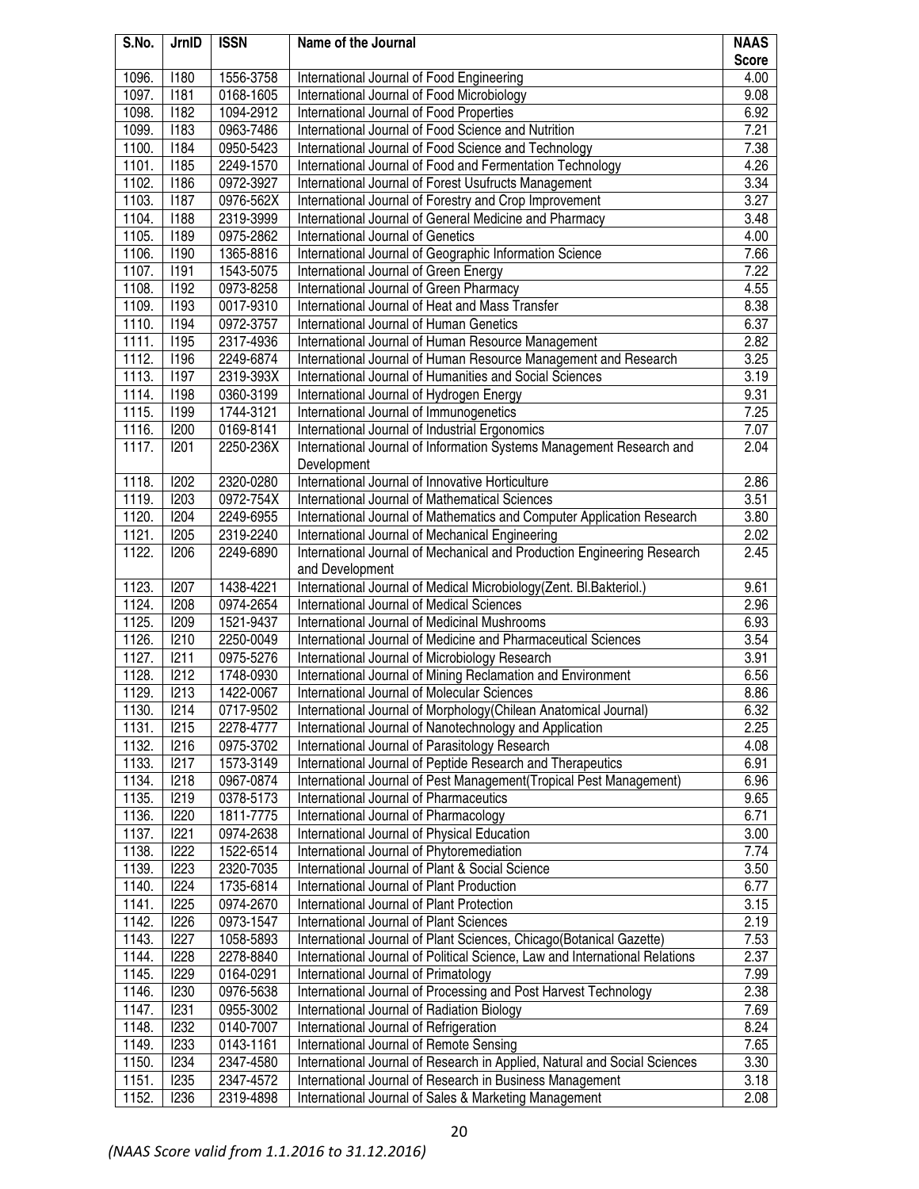| S.No. | JrnID | ISSN | Name of the Journal | NAAS Score |
|---|---|---|---|---|
| 1096. | I180 | 1556-3758 | International Journal of Food Engineering | 4.00 |
| 1097. | I181 | 0168-1605 | International Journal of Food Microbiology | 9.08 |
| 1098. | I182 | 1094-2912 | International Journal of Food Properties | 6.92 |
| 1099. | I183 | 0963-7486 | International Journal of Food Science and Nutrition | 7.21 |
| 1100. | I184 | 0950-5423 | International Journal of Food Science and Technology | 7.38 |
| 1101. | I185 | 2249-1570 | International Journal of Food and Fermentation Technology | 4.26 |
| 1102. | I186 | 0972-3927 | International Journal of Forest Usufructs Management | 3.34 |
| 1103. | I187 | 0976-562X | International Journal of Forestry and Crop Improvement | 3.27 |
| 1104. | I188 | 2319-3999 | International Journal of General Medicine and Pharmacy | 3.48 |
| 1105. | I189 | 0975-2862 | International Journal of Genetics | 4.00 |
| 1106. | I190 | 1365-8816 | International Journal of Geographic Information Science | 7.66 |
| 1107. | I191 | 1543-5075 | International Journal of Green Energy | 7.22 |
| 1108. | I192 | 0973-8258 | International Journal of Green Pharmacy | 4.55 |
| 1109. | I193 | 0017-9310 | International Journal of Heat and Mass Transfer | 8.38 |
| 1110. | I194 | 0972-3757 | International Journal of Human Genetics | 6.37 |
| 1111. | I195 | 2317-4936 | International Journal of Human Resource Management | 2.82 |
| 1112. | I196 | 2249-6874 | International Journal of Human Resource Management and Research | 3.25 |
| 1113. | I197 | 2319-393X | International Journal of Humanities and Social Sciences | 3.19 |
| 1114. | I198 | 0360-3199 | International Journal of Hydrogen Energy | 9.31 |
| 1115. | I199 | 1744-3121 | International Journal of Immunogenetics | 7.25 |
| 1116. | I200 | 0169-8141 | International Journal of Industrial Ergonomics | 7.07 |
| 1117. | I201 | 2250-236X | International Journal of Information Systems Management Research and Development | 2.04 |
| 1118. | I202 | 2320-0280 | International Journal of Innovative Horticulture | 2.86 |
| 1119. | I203 | 0972-754X | International Journal of Mathematical Sciences | 3.51 |
| 1120. | I204 | 2249-6955 | International Journal of Mathematics and Computer Application Research | 3.80 |
| 1121. | I205 | 2319-2240 | International Journal of Mechanical Engineering | 2.02 |
| 1122. | I206 | 2249-6890 | International Journal of Mechanical and Production Engineering Research and Development | 2.45 |
| 1123. | I207 | 1438-4221 | International Journal of Medical Microbiology(Zent. Bl.Bakteriol.) | 9.61 |
| 1124. | I208 | 0974-2654 | International Journal of Medical Sciences | 2.96 |
| 1125. | I209 | 1521-9437 | International Journal of Medicinal Mushrooms | 6.93 |
| 1126. | I210 | 2250-0049 | International Journal of Medicine and Pharmaceutical Sciences | 3.54 |
| 1127. | I211 | 0975-5276 | International Journal of Microbiology Research | 3.91 |
| 1128. | I212 | 1748-0930 | International Journal of Mining Reclamation and Environment | 6.56 |
| 1129. | I213 | 1422-0067 | International Journal of Molecular Sciences | 8.86 |
| 1130. | I214 | 0717-9502 | International Journal of Morphology(Chilean Anatomical Journal) | 6.32 |
| 1131. | I215 | 2278-4777 | International Journal of Nanotechnology and Application | 2.25 |
| 1132. | I216 | 0975-3702 | International Journal of Parasitology Research | 4.08 |
| 1133. | I217 | 1573-3149 | International Journal of Peptide Research and Therapeutics | 6.91 |
| 1134. | I218 | 0967-0874 | International Journal of Pest Management(Tropical Pest Management) | 6.96 |
| 1135. | I219 | 0378-5173 | International Journal of Pharmaceutics | 9.65 |
| 1136. | I220 | 1811-7775 | International Journal of Pharmacology | 6.71 |
| 1137. | I221 | 0974-2638 | International Journal of Physical Education | 3.00 |
| 1138. | I222 | 1522-6514 | International Journal of Phytoremediation | 7.74 |
| 1139. | I223 | 2320-7035 | International Journal of Plant & Social Science | 3.50 |
| 1140. | I224 | 1735-6814 | International Journal of Plant Production | 6.77 |
| 1141. | I225 | 0974-2670 | International Journal of Plant Protection | 3.15 |
| 1142. | I226 | 0973-1547 | International Journal of Plant Sciences | 2.19 |
| 1143. | I227 | 1058-5893 | International Journal of Plant Sciences, Chicago(Botanical Gazette) | 7.53 |
| 1144. | I228 | 2278-8840 | International Journal of Political Science, Law and International Relations | 2.37 |
| 1145. | I229 | 0164-0291 | International Journal of Primatology | 7.99 |
| 1146. | I230 | 0976-5638 | International Journal of Processing and Post Harvest Technology | 2.38 |
| 1147. | I231 | 0955-3002 | International Journal of Radiation Biology | 7.69 |
| 1148. | I232 | 0140-7007 | International Journal of Refrigeration | 8.24 |
| 1149. | I233 | 0143-1161 | International Journal of Remote Sensing | 7.65 |
| 1150. | I234 | 2347-4580 | International Journal of Research in Applied, Natural and Social Sciences | 3.30 |
| 1151. | I235 | 2347-4572 | International Journal of Research in Business Management | 3.18 |
| 1152. | I236 | 2319-4898 | International Journal of Sales & Marketing Management | 2.08 |

*(NAAS Score valid from 1.1.2016 to 31.12.2016)*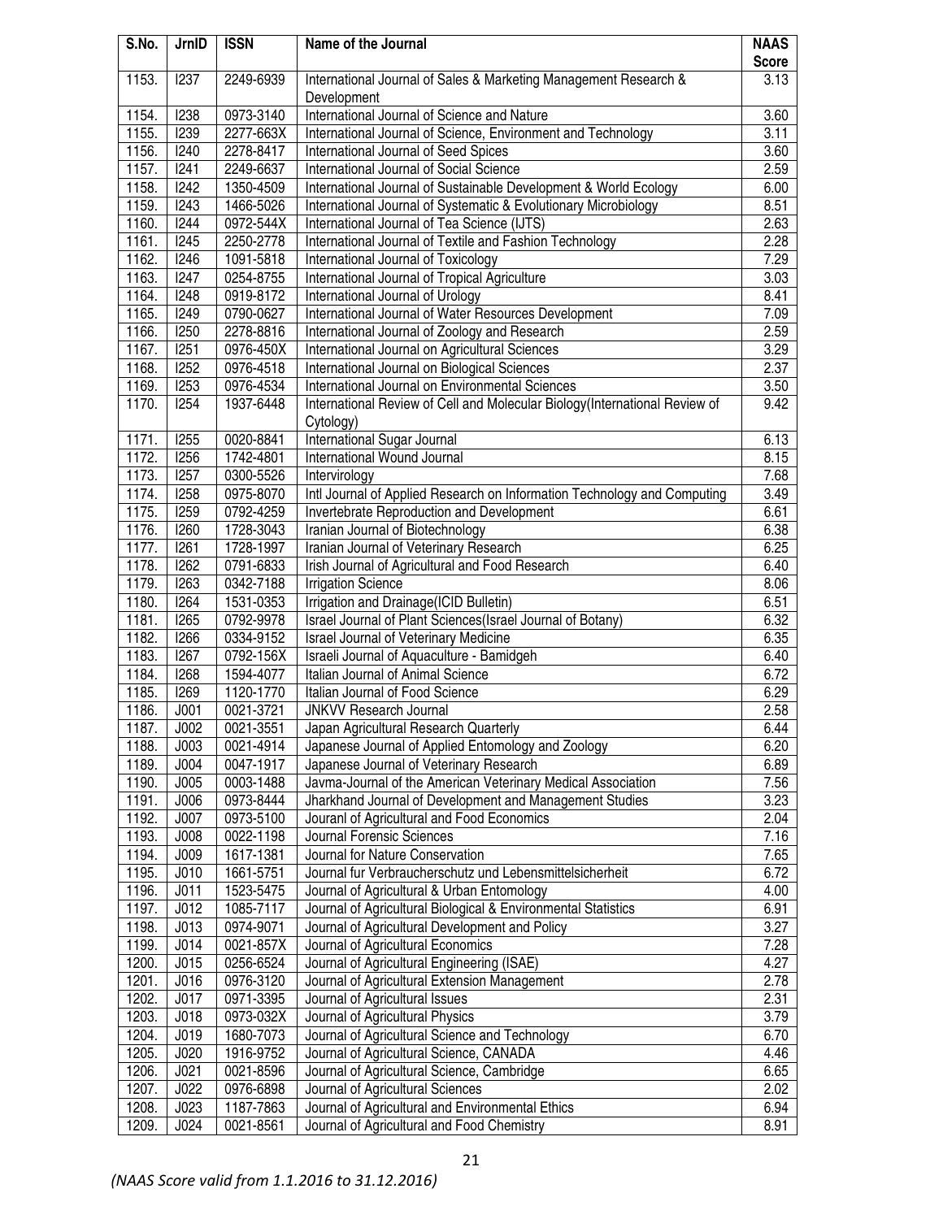| S.No. | JrnID | ISSN | Name of the Journal | NAAS Score |
|---|---|---|---|---|
| 1153. | I237 | 2249-6939 | International Journal of Sales & Marketing Management Research & Development | 3.13 |
| 1154. | I238 | 0973-3140 | International Journal of Science and Nature | 3.60 |
| 1155. | I239 | 2277-663X | International Journal of Science, Environment and Technology | 3.11 |
| 1156. | I240 | 2278-8417 | International Journal of Seed Spices | 3.60 |
| 1157. | I241 | 2249-6637 | International Journal of Social Science | 2.59 |
| 1158. | I242 | 1350-4509 | International Journal of Sustainable Development & World Ecology | 6.00 |
| 1159. | I243 | 1466-5026 | International Journal of Systematic & Evolutionary Microbiology | 8.51 |
| 1160. | I244 | 0972-544X | International Journal of Tea Science (IJTS) | 2.63 |
| 1161. | I245 | 2250-2778 | International Journal of Textile and Fashion Technology | 2.28 |
| 1162. | I246 | 1091-5818 | International Journal of Toxicology | 7.29 |
| 1163. | I247 | 0254-8755 | International Journal of Tropical Agriculture | 3.03 |
| 1164. | I248 | 0919-8172 | International Journal of Urology | 8.41 |
| 1165. | I249 | 0790-0627 | International Journal of Water Resources Development | 7.09 |
| 1166. | I250 | 2278-8816 | International Journal of Zoology and Research | 2.59 |
| 1167. | I251 | 0976-450X | International Journal on Agricultural Sciences | 3.29 |
| 1168. | I252 | 0976-4518 | International Journal on Biological Sciences | 2.37 |
| 1169. | I253 | 0976-4534 | International Journal on Environmental Sciences | 3.50 |
| 1170. | I254 | 1937-6448 | International Review of Cell and Molecular Biology(International Review of Cytology) | 9.42 |
| 1171. | I255 | 0020-8841 | International Sugar Journal | 6.13 |
| 1172. | I256 | 1742-4801 | International Wound Journal | 8.15 |
| 1173. | I257 | 0300-5526 | Intervirology | 7.68 |
| 1174. | I258 | 0975-8070 | Intl Journal of Applied Research on Information Technology and Computing | 3.49 |
| 1175. | I259 | 0792-4259 | Invertebrate Reproduction and Development | 6.61 |
| 1176. | I260 | 1728-3043 | Iranian Journal of Biotechnology | 6.38 |
| 1177. | I261 | 1728-1997 | Iranian Journal of Veterinary Research | 6.25 |
| 1178. | I262 | 0791-6833 | Irish Journal of Agricultural and Food Research | 6.40 |
| 1179. | I263 | 0342-7188 | Irrigation Science | 8.06 |
| 1180. | I264 | 1531-0353 | Irrigation and Drainage(ICID Bulletin) | 6.51 |
| 1181. | I265 | 0792-9978 | Israel Journal of Plant Sciences(Israel Journal of Botany) | 6.32 |
| 1182. | I266 | 0334-9152 | Israel Journal of Veterinary Medicine | 6.35 |
| 1183. | I267 | 0792-156X | Israeli Journal of Aquaculture - Bamidgeh | 6.40 |
| 1184. | I268 | 1594-4077 | Italian Journal of Animal Science | 6.72 |
| 1185. | I269 | 1120-1770 | Italian Journal of Food Science | 6.29 |
| 1186. | J001 | 0021-3721 | JNKVV Research Journal | 2.58 |
| 1187. | J002 | 0021-3551 | Japan Agricultural Research Quarterly | 6.44 |
| 1188. | J003 | 0021-4914 | Japanese Journal of Applied Entomology and Zoology | 6.20 |
| 1189. | J004 | 0047-1917 | Japanese Journal of Veterinary Research | 6.89 |
| 1190. | J005 | 0003-1488 | Javma-Journal of the American Veterinary Medical Association | 7.56 |
| 1191. | J006 | 0973-8444 | Jharkhand Journal of Development and Management Studies | 3.23 |
| 1192. | J007 | 0973-5100 | Jouranl of Agricultural and Food Economics | 2.04 |
| 1193. | J008 | 0022-1198 | Journal Forensic Sciences | 7.16 |
| 1194. | J009 | 1617-1381 | Journal for Nature Conservation | 7.65 |
| 1195. | J010 | 1661-5751 | Journal fur Verbraucherschutz und Lebensmittelsicherheit | 6.72 |
| 1196. | J011 | 1523-5475 | Journal of Agricultural & Urban Entomology | 4.00 |
| 1197. | J012 | 1085-7117 | Journal of Agricultural Biological & Environmental Statistics | 6.91 |
| 1198. | J013 | 0974-9071 | Journal of Agricultural Development and Policy | 3.27 |
| 1199. | J014 | 0021-857X | Journal of Agricultural Economics | 7.28 |
| 1200. | J015 | 0256-6524 | Journal of Agricultural Engineering (ISAE) | 4.27 |
| 1201. | J016 | 0976-3120 | Journal of Agricultural Extension Management | 2.78 |
| 1202. | J017 | 0971-3395 | Journal of Agricultural Issues | 2.31 |
| 1203. | J018 | 0973-032X | Journal of Agricultural Physics | 3.79 |
| 1204. | J019 | 1680-7073 | Journal of Agricultural Science and Technology | 6.70 |
| 1205. | J020 | 1916-9752 | Journal of Agricultural Science, CANADA | 4.46 |
| 1206. | J021 | 0021-8596 | Journal of Agricultural Science, Cambridge | 6.65 |
| 1207. | J022 | 0976-6898 | Journal of Agricultural Sciences | 2.02 |
| 1208. | J023 | 1187-7863 | Journal of Agricultural and Environmental Ethics | 6.94 |
| 1209. | J024 | 0021-8561 | Journal of Agricultural and Food Chemistry | 8.91 |

*(NAAS Score valid from 1.1.2016 to 31.12.2016)*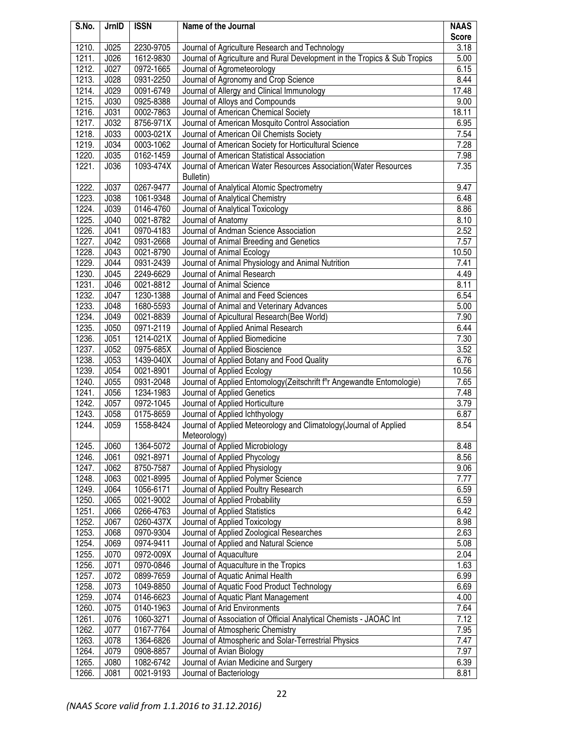| S.No. | JrnID | ISSN | Name of the Journal | NAAS Score |
|---|---|---|---|---|
| 1210. | J025 | 2230-9705 | Journal of Agriculture Research and Technology | 3.18 |
| 1211. | J026 | 1612-9830 | Journal of Agriculture and Rural Development in the Tropics & Sub Tropics | 5.00 |
| 1212. | J027 | 0972-1665 | Journal of Agrometeorology | 6.15 |
| 1213. | J028 | 0931-2250 | Journal of Agronomy and Crop Science | 8.44 |
| 1214. | J029 | 0091-6749 | Journal of Allergy and Clinical Immunology | 17.48 |
| 1215. | J030 | 0925-8388 | Journal of Alloys and Compounds | 9.00 |
| 1216. | J031 | 0002-7863 | Journal of American Chemical Society | 18.11 |
| 1217. | J032 | 8756-971X | Journal of American Mosquito Control Association | 6.95 |
| 1218. | J033 | 0003-021X | Journal of American Oil Chemists Society | 7.54 |
| 1219. | J034 | 0003-1062 | Journal of American Society for Horticultural Science | 7.28 |
| 1220. | J035 | 0162-1459 | Journal of American Statistical Association | 7.98 |
| 1221. | J036 | 1093-474X | Journal of American Water Resources Association(Water Resources Bulletin) | 7.35 |
| 1222. | J037 | 0267-9477 | Journal of Analytical Atomic Spectrometry | 9.47 |
| 1223. | J038 | 1061-9348 | Journal of Analytical Chemistry | 6.48 |
| 1224. | J039 | 0146-4760 | Journal of Analytical Toxicology | 8.86 |
| 1225. | J040 | 0021-8782 | Journal of Anatomy | 8.10 |
| 1226. | J041 | 0970-4183 | Journal of Andman Science Association | 2.52 |
| 1227. | J042 | 0931-2668 | Journal of Animal Breeding and Genetics | 7.57 |
| 1228. | J043 | 0021-8790 | Journal of Animal Ecology | 10.50 |
| 1229. | J044 | 0931-2439 | Journal of Animal Physiology and Animal Nutrition | 7.41 |
| 1230. | J045 | 2249-6629 | Journal of Animal Research | 4.49 |
| 1231. | J046 | 0021-8812 | Journal of Animal Science | 8.11 |
| 1232. | J047 | 1230-1388 | Journal of Animal and Feed Sciences | 6.54 |
| 1233. | J048 | 1680-5593 | Journal of Animal and Veterinary Advances | 5.00 |
| 1234. | J049 | 0021-8839 | Journal of Apicultural Research(Bee World) | 7.90 |
| 1235. | J050 | 0971-2119 | Journal of Applied Animal Research | 6.44 |
| 1236. | J051 | 1214-021X | Journal of Applied Biomedicine | 7.30 |
| 1237. | J052 | 0975-685X | Journal of Applied Bioscience | 3.52 |
| 1238. | J053 | 1439-040X | Journal of Applied Botany and Food Quality | 6.76 |
| 1239. | J054 | 0021-8901 | Journal of Applied Ecology | 10.56 |
| 1240. | J055 | 0931-2048 | Journal of Applied Entomology(Zeitschrift f"r Angewandte Entomologie) | 7.65 |
| 1241. | J056 | 1234-1983 | Journal of Applied Genetics | 7.48 |
| 1242. | J057 | 0972-1045 | Journal of Applied Horticulture | 3.79 |
| 1243. | J058 | 0175-8659 | Journal of Applied Ichthyology | 6.87 |
| 1244. | J059 | 1558-8424 | Journal of Applied Meteorology and Climatology(Journal of Applied Meteorology) | 8.54 |
| 1245. | J060 | 1364-5072 | Journal of Applied Microbiology | 8.48 |
| 1246. | J061 | 0921-8971 | Journal of Applied Phycology | 8.56 |
| 1247. | J062 | 8750-7587 | Journal of Applied Physiology | 9.06 |
| 1248. | J063 | 0021-8995 | Journal of Applied Polymer Science | 7.77 |
| 1249. | J064 | 1056-6171 | Journal of Applied Poultry Research | 6.59 |
| 1250. | J065 | 0021-9002 | Journal of Applied Probability | 6.59 |
| 1251. | J066 | 0266-4763 | Journal of Applied Statistics | 6.42 |
| 1252. | J067 | 0260-437X | Journal of Applied Toxicology | 8.98 |
| 1253. | J068 | 0970-9304 | Journal of Applied Zoological Researches | 2.63 |
| 1254. | J069 | 0974-9411 | Journal of Applied and Natural Science | 5.08 |
| 1255. | J070 | 0972-009X | Journal of Aquaculture | 2.04 |
| 1256. | J071 | 0970-0846 | Journal of Aquaculture in the Tropics | 1.63 |
| 1257. | J072 | 0899-7659 | Journal of Aquatic Animal Health | 6.99 |
| 1258. | J073 | 1049-8850 | Journal of Aquatic Food Product Technology | 6.69 |
| 1259. | J074 | 0146-6623 | Journal of Aquatic Plant Management | 4.00 |
| 1260. | J075 | 0140-1963 | Journal of Arid Environments | 7.64 |
| 1261. | J076 | 1060-3271 | Journal of Association of Official Analytical Chemists - JAOAC Int | 7.12 |
| 1262. | J077 | 0167-7764 | Journal of Atmospheric Chemistry | 7.95 |
| 1263. | J078 | 1364-6826 | Journal of Atmospheric and Solar-Terrestrial Physics | 7.47 |
| 1264. | J079 | 0908-8857 | Journal of Avian Biology | 7.97 |
| 1265. | J080 | 1082-6742 | Journal of Avian Medicine and Surgery | 6.39 |
| 1266. | J081 | 0021-9193 | Journal of Bacteriology | 8.81 |

*(NAAS Score valid from 1.1.2016 to 31.12.2016)*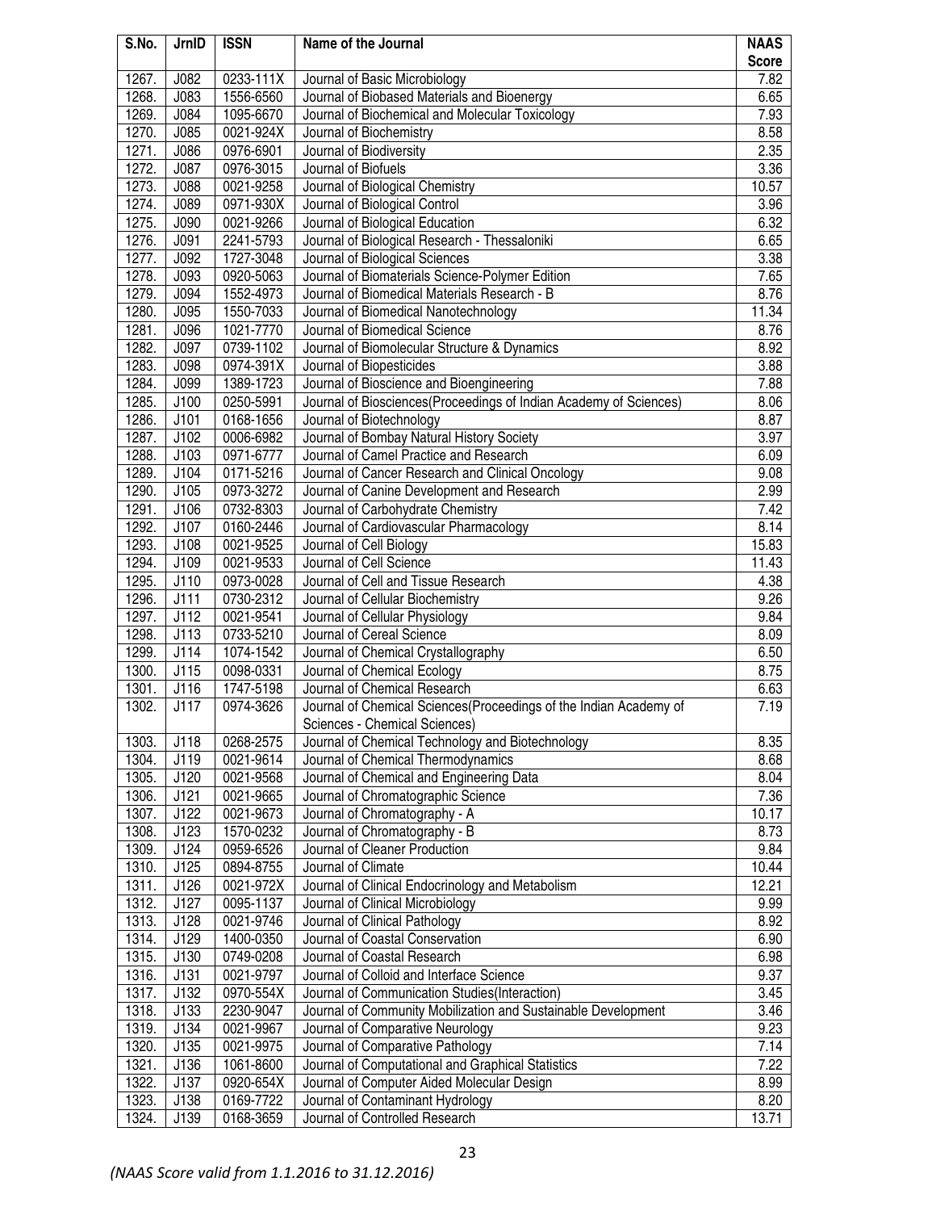| S.No. | JrnID | ISSN | Name of the Journal | NAAS Score |
|---|---|---|---|---|
| 1267. | J082 | 0233-111X | Journal of Basic Microbiology | 7.82 |
| 1268. | J083 | 1556-6560 | Journal of Biobased Materials and Bioenergy | 6.65 |
| 1269. | J084 | 1095-6670 | Journal of Biochemical and Molecular Toxicology | 7.93 |
| 1270. | J085 | 0021-924X | Journal of Biochemistry | 8.58 |
| 1271. | J086 | 0976-6901 | Journal of Biodiversity | 2.35 |
| 1272. | J087 | 0976-3015 | Journal of Biofuels | 3.36 |
| 1273. | J088 | 0021-9258 | Journal of Biological Chemistry | 10.57 |
| 1274. | J089 | 0971-930X | Journal of Biological Control | 3.96 |
| 1275. | J090 | 0021-9266 | Journal of Biological Education | 6.32 |
| 1276. | J091 | 2241-5793 | Journal of Biological Research - Thessaloniki | 6.65 |
| 1277. | J092 | 1727-3048 | Journal of Biological Sciences | 3.38 |
| 1278. | J093 | 0920-5063 | Journal of Biomaterials Science-Polymer Edition | 7.65 |
| 1279. | J094 | 1552-4973 | Journal of Biomedical Materials Research - B | 8.76 |
| 1280. | J095 | 1550-7033 | Journal of Biomedical Nanotechnology | 11.34 |
| 1281. | J096 | 1021-7770 | Journal of Biomedical Science | 8.76 |
| 1282. | J097 | 0739-1102 | Journal of Biomolecular Structure & Dynamics | 8.92 |
| 1283. | J098 | 0974-391X | Journal of Biopesticides | 3.88 |
| 1284. | J099 | 1389-1723 | Journal of Bioscience and Bioengineering | 7.88 |
| 1285. | J100 | 0250-5991 | Journal of Biosciences(Proceedings of Indian Academy of Sciences) | 8.06 |
| 1286. | J101 | 0168-1656 | Journal of Biotechnology | 8.87 |
| 1287. | J102 | 0006-6982 | Journal of Bombay Natural History Society | 3.97 |
| 1288. | J103 | 0971-6777 | Journal of Camel Practice and Research | 6.09 |
| 1289. | J104 | 0171-5216 | Journal of Cancer Research and Clinical Oncology | 9.08 |
| 1290. | J105 | 0973-3272 | Journal of Canine Development and Research | 2.99 |
| 1291. | J106 | 0732-8303 | Journal of Carbohydrate Chemistry | 7.42 |
| 1292. | J107 | 0160-2446 | Journal of Cardiovascular Pharmacology | 8.14 |
| 1293. | J108 | 0021-9525 | Journal of Cell Biology | 15.83 |
| 1294. | J109 | 0021-9533 | Journal of Cell Science | 11.43 |
| 1295. | J110 | 0973-0028 | Journal of Cell and Tissue Research | 4.38 |
| 1296. | J111 | 0730-2312 | Journal of Cellular Biochemistry | 9.26 |
| 1297. | J112 | 0021-9541 | Journal of Cellular Physiology | 9.84 |
| 1298. | J113 | 0733-5210 | Journal of Cereal Science | 8.09 |
| 1299. | J114 | 1074-1542 | Journal of Chemical Crystallography | 6.50 |
| 1300. | J115 | 0098-0331 | Journal of Chemical Ecology | 8.75 |
| 1301. | J116 | 1747-5198 | Journal of Chemical Research | 6.63 |
| 1302. | J117 | 0974-3626 | Journal of Chemical Sciences(Proceedings of the Indian Academy of Sciences - Chemical Sciences) | 7.19 |
| 1303. | J118 | 0268-2575 | Journal of Chemical Technology and Biotechnology | 8.35 |
| 1304. | J119 | 0021-9614 | Journal of Chemical Thermodynamics | 8.68 |
| 1305. | J120 | 0021-9568 | Journal of Chemical and Engineering Data | 8.04 |
| 1306. | J121 | 0021-9665 | Journal of Chromatographic Science | 7.36 |
| 1307. | J122 | 0021-9673 | Journal of Chromatography - A | 10.17 |
| 1308. | J123 | 1570-0232 | Journal of Chromatography - B | 8.73 |
| 1309. | J124 | 0959-6526 | Journal of Cleaner Production | 9.84 |
| 1310. | J125 | 0894-8755 | Journal of Climate | 10.44 |
| 1311. | J126 | 0021-972X | Journal of Clinical Endocrinology and Metabolism | 12.21 |
| 1312. | J127 | 0095-1137 | Journal of Clinical Microbiology | 9.99 |
| 1313. | J128 | 0021-9746 | Journal of Clinical Pathology | 8.92 |
| 1314. | J129 | 1400-0350 | Journal of Coastal Conservation | 6.90 |
| 1315. | J130 | 0749-0208 | Journal of Coastal Research | 6.98 |
| 1316. | J131 | 0021-9797 | Journal of Colloid and Interface Science | 9.37 |
| 1317. | J132 | 0970-554X | Journal of Communication Studies(Interaction) | 3.45 |
| 1318. | J133 | 2230-9047 | Journal of Community Mobilization and Sustainable Development | 3.46 |
| 1319. | J134 | 0021-9967 | Journal of Comparative Neurology | 9.23 |
| 1320. | J135 | 0021-9975 | Journal of Comparative Pathology | 7.14 |
| 1321. | J136 | 1061-8600 | Journal of Computational and Graphical Statistics | 7.22 |
| 1322. | J137 | 0920-654X | Journal of Computer Aided Molecular Design | 8.99 |
| 1323. | J138 | 0169-7722 | Journal of Contaminant Hydrology | 8.20 |
| 1324. | J139 | 0168-3659 | Journal of Controlled Research | 13.71 |

*(NAAS Score valid from 1.1.2016 to 31.12.2016)*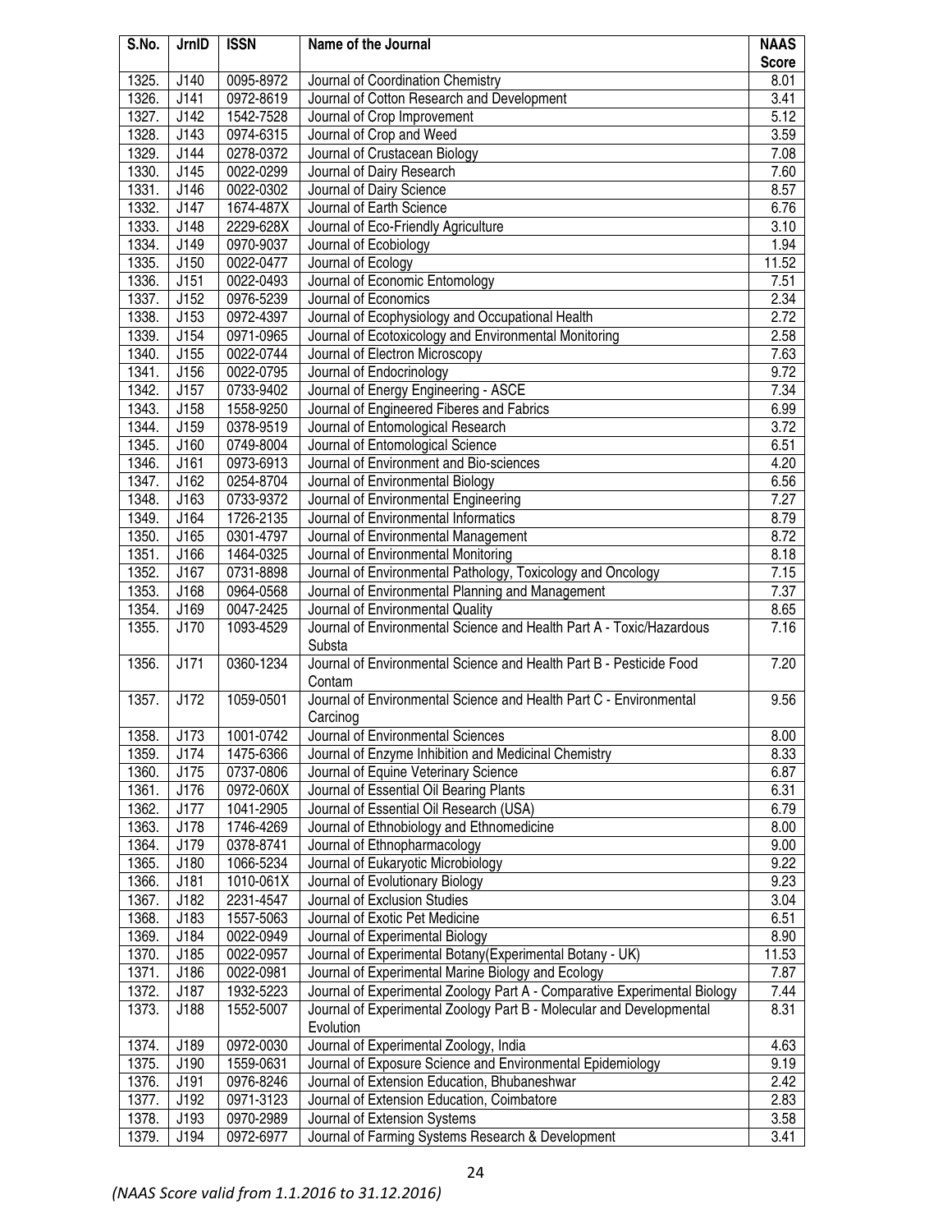| S.No. | JrnID | ISSN | Name of the Journal | NAAS Score |
|---|---|---|---|---|
| 1325. | J140 | 0095-8972 | Journal of Coordination Chemistry | 8.01 |
| 1326. | J141 | 0972-8619 | Journal of Cotton Research and Development | 3.41 |
| 1327. | J142 | 1542-7528 | Journal of Crop Improvement | 5.12 |
| 1328. | J143 | 0974-6315 | Journal of Crop and Weed | 3.59 |
| 1329. | J144 | 0278-0372 | Journal of Crustacean Biology | 7.08 |
| 1330. | J145 | 0022-0299 | Journal of Dairy Research | 7.60 |
| 1331. | J146 | 0022-0302 | Journal of Dairy Science | 8.57 |
| 1332. | J147 | 1674-487X | Journal of Earth Science | 6.76 |
| 1333. | J148 | 2229-628X | Journal of Eco-Friendly Agriculture | 3.10 |
| 1334. | J149 | 0970-9037 | Journal of Ecobiology | 1.94 |
| 1335. | J150 | 0022-0477 | Journal of Ecology | 11.52 |
| 1336. | J151 | 0022-0493 | Journal of Economic Entomology | 7.51 |
| 1337. | J152 | 0976-5239 | Journal of Economics | 2.34 |
| 1338. | J153 | 0972-4397 | Journal of Ecophysiology and Occupational Health | 2.72 |
| 1339. | J154 | 0971-0965 | Journal of Ecotoxicology and Environmental Monitoring | 2.58 |
| 1340. | J155 | 0022-0744 | Journal of Electron Microscopy | 7.63 |
| 1341. | J156 | 0022-0795 | Journal of Endocrinology | 9.72 |
| 1342. | J157 | 0733-9402 | Journal of Energy Engineering - ASCE | 7.34 |
| 1343. | J158 | 1558-9250 | Journal of Engineered Fiberes and Fabrics | 6.99 |
| 1344. | J159 | 0378-9519 | Journal of Entomological Research | 3.72 |
| 1345. | J160 | 0749-8004 | Journal of Entomological Science | 6.51 |
| 1346. | J161 | 0973-6913 | Journal of Environment and Bio-sciences | 4.20 |
| 1347. | J162 | 0254-8704 | Journal of Environmental Biology | 6.56 |
| 1348. | J163 | 0733-9372 | Journal of Environmental Engineering | 7.27 |
| 1349. | J164 | 1726-2135 | Journal of Environmental Informatics | 8.79 |
| 1350. | J165 | 0301-4797 | Journal of Environmental Management | 8.72 |
| 1351. | J166 | 1464-0325 | Journal of Environmental Monitoring | 8.18 |
| 1352. | J167 | 0731-8898 | Journal of Environmental Pathology, Toxicology and Oncology | 7.15 |
| 1353. | J168 | 0964-0568 | Journal of Environmental Planning and Management | 7.37 |
| 1354. | J169 | 0047-2425 | Journal of Environmental Quality | 8.65 |
| 1355. | J170 | 1093-4529 | Journal of Environmental Science and Health Part A - Toxic/Hazardous Substa | 7.16 |
| 1356. | J171 | 0360-1234 | Journal of Environmental Science and Health Part B - Pesticide Food Contam | 7.20 |
| 1357. | J172 | 1059-0501 | Journal of Environmental Science and Health Part C - Environmental Carcinog | 9.56 |
| 1358. | J173 | 1001-0742 | Journal of Environmental Sciences | 8.00 |
| 1359. | J174 | 1475-6366 | Journal of Enzyme Inhibition and Medicinal Chemistry | 8.33 |
| 1360. | J175 | 0737-0806 | Journal of Equine Veterinary Science | 6.87 |
| 1361. | J176 | 0972-060X | Journal of Essential Oil Bearing Plants | 6.31 |
| 1362. | J177 | 1041-2905 | Journal of Essential Oil Research (USA) | 6.79 |
| 1363. | J178 | 1746-4269 | Journal of Ethnobiology and Ethnomedicine | 8.00 |
| 1364. | J179 | 0378-8741 | Journal of Ethnopharmacology | 9.00 |
| 1365. | J180 | 1066-5234 | Journal of Eukaryotic Microbiology | 9.22 |
| 1366. | J181 | 1010-061X | Journal of Evolutionary Biology | 9.23 |
| 1367. | J182 | 2231-4547 | Journal of Exclusion Studies | 3.04 |
| 1368. | J183 | 1557-5063 | Journal of Exotic Pet Medicine | 6.51 |
| 1369. | J184 | 0022-0949 | Journal of Experimental Biology | 8.90 |
| 1370. | J185 | 0022-0957 | Journal of Experimental Botany(Experimental Botany - UK) | 11.53 |
| 1371. | J186 | 0022-0981 | Journal of Experimental Marine Biology and Ecology | 7.87 |
| 1372. | J187 | 1932-5223 | Journal of Experimental Zoology Part A - Comparative Experimental Biology | 7.44 |
| 1373. | J188 | 1552-5007 | Journal of Experimental Zoology Part B - Molecular and Developmental Evolution | 8.31 |
| 1374. | J189 | 0972-0030 | Journal of Experimental Zoology, India | 4.63 |
| 1375. | J190 | 1559-0631 | Journal of Exposure Science and Environmental Epidemiology | 9.19 |
| 1376. | J191 | 0976-8246 | Journal of Extension Education, Bhubaneshwar | 2.42 |
| 1377. | J192 | 0971-3123 | Journal of Extension Education, Coimbatore | 2.83 |
| 1378. | J193 | 0970-2989 | Journal of Extension Systems | 3.58 |
| 1379. | J194 | 0972-6977 | Journal of Farming Systems Research & Development | 3.41 |

*(NAAS Score valid from 1.1.2016 to 31.12.2016)*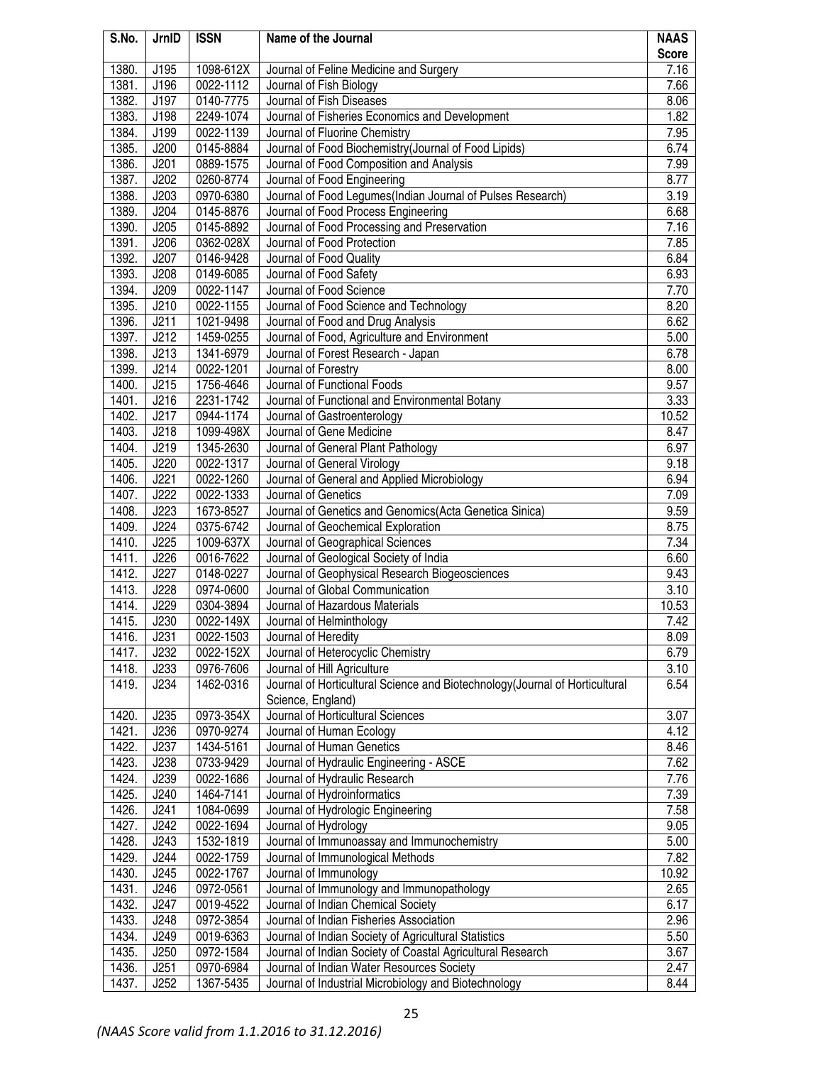| S.No. | JrnID | ISSN | Name of the Journal | NAAS Score |
|---|---|---|---|---|
| 1380. | J195 | 1098-612X | Journal of Feline Medicine and Surgery | 7.16 |
| 1381. | J196 | 0022-1112 | Journal of Fish Biology | 7.66 |
| 1382. | J197 | 0140-7775 | Journal of Fish Diseases | 8.06 |
| 1383. | J198 | 2249-1074 | Journal of Fisheries Economics and Development | 1.82 |
| 1384. | J199 | 0022-1139 | Journal of Fluorine Chemistry | 7.95 |
| 1385. | J200 | 0145-8884 | Journal of Food Biochemistry(Journal of Food Lipids) | 6.74 |
| 1386. | J201 | 0889-1575 | Journal of Food Composition and Analysis | 7.99 |
| 1387. | J202 | 0260-8774 | Journal of Food Engineering | 8.77 |
| 1388. | J203 | 0970-6380 | Journal of Food Legumes(Indian Journal of Pulses Research) | 3.19 |
| 1389. | J204 | 0145-8876 | Journal of Food Process Engineering | 6.68 |
| 1390. | J205 | 0145-8892 | Journal of Food Processing and Preservation | 7.16 |
| 1391. | J206 | 0362-028X | Journal of Food Protection | 7.85 |
| 1392. | J207 | 0146-9428 | Journal of Food Quality | 6.84 |
| 1393. | J208 | 0149-6085 | Journal of Food Safety | 6.93 |
| 1394. | J209 | 0022-1147 | Journal of Food Science | 7.70 |
| 1395. | J210 | 0022-1155 | Journal of Food Science and Technology | 8.20 |
| 1396. | J211 | 1021-9498 | Journal of Food and Drug Analysis | 6.62 |
| 1397. | J212 | 1459-0255 | Journal of Food, Agriculture and Environment | 5.00 |
| 1398. | J213 | 1341-6979 | Journal of Forest Research - Japan | 6.78 |
| 1399. | J214 | 0022-1201 | Journal of Forestry | 8.00 |
| 1400. | J215 | 1756-4646 | Journal of Functional Foods | 9.57 |
| 1401. | J216 | 2231-1742 | Journal of Functional and Environmental Botany | 3.33 |
| 1402. | J217 | 0944-1174 | Journal of Gastroenterology | 10.52 |
| 1403. | J218 | 1099-498X | Journal of Gene Medicine | 8.47 |
| 1404. | J219 | 1345-2630 | Journal of General Plant Pathology | 6.97 |
| 1405. | J220 | 0022-1317 | Journal of General Virology | 9.18 |
| 1406. | J221 | 0022-1260 | Journal of General and Applied Microbiology | 6.94 |
| 1407. | J222 | 0022-1333 | Journal of Genetics | 7.09 |
| 1408. | J223 | 1673-8527 | Journal of Genetics and Genomics(Acta Genetica Sinica) | 9.59 |
| 1409. | J224 | 0375-6742 | Journal of Geochemical Exploration | 8.75 |
| 1410. | J225 | 1009-637X | Journal of Geographical Sciences | 7.34 |
| 1411. | J226 | 0016-7622 | Journal of Geological Society of India | 6.60 |
| 1412. | J227 | 0148-0227 | Journal of Geophysical Research Biogeosciences | 9.43 |
| 1413. | J228 | 0974-0600 | Journal of Global Communication | 3.10 |
| 1414. | J229 | 0304-3894 | Journal of Hazardous Materials | 10.53 |
| 1415. | J230 | 0022-149X | Journal of Helminthology | 7.42 |
| 1416. | J231 | 0022-1503 | Journal of Heredity | 8.09 |
| 1417. | J232 | 0022-152X | Journal of Heterocyclic Chemistry | 6.79 |
| 1418. | J233 | 0976-7606 | Journal of Hill Agriculture | 3.10 |
| 1419. | J234 | 1462-0316 | Journal of Horticultural Science and Biotechnology(Journal of Horticultural Science, England) | 6.54 |
| 1420. | J235 | 0973-354X | Journal of Horticultural Sciences | 3.07 |
| 1421. | J236 | 0970-9274 | Journal of Human Ecology | 4.12 |
| 1422. | J237 | 1434-5161 | Journal of Human Genetics | 8.46 |
| 1423. | J238 | 0733-9429 | Journal of Hydraulic Engineering - ASCE | 7.62 |
| 1424. | J239 | 0022-1686 | Journal of Hydraulic Research | 7.76 |
| 1425. | J240 | 1464-7141 | Journal of Hydroinformatics | 7.39 |
| 1426. | J241 | 1084-0699 | Journal of Hydrologic Engineering | 7.58 |
| 1427. | J242 | 0022-1694 | Journal of Hydrology | 9.05 |
| 1428. | J243 | 1532-1819 | Journal of Immunoassay and Immunochemistry | 5.00 |
| 1429. | J244 | 0022-1759 | Journal of Immunological Methods | 7.82 |
| 1430. | J245 | 0022-1767 | Journal of Immunology | 10.92 |
| 1431. | J246 | 0972-0561 | Journal of Immunology and Immunopathology | 2.65 |
| 1432. | J247 | 0019-4522 | Journal of Indian Chemical Society | 6.17 |
| 1433. | J248 | 0972-3854 | Journal of Indian Fisheries Association | 2.96 |
| 1434. | J249 | 0019-6363 | Journal of Indian Society of Agricultural Statistics | 5.50 |
| 1435. | J250 | 0972-1584 | Journal of Indian Society of Coastal Agricultural Research | 3.67 |
| 1436. | J251 | 0970-6984 | Journal of Indian Water Resources Society | 2.47 |
| 1437. | J252 | 1367-5435 | Journal of Industrial Microbiology and Biotechnology | 8.44 |

*(NAAS Score valid from 1.1.2016 to 31.12.2016)*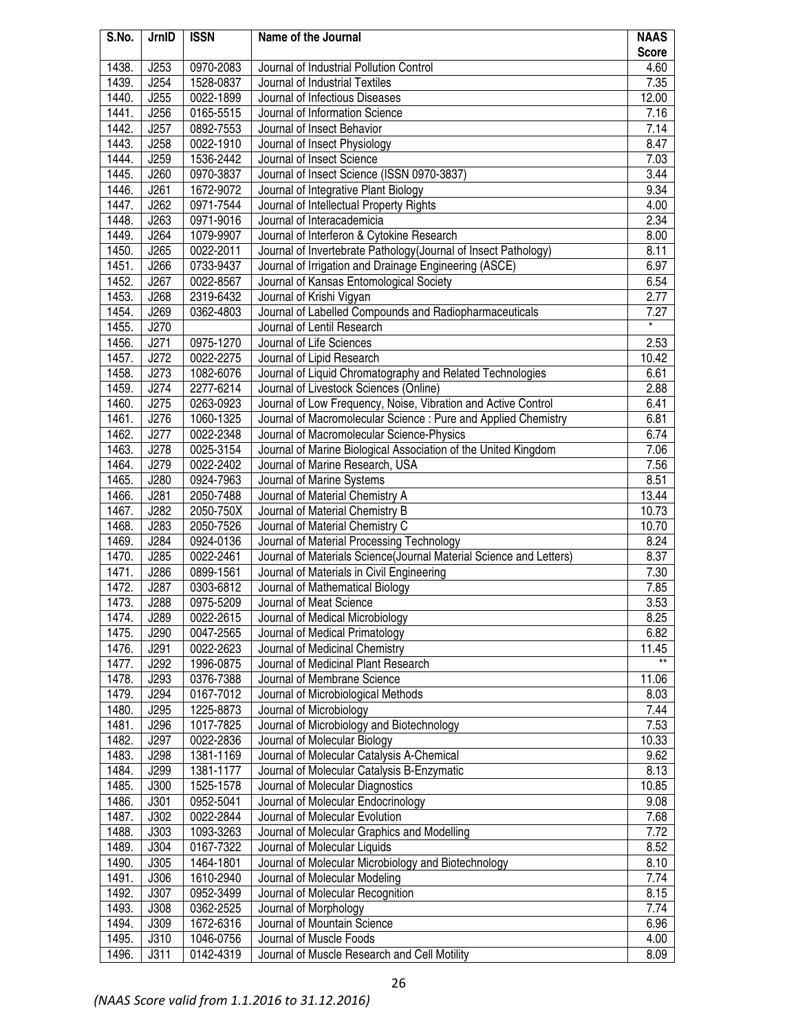| S.No. | JrnID | ISSN | Name of the Journal | NAAS Score |
|---|---|---|---|---|
| 1438. | J253 | 0970-2083 | Journal of Industrial Pollution Control | 4.60 |
| 1439. | J254 | 1528-0837 | Journal of Industrial Textiles | 7.35 |
| 1440. | J255 | 0022-1899 | Journal of Infectious Diseases | 12.00 |
| 1441. | J256 | 0165-5515 | Journal of Information Science | 7.16 |
| 1442. | J257 | 0892-7553 | Journal of Insect Behavior | 7.14 |
| 1443. | J258 | 0022-1910 | Journal of Insect Physiology | 8.47 |
| 1444. | J259 | 1536-2442 | Journal of Insect Science | 7.03 |
| 1445. | J260 | 0970-3837 | Journal of Insect Science (ISSN 0970-3837) | 3.44 |
| 1446. | J261 | 1672-9072 | Journal of Integrative Plant Biology | 9.34 |
| 1447. | J262 | 0971-7544 | Journal of Intellectual Property Rights | 4.00 |
| 1448. | J263 | 0971-9016 | Journal of Interacademicia | 2.34 |
| 1449. | J264 | 1079-9907 | Journal of Interferon & Cytokine Research | 8.00 |
| 1450. | J265 | 0022-2011 | Journal of Invertebrate Pathology(Journal of Insect Pathology) | 8.11 |
| 1451. | J266 | 0733-9437 | Journal of Irrigation and Drainage Engineering (ASCE) | 6.97 |
| 1452. | J267 | 0022-8567 | Journal of Kansas Entomological Society | 6.54 |
| 1453. | J268 | 2319-6432 | Journal of Krishi Vigyan | 2.77 |
| 1454. | J269 | 0362-4803 | Journal of Labelled Compounds and Radiopharmaceuticals | 7.27 |
| 1455. | J270 | | Journal of Lentil Research | * |
| 1456. | J271 | 0975-1270 | Journal of Life Sciences | 2.53 |
| 1457. | J272 | 0022-2275 | Journal of Lipid Research | 10.42 |
| 1458. | J273 | 1082-6076 | Journal of Liquid Chromatography and Related Technologies | 6.61 |
| 1459. | J274 | 2277-6214 | Journal of Livestock Sciences (Online) | 2.88 |
| 1460. | J275 | 0263-0923 | Journal of Low Frequency, Noise, Vibration and Active Control | 6.41 |
| 1461. | J276 | 1060-1325 | Journal of Macromolecular Science : Pure and Applied Chemistry | 6.81 |
| 1462. | J277 | 0022-2348 | Journal of Macromolecular Science-Physics | 6.74 |
| 1463. | J278 | 0025-3154 | Journal of Marine Biological Association of the United Kingdom | 7.06 |
| 1464. | J279 | 0022-2402 | Journal of Marine Research, USA | 7.56 |
| 1465. | J280 | 0924-7963 | Journal of Marine Systems | 8.51 |
| 1466. | J281 | 2050-7488 | Journal of Material Chemistry A | 13.44 |
| 1467. | J282 | 2050-750X | Journal of Material Chemistry B | 10.73 |
| 1468. | J283 | 2050-7526 | Journal of Material Chemistry C | 10.70 |
| 1469. | J284 | 0924-0136 | Journal of Material Processing Technology | 8.24 |
| 1470. | J285 | 0022-2461 | Journal of Materials Science(Journal Material Science and Letters) | 8.37 |
| 1471. | J286 | 0899-1561 | Journal of Materials in Civil Engineering | 7.30 |
| 1472. | J287 | 0303-6812 | Journal of Mathematical Biology | 7.85 |
| 1473. | J288 | 0975-5209 | Journal of Meat Science | 3.53 |
| 1474. | J289 | 0022-2615 | Journal of Medical Microbiology | 8.25 |
| 1475. | J290 | 0047-2565 | Journal of Medical Primatology | 6.82 |
| 1476. | J291 | 0022-2623 | Journal of Medicinal Chemistry | 11.45 |
| 1477. | J292 | 1996-0875 | Journal of Medicinal Plant Research | ** |
| 1478. | J293 | 0376-7388 | Journal of Membrane Science | 11.06 |
| 1479. | J294 | 0167-7012 | Journal of Microbiological Methods | 8.03 |
| 1480. | J295 | 1225-8873 | Journal of Microbiology | 7.44 |
| 1481. | J296 | 1017-7825 | Journal of Microbiology and Biotechnology | 7.53 |
| 1482. | J297 | 0022-2836 | Journal of Molecular Biology | 10.33 |
| 1483. | J298 | 1381-1169 | Journal of Molecular Catalysis A-Chemical | 9.62 |
| 1484. | J299 | 1381-1177 | Journal of Molecular Catalysis B-Enzymatic | 8.13 |
| 1485. | J300 | 1525-1578 | Journal of Molecular Diagnostics | 10.85 |
| 1486. | J301 | 0952-5041 | Journal of Molecular Endocrinology | 9.08 |
| 1487. | J302 | 0022-2844 | Journal of Molecular Evolution | 7.68 |
| 1488. | J303 | 1093-3263 | Journal of Molecular Graphics and Modelling | 7.72 |
| 1489. | J304 | 0167-7322 | Journal of Molecular Liquids | 8.52 |
| 1490. | J305 | 1464-1801 | Journal of Molecular Microbiology and Biotechnology | 8.10 |
| 1491. | J306 | 1610-2940 | Journal of Molecular Modeling | 7.74 |
| 1492. | J307 | 0952-3499 | Journal of Molecular Recognition | 8.15 |
| 1493. | J308 | 0362-2525 | Journal of Morphology | 7.74 |
| 1494. | J309 | 1672-6316 | Journal of Mountain Science | 6.96 |
| 1495. | J310 | 1046-0756 | Journal of Muscle Foods | 4.00 |
| 1496. | J311 | 0142-4319 | Journal of Muscle Research and Cell Motility | 8.09 |

*(NAAS Score valid from 1.1.2016 to 31.12.2016)*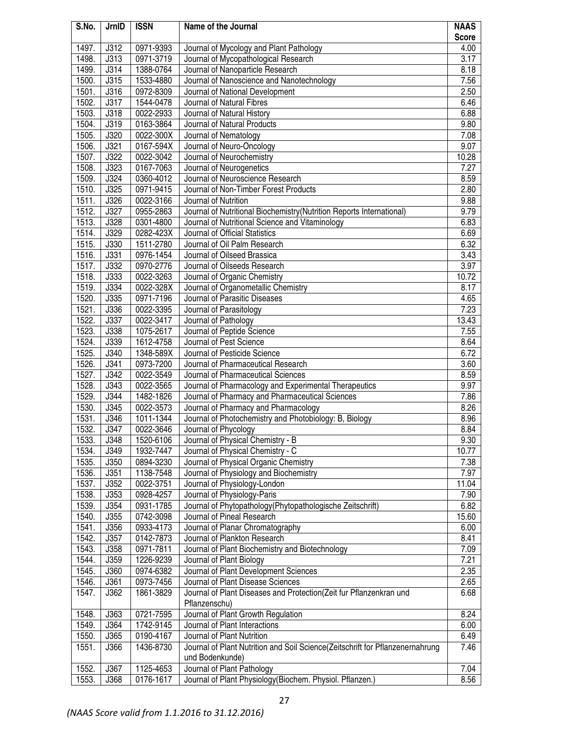| S.No. | JrnID | ISSN | Name of the Journal | NAAS Score |
|---|---|---|---|---|
| 1497. | J312 | 0971-9393 | Journal of Mycology and Plant Pathology | 4.00 |
| 1498. | J313 | 0971-3719 | Journal of Mycopathological Research | 3.17 |
| 1499. | J314 | 1388-0764 | Journal of Nanoparticle Research | 8.18 |
| 1500. | J315 | 1533-4880 | Journal of Nanoscience and Nanotechnology | 7.56 |
| 1501. | J316 | 0972-8309 | Journal of National Development | 2.50 |
| 1502. | J317 | 1544-0478 | Journal of Natural Fibres | 6.46 |
| 1503. | J318 | 0022-2933 | Journal of Natural History | 6.88 |
| 1504. | J319 | 0163-3864 | Journal of Natural Products | 9.80 |
| 1505. | J320 | 0022-300X | Journal of Nematology | 7.08 |
| 1506. | J321 | 0167-594X | Journal of Neuro-Oncology | 9.07 |
| 1507. | J322 | 0022-3042 | Journal of Neurochemistry | 10.28 |
| 1508. | J323 | 0167-7063 | Journal of Neurogenetics | 7.27 |
| 1509. | J324 | 0360-4012 | Journal of Neuroscience Research | 8.59 |
| 1510. | J325 | 0971-9415 | Journal of Non-Timber Forest Products | 2.80 |
| 1511. | J326 | 0022-3166 | Journal of Nutrition | 9.88 |
| 1512. | J327 | 0955-2863 | Journal of Nutritional Biochemistry(Nutrition Reports International) | 9.79 |
| 1513. | J328 | 0301-4800 | Journal of Nutritional Science and Vitaminology | 6.83 |
| 1514. | J329 | 0282-423X | Journal of Official Statistics | 6.69 |
| 1515. | J330 | 1511-2780 | Journal of Oil Palm Research | 6.32 |
| 1516. | J331 | 0976-1454 | Journal of Oilseed Brassica | 3.43 |
| 1517. | J332 | 0970-2776 | Journal of Oilseeds Research | 3.97 |
| 1518. | J333 | 0022-3263 | Journal of Organic Chemistry | 10.72 |
| 1519. | J334 | 0022-328X | Journal of Organometallic Chemistry | 8.17 |
| 1520. | J335 | 0971-7196 | Journal of Parasitic Diseases | 4.65 |
| 1521. | J336 | 0022-3395 | Journal of Parasitology | 7.23 |
| 1522. | J337 | 0022-3417 | Journal of Pathology | 13.43 |
| 1523. | J338 | 1075-2617 | Journal of Peptide Science | 7.55 |
| 1524. | J339 | 1612-4758 | Journal of Pest Science | 8.64 |
| 1525. | J340 | 1348-589X | Journal of Pesticide Science | 6.72 |
| 1526. | J341 | 0973-7200 | Journal of Pharmaceutical Research | 3.60 |
| 1527. | J342 | 0022-3549 | Journal of Pharmaceutical Sciences | 8.59 |
| 1528. | J343 | 0022-3565 | Journal of Pharmacology and Experimental Therapeutics | 9.97 |
| 1529. | J344 | 1482-1826 | Journal of Pharmacy and Pharmaceutical Sciences | 7.86 |
| 1530. | J345 | 0022-3573 | Journal of Pharmacy and Pharmacology | 8.26 |
| 1531. | J346 | 1011-1344 | Journal of Photochemistry and Photobiology: B, Biology | 8.96 |
| 1532. | J347 | 0022-3646 | Journal of Phycology | 8.84 |
| 1533. | J348 | 1520-6106 | Journal of Physical Chemistry - B | 9.30 |
| 1534. | J349 | 1932-7447 | Journal of Physical Chemistry - C | 10.77 |
| 1535. | J350 | 0894-3230 | Journal of Physical Organic Chemistry | 7.38 |
| 1536. | J351 | 1138-7548 | Journal of Physiology and Biochemistry | 7.97 |
| 1537. | J352 | 0022-3751 | Journal of Physiology-London | 11.04 |
| 1538. | J353 | 0928-4257 | Journal of Physiology-Paris | 7.90 |
| 1539. | J354 | 0931-1785 | Journal of Phytopathology(Phytopathologische Zeitschrift) | 6.82 |
| 1540. | J355 | 0742-3098 | Journal of Pineal Research | 15.60 |
| 1541. | J356 | 0933-4173 | Journal of Planar Chromatography | 6.00 |
| 1542. | J357 | 0142-7873 | Journal of Plankton Research | 8.41 |
| 1543. | J358 | 0971-7811 | Journal of Plant Biochemistry and Biotechnology | 7.09 |
| 1544. | J359 | 1226-9239 | Journal of Plant Biology | 7.21 |
| 1545. | J360 | 0974-6382 | Journal of Plant Development Sciences | 2.35 |
| 1546. | J361 | 0973-7456 | Journal of Plant Disease Sciences | 2.65 |
| 1547. | J362 | 1861-3829 | Journal of Plant Diseases and Protection(Zeit fur Pflanzenkran und Pflanzenschu) | 6.68 |
| 1548. | J363 | 0721-7595 | Journal of Plant Growth Regulation | 8.24 |
| 1549. | J364 | 1742-9145 | Journal of Plant Interactions | 6.00 |
| 1550. | J365 | 0190-4167 | Journal of Plant Nutrition | 6.49 |
| 1551. | J366 | 1436-8730 | Journal of Plant Nutrition and Soil Science(Zeitschrift for Pflanzenernahrung und Bodenkunde) | 7.46 |
| 1552. | J367 | 1125-4653 | Journal of Plant Pathology | 7.04 |
| 1553. | J368 | 0176-1617 | Journal of Plant Physiology(Biochem. Physiol. Pflanzen.) | 8.56 |

*(NAAS Score valid from 1.1.2016 to 31.12.2016)*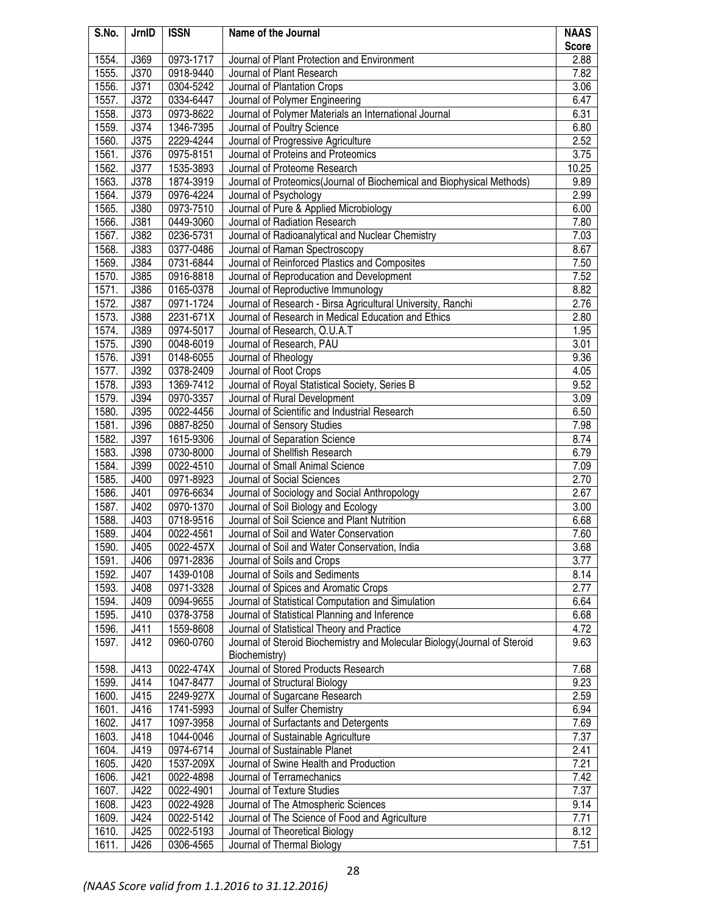| S.No. | JrnID | ISSN | Name of the Journal | NAAS Score |
|---|---|---|---|---|
| 1554. | J369 | 0973-1717 | Journal of Plant Protection and Environment | 2.88 |
| 1555. | J370 | 0918-9440 | Journal of Plant Research | 7.82 |
| 1556. | J371 | 0304-5242 | Journal of Plantation Crops | 3.06 |
| 1557. | J372 | 0334-6447 | Journal of Polymer Engineering | 6.47 |
| 1558. | J373 | 0973-8622 | Journal of Polymer Materials an International Journal | 6.31 |
| 1559. | J374 | 1346-7395 | Journal of Poultry Science | 6.80 |
| 1560. | J375 | 2229-4244 | Journal of Progressive Agriculture | 2.52 |
| 1561. | J376 | 0975-8151 | Journal of Proteins and Proteomics | 3.75 |
| 1562. | J377 | 1535-3893 | Journal of Proteome Research | 10.25 |
| 1563. | J378 | 1874-3919 | Journal of Proteomics(Journal of Biochemical and Biophysical Methods) | 9.89 |
| 1564. | J379 | 0976-4224 | Journal of Psychology | 2.99 |
| 1565. | J380 | 0973-7510 | Journal of Pure & Applied Microbiology | 6.00 |
| 1566. | J381 | 0449-3060 | Journal of Radiation Research | 7.80 |
| 1567. | J382 | 0236-5731 | Journal of Radioanalytical and Nuclear Chemistry | 7.03 |
| 1568. | J383 | 0377-0486 | Journal of Raman Spectroscopy | 8.67 |
| 1569. | J384 | 0731-6844 | Journal of Reinforced Plastics and Composites | 7.50 |
| 1570. | J385 | 0916-8818 | Journal of Reproducation and Development | 7.52 |
| 1571. | J386 | 0165-0378 | Journal of Reproductive Immunology | 8.82 |
| 1572. | J387 | 0971-1724 | Journal of Research - Birsa Agricultural University, Ranchi | 2.76 |
| 1573. | J388 | 2231-671X | Journal of Research in Medical Education and Ethics | 2.80 |
| 1574. | J389 | 0974-5017 | Journal of Research, O.U.A.T | 1.95 |
| 1575. | J390 | 0048-6019 | Journal of Research, PAU | 3.01 |
| 1576. | J391 | 0148-6055 | Journal of Rheology | 9.36 |
| 1577. | J392 | 0378-2409 | Journal of Root Crops | 4.05 |
| 1578. | J393 | 1369-7412 | Journal of Royal Statistical Society, Series B | 9.52 |
| 1579. | J394 | 0970-3357 | Journal of Rural Development | 3.09 |
| 1580. | J395 | 0022-4456 | Journal of Scientific and Industrial Research | 6.50 |
| 1581. | J396 | 0887-8250 | Journal of Sensory Studies | 7.98 |
| 1582. | J397 | 1615-9306 | Journal of Separation Science | 8.74 |
| 1583. | J398 | 0730-8000 | Journal of Shellfish Research | 6.79 |
| 1584. | J399 | 0022-4510 | Journal of Small Animal Science | 7.09 |
| 1585. | J400 | 0971-8923 | Journal of Social Sciences | 2.70 |
| 1586. | J401 | 0976-6634 | Journal of Sociology and Social Anthropology | 2.67 |
| 1587. | J402 | 0970-1370 | Journal of Soil Biology and Ecology | 3.00 |
| 1588. | J403 | 0718-9516 | Journal of Soil Science and Plant Nutrition | 6.68 |
| 1589. | J404 | 0022-4561 | Journal of Soil and Water Conservation | 7.60 |
| 1590. | J405 | 0022-457X | Journal of Soil and Water Conservation, India | 3.68 |
| 1591. | J406 | 0971-2836 | Journal of Soils and Crops | 3.77 |
| 1592. | J407 | 1439-0108 | Journal of Soils and Sediments | 8.14 |
| 1593. | J408 | 0971-3328 | Journal of Spices and Aromatic Crops | 2.77 |
| 1594. | J409 | 0094-9655 | Journal of Statistical Computation and Simulation | 6.64 |
| 1595. | J410 | 0378-3758 | Journal of Statistical Planning and Inference | 6.68 |
| 1596. | J411 | 1559-8608 | Journal of Statistical Theory and Practice | 4.72 |
| 1597. | J412 | 0960-0760 | Journal of Steroid Biochemistry and Molecular Biology(Journal of Steroid Biochemistry) | 9.63 |
| 1598. | J413 | 0022-474X | Journal of Stored Products Research | 7.68 |
| 1599. | J414 | 1047-8477 | Journal of Structural Biology | 9.23 |
| 1600. | J415 | 2249-927X | Journal of Sugarcane Research | 2.59 |
| 1601. | J416 | 1741-5993 | Journal of Sulfer Chemistry | 6.94 |
| 1602. | J417 | 1097-3958 | Journal of Surfactants and Detergents | 7.69 |
| 1603. | J418 | 1044-0046 | Journal of Sustainable Agriculture | 7.37 |
| 1604. | J419 | 0974-6714 | Journal of Sustainable Planet | 2.41 |
| 1605. | J420 | 1537-209X | Journal of Swine Health and Production | 7.21 |
| 1606. | J421 | 0022-4898 | Journal of Terramechanics | 7.42 |
| 1607. | J422 | 0022-4901 | Journal of Texture Studies | 7.37 |
| 1608. | J423 | 0022-4928 | Journal of The Atmospheric Sciences | 9.14 |
| 1609. | J424 | 0022-5142 | Journal of The Science of Food and Agriculture | 7.71 |
| 1610. | J425 | 0022-5193 | Journal of Theoretical Biology | 8.12 |
| 1611. | J426 | 0306-4565 | Journal of Thermal Biology | 7.51 |

*(NAAS Score valid from 1.1.2016 to 31.12.2016)*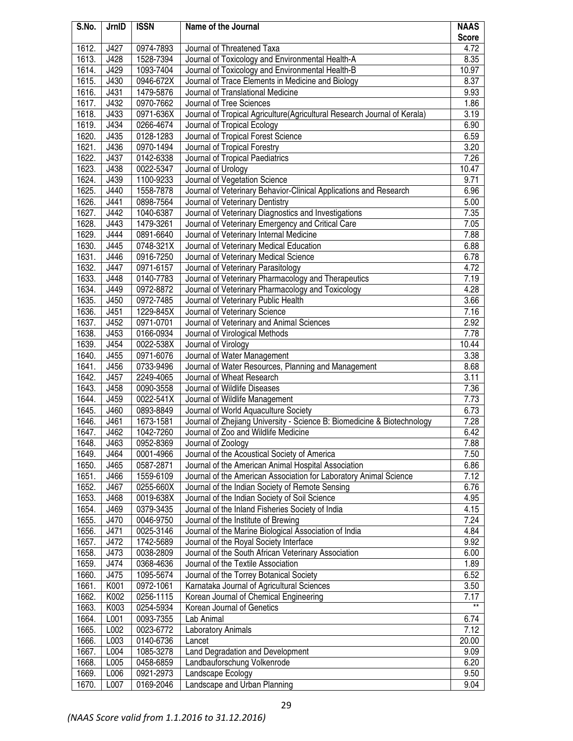| S.No. | JrnID | ISSN | Name of the Journal | NAAS Score |
|---|---|---|---|---|
| 1612. | J427 | 0974-7893 | Journal of Threatened Taxa | 4.72 |
| 1613. | J428 | 1528-7394 | Journal of Toxicology and Environmental Health-A | 8.35 |
| 1614. | J429 | 1093-7404 | Journal of Toxicology and Environmental Health-B | 10.97 |
| 1615. | J430 | 0946-672X | Journal of Trace Elements in Medicine and Biology | 8.37 |
| 1616. | J431 | 1479-5876 | Journal of Translational Medicine | 9.93 |
| 1617. | J432 | 0970-7662 | Journal of Tree Sciences | 1.86 |
| 1618. | J433 | 0971-636X | Journal of Tropical Agriculture(Agricultural Research Journal of Kerala) | 3.19 |
| 1619. | J434 | 0266-4674 | Journal of Tropical Ecology | 6.90 |
| 1620. | J435 | 0128-1283 | Journal of Tropical Forest Science | 6.59 |
| 1621. | J436 | 0970-1494 | Journal of Tropical Forestry | 3.20 |
| 1622. | J437 | 0142-6338 | Journal of Tropical Paediatrics | 7.26 |
| 1623. | J438 | 0022-5347 | Journal of Urology | 10.47 |
| 1624. | J439 | 1100-9233 | Journal of Vegetation Science | 9.71 |
| 1625. | J440 | 1558-7878 | Journal of Veterinary Behavior-Clinical Applications and Research | 6.96 |
| 1626. | J441 | 0898-7564 | Journal of Veterinary Dentistry | 5.00 |
| 1627. | J442 | 1040-6387 | Journal of Veterinary Diagnostics and Investigations | 7.35 |
| 1628. | J443 | 1479-3261 | Journal of Veterinary Emergency and Critical Care | 7.05 |
| 1629. | J444 | 0891-6640 | Journal of Veterinary Internal Medicine | 7.88 |
| 1630. | J445 | 0748-321X | Journal of Veterinary Medical Education | 6.88 |
| 1631. | J446 | 0916-7250 | Journal of Veterinary Medical Science | 6.78 |
| 1632. | J447 | 0971-6157 | Journal of Veterinary Parasitology | 4.72 |
| 1633. | J448 | 0140-7783 | Journal of Veterinary Pharmacology and Therapeutics | 7.19 |
| 1634. | J449 | 0972-8872 | Journal of Veterinary Pharmacology and Toxicology | 4.28 |
| 1635. | J450 | 0972-7485 | Journal of Veterinary Public Health | 3.66 |
| 1636. | J451 | 1229-845X | Journal of Veterinary Science | 7.16 |
| 1637. | J452 | 0971-0701 | Journal of Veterinary and Animal Sciences | 2.92 |
| 1638. | J453 | 0166-0934 | Journal of Virological Methods | 7.78 |
| 1639. | J454 | 0022-538X | Journal of Virology | 10.44 |
| 1640. | J455 | 0971-6076 | Journal of Water Management | 3.38 |
| 1641. | J456 | 0733-9496 | Journal of Water Resources, Planning and Management | 8.68 |
| 1642. | J457 | 2249-4065 | Journal of Wheat Research | 3.11 |
| 1643. | J458 | 0090-3558 | Journal of Wildlife Diseases | 7.36 |
| 1644. | J459 | 0022-541X | Journal of Wildlife Management | 7.73 |
| 1645. | J460 | 0893-8849 | Journal of World Aquaculture Society | 6.73 |
| 1646. | J461 | 1673-1581 | Journal of Zhejiang University - Science B: Biomedicine & Biotechnology | 7.28 |
| 1647. | J462 | 1042-7260 | Journal of Zoo and Wildlife Medicine | 6.42 |
| 1648. | J463 | 0952-8369 | Journal of Zoology | 7.88 |
| 1649. | J464 | 0001-4966 | Journal of the Acoustical Society of America | 7.50 |
| 1650. | J465 | 0587-2871 | Journal of the American Animal Hospital Association | 6.86 |
| 1651. | J466 | 1559-6109 | Journal of the American Association for Laboratory Animal Science | 7.12 |
| 1652. | J467 | 0255-660X | Journal of the Indian Society of Remote Sensing | 6.76 |
| 1653. | J468 | 0019-638X | Journal of the Indian Society of Soil Science | 4.95 |
| 1654. | J469 | 0379-3435 | Journal of the Inland Fisheries Society of India | 4.15 |
| 1655. | J470 | 0046-9750 | Journal of the Institute of Brewing | 7.24 |
| 1656. | J471 | 0025-3146 | Journal of the Marine Biological Association of India | 4.84 |
| 1657. | J472 | 1742-5689 | Journal of the Royal Society Interface | 9.92 |
| 1658. | J473 | 0038-2809 | Journal of the South African Veterinary Association | 6.00 |
| 1659. | J474 | 0368-4636 | Journal of the Textile Association | 1.89 |
| 1660. | J475 | 1095-5674 | Journal of the Torrey Botanical Society | 6.52 |
| 1661. | K001 | 0972-1061 | Karnataka Journal of Agricultural Sciences | 3.50 |
| 1662. | K002 | 0256-1115 | Korean Journal of Chemical Engineering | 7.17 |
| 1663. | K003 | 0254-5934 | Korean Journal of Genetics | ** |
| 1664. | L001 | 0093-7355 | Lab Animal | 6.74 |
| 1665. | L002 | 0023-6772 | Laboratory Animals | 7.12 |
| 1666. | L003 | 0140-6736 | Lancet | 20.00 |
| 1667. | L004 | 1085-3278 | Land Degradation and Development | 9.09 |
| 1668. | L005 | 0458-6859 | Landbauforschung Volkenrode | 6.20 |
| 1669. | L006 | 0921-2973 | Landscape Ecology | 9.50 |
| 1670. | L007 | 0169-2046 | Landscape and Urban Planning | 9.04 |

*(NAAS Score valid from 1.1.2016 to 31.12.2016)*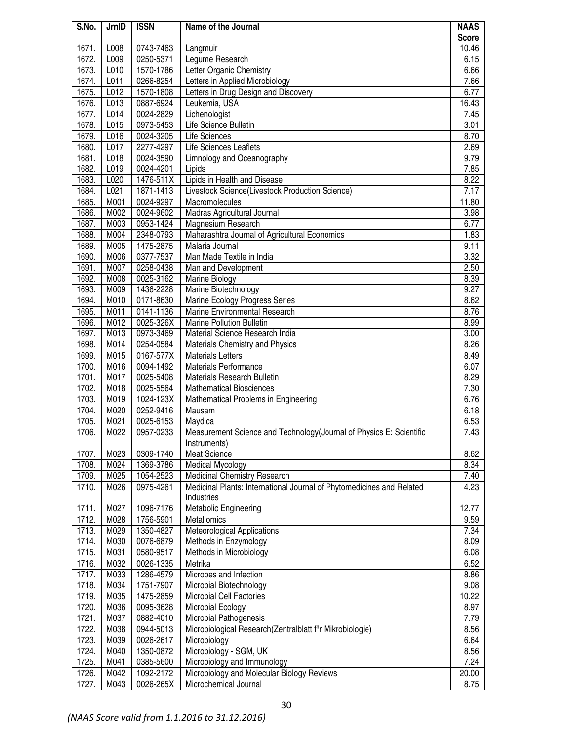| S.No. | JrnID | ISSN | Name of the Journal | NAAS Score |
|---|---|---|---|---|
| 1671. | L008 | 0743-7463 | Langmuir | 10.46 |
| 1672. | L009 | 0250-5371 | Legume Research | 6.15 |
| 1673. | L010 | 1570-1786 | Letter Organic Chemistry | 6.66 |
| 1674. | L011 | 0266-8254 | Letters in Applied Microbiology | 7.66 |
| 1675. | L012 | 1570-1808 | Letters in Drug Design and Discovery | 6.77 |
| 1676. | L013 | 0887-6924 | Leukemia, USA | 16.43 |
| 1677. | L014 | 0024-2829 | Lichenologist | 7.45 |
| 1678. | L015 | 0973-5453 | Life Science Bulletin | 3.01 |
| 1679. | L016 | 0024-3205 | Life Sciences | 8.70 |
| 1680. | L017 | 2277-4297 | Life Sciences Leaflets | 2.69 |
| 1681. | L018 | 0024-3590 | Limnology and Oceanography | 9.79 |
| 1682. | L019 | 0024-4201 | Lipids | 7.85 |
| 1683. | L020 | 1476-511X | Lipids in Health and Disease | 8.22 |
| 1684. | L021 | 1871-1413 | Livestock Science(Livestock Production Science) | 7.17 |
| 1685. | M001 | 0024-9297 | Macromolecules | 11.80 |
| 1686. | M002 | 0024-9602 | Madras Agricultural Journal | 3.98 |
| 1687. | M003 | 0953-1424 | Magnesium Research | 6.77 |
| 1688. | M004 | 2348-0793 | Maharashtra Journal of Agricultural Economics | 1.83 |
| 1689. | M005 | 1475-2875 | Malaria Journal | 9.11 |
| 1690. | M006 | 0377-7537 | Man Made Textile in India | 3.32 |
| 1691. | M007 | 0258-0438 | Man and Development | 2.50 |
| 1692. | M008 | 0025-3162 | Marine Biology | 8.39 |
| 1693. | M009 | 1436-2228 | Marine Biotechnology | 9.27 |
| 1694. | M010 | 0171-8630 | Marine Ecology Progress Series | 8.62 |
| 1695. | M011 | 0141-1136 | Marine Environmental Research | 8.76 |
| 1696. | M012 | 0025-326X | Marine Pollution Bulletin | 8.99 |
| 1697. | M013 | 0973-3469 | Material Science Research India | 3.00 |
| 1698. | M014 | 0254-0584 | Materials Chemistry and Physics | 8.26 |
| 1699. | M015 | 0167-577X | Materials Letters | 8.49 |
| 1700. | M016 | 0094-1492 | Materials Performance | 6.07 |
| 1701. | M017 | 0025-5408 | Materials Research Bulletin | 8.29 |
| 1702. | M018 | 0025-5564 | Mathematical Biosciences | 7.30 |
| 1703. | M019 | 1024-123X | Mathematical Problems in Engineering | 6.76 |
| 1704. | M020 | 0252-9416 | Mausam | 6.18 |
| 1705. | M021 | 0025-6153 | Maydica | 6.53 |
| 1706. | M022 | 0957-0233 | Measurement Science and Technology(Journal of Physics E: Scientific Instruments) | 7.43 |
| 1707. | M023 | 0309-1740 | Meat Science | 8.62 |
| 1708. | M024 | 1369-3786 | Medical Mycology | 8.34 |
| 1709. | M025 | 1054-2523 | Medicinal Chemistry Research | 7.40 |
| 1710. | M026 | 0975-4261 | Medicinal Plants: International Journal of Phytomedicines and Related Industries | 4.23 |
| 1711. | M027 | 1096-7176 | Metabolic Engineering | 12.77 |
| 1712. | M028 | 1756-5901 | Metallomics | 9.59 |
| 1713. | M029 | 1350-4827 | Meteorological Applications | 7.34 |
| 1714. | M030 | 0076-6879 | Methods in Enzymology | 8.09 |
| 1715. | M031 | 0580-9517 | Methods in Microbiology | 6.08 |
| 1716. | M032 | 0026-1335 | Metrika | 6.52 |
| 1717. | M033 | 1286-4579 | Microbes and Infection | 8.86 |
| 1718. | M034 | 1751-7907 | Microbial Biotechnology | 9.08 |
| 1719. | M035 | 1475-2859 | Microbial Cell Factories | 10.22 |
| 1720. | M036 | 0095-3628 | Microbial Ecology | 8.97 |
| 1721. | M037 | 0882-4010 | Microbial Pathogenesis | 7.79 |
| 1722. | M038 | 0944-5013 | Microbiological Research(Zentralblatt f"r Mikrobiologie) | 8.56 |
| 1723. | M039 | 0026-2617 | Microbiology | 6.64 |
| 1724. | M040 | 1350-0872 | Microbiology - SGM, UK | 8.56 |
| 1725. | M041 | 0385-5600 | Microbiology and Immunology | 7.24 |
| 1726. | M042 | 1092-2172 | Microbiology and Molecular Biology Reviews | 20.00 |
| 1727. | M043 | 0026-265X | Microchemical Journal | 8.75 |

*(NAAS Score valid from 1.1.2016 to 31.12.2016)*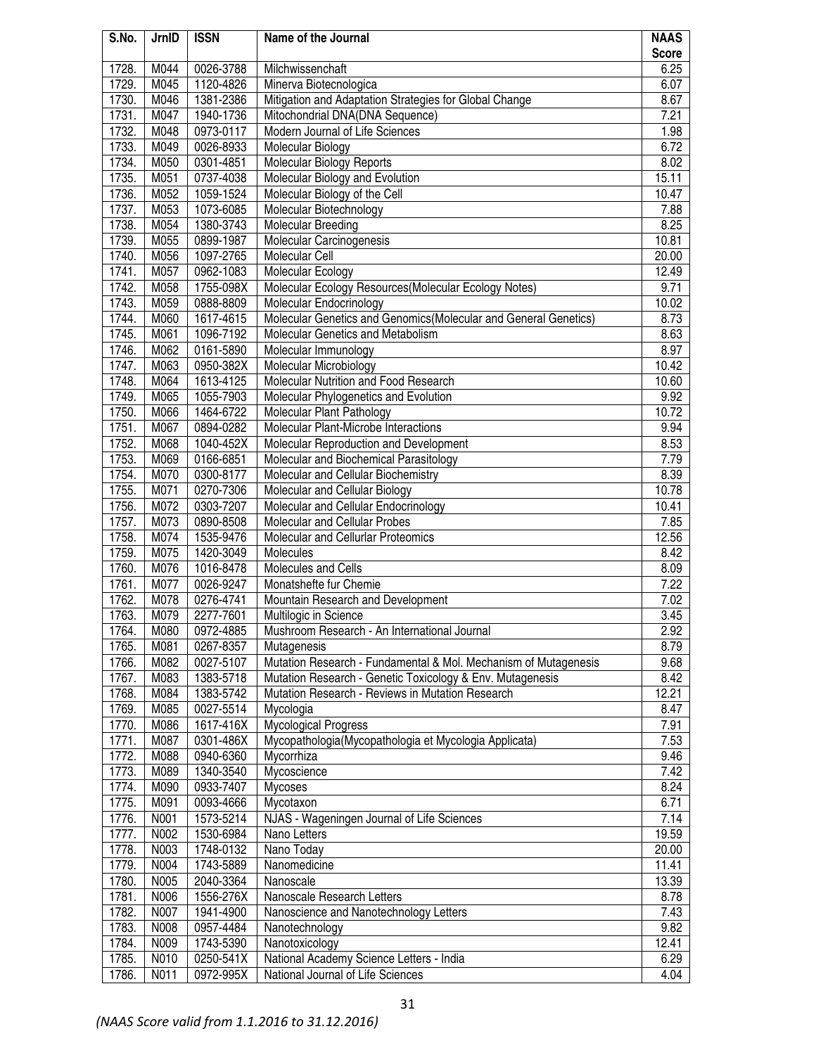| S.No. | JrnID | ISSN | Name of the Journal | NAAS Score |
|---|---|---|---|---|
| 1728. | M044 | 0026-3788 | Milchwissenchaft | 6.25 |
| 1729. | M045 | 1120-4826 | Minerva Biotecnologica | 6.07 |
| 1730. | M046 | 1381-2386 | Mitigation and Adaptation Strategies for Global Change | 8.67 |
| 1731. | M047 | 1940-1736 | Mitochondrial DNA(DNA Sequence) | 7.21 |
| 1732. | M048 | 0973-0117 | Modern Journal of Life Sciences | 1.98 |
| 1733. | M049 | 0026-8933 | Molecular Biology | 6.72 |
| 1734. | M050 | 0301-4851 | Molecular Biology Reports | 8.02 |
| 1735. | M051 | 0737-4038 | Molecular Biology and Evolution | 15.11 |
| 1736. | M052 | 1059-1524 | Molecular Biology of the Cell | 10.47 |
| 1737. | M053 | 1073-6085 | Molecular Biotechnology | 7.88 |
| 1738. | M054 | 1380-3743 | Molecular Breeding | 8.25 |
| 1739. | M055 | 0899-1987 | Molecular Carcinogenesis | 10.81 |
| 1740. | M056 | 1097-2765 | Molecular Cell | 20.00 |
| 1741. | M057 | 0962-1083 | Molecular Ecology | 12.49 |
| 1742. | M058 | 1755-098X | Molecular Ecology Resources(Molecular Ecology Notes) | 9.71 |
| 1743. | M059 | 0888-8809 | Molecular Endocrinology | 10.02 |
| 1744. | M060 | 1617-4615 | Molecular Genetics and Genomics(Molecular and General Genetics) | 8.73 |
| 1745. | M061 | 1096-7192 | Molecular Genetics and Metabolism | 8.63 |
| 1746. | M062 | 0161-5890 | Molecular Immunology | 8.97 |
| 1747. | M063 | 0950-382X | Molecular Microbiology | 10.42 |
| 1748. | M064 | 1613-4125 | Molecular Nutrition and Food Research | 10.60 |
| 1749. | M065 | 1055-7903 | Molecular Phylogenetics and Evolution | 9.92 |
| 1750. | M066 | 1464-6722 | Molecular Plant Pathology | 10.72 |
| 1751. | M067 | 0894-0282 | Molecular Plant-Microbe Interactions | 9.94 |
| 1752. | M068 | 1040-452X | Molecular Reproduction and Development | 8.53 |
| 1753. | M069 | 0166-6851 | Molecular and Biochemical Parasitology | 7.79 |
| 1754. | M070 | 0300-8177 | Molecular and Cellular Biochemistry | 8.39 |
| 1755. | M071 | 0270-7306 | Molecular and Cellular Biology | 10.78 |
| 1756. | M072 | 0303-7207 | Molecular and Cellular Endocrinology | 10.41 |
| 1757. | M073 | 0890-8508 | Molecular and Cellular Probes | 7.85 |
| 1758. | M074 | 1535-9476 | Molecular and Cellurlar Proteomics | 12.56 |
| 1759. | M075 | 1420-3049 | Molecules | 8.42 |
| 1760. | M076 | 1016-8478 | Molecules and Cells | 8.09 |
| 1761. | M077 | 0026-9247 | Monatshefte fur Chemie | 7.22 |
| 1762. | M078 | 0276-4741 | Mountain Research and Development | 7.02 |
| 1763. | M079 | 2277-7601 | Multilogic in Science | 3.45 |
| 1764. | M080 | 0972-4885 | Mushroom Research - An International Journal | 2.92 |
| 1765. | M081 | 0267-8357 | Mutagenesis | 8.79 |
| 1766. | M082 | 0027-5107 | Mutation Research - Fundamental & Mol. Mechanism of Mutagenesis | 9.68 |
| 1767. | M083 | 1383-5718 | Mutation Research - Genetic Toxicology & Env. Mutagenesis | 8.42 |
| 1768. | M084 | 1383-5742 | Mutation Research - Reviews in Mutation Research | 12.21 |
| 1769. | M085 | 0027-5514 | Mycologia | 8.47 |
| 1770. | M086 | 1617-416X | Mycological Progress | 7.91 |
| 1771. | M087 | 0301-486X | Mycopathologia(Mycopathologia et Mycologia Applicata) | 7.53 |
| 1772. | M088 | 0940-6360 | Mycorrhiza | 9.46 |
| 1773. | M089 | 1340-3540 | Mycoscience | 7.42 |
| 1774. | M090 | 0933-7407 | Mycoses | 8.24 |
| 1775. | M091 | 0093-4666 | Mycotaxon | 6.71 |
| 1776. | N001 | 1573-5214 | NJAS - Wageningen Journal of Life Sciences | 7.14 |
| 1777. | N002 | 1530-6984 | Nano Letters | 19.59 |
| 1778. | N003 | 1748-0132 | Nano Today | 20.00 |
| 1779. | N004 | 1743-5889 | Nanomedicine | 11.41 |
| 1780. | N005 | 2040-3364 | Nanoscale | 13.39 |
| 1781. | N006 | 1556-276X | Nanoscale Research Letters | 8.78 |
| 1782. | N007 | 1941-4900 | Nanoscience and Nanotechnology Letters | 7.43 |
| 1783. | N008 | 0957-4484 | Nanotechnology | 9.82 |
| 1784. | N009 | 1743-5390 | Nanotoxicology | 12.41 |
| 1785. | N010 | 0250-541X | National Academy Science Letters - India | 6.29 |
| 1786. | N011 | 0972-995X | National Journal of Life Sciences | 4.04 |

*(NAAS Score valid from 1.1.2016 to 31.12.2016)*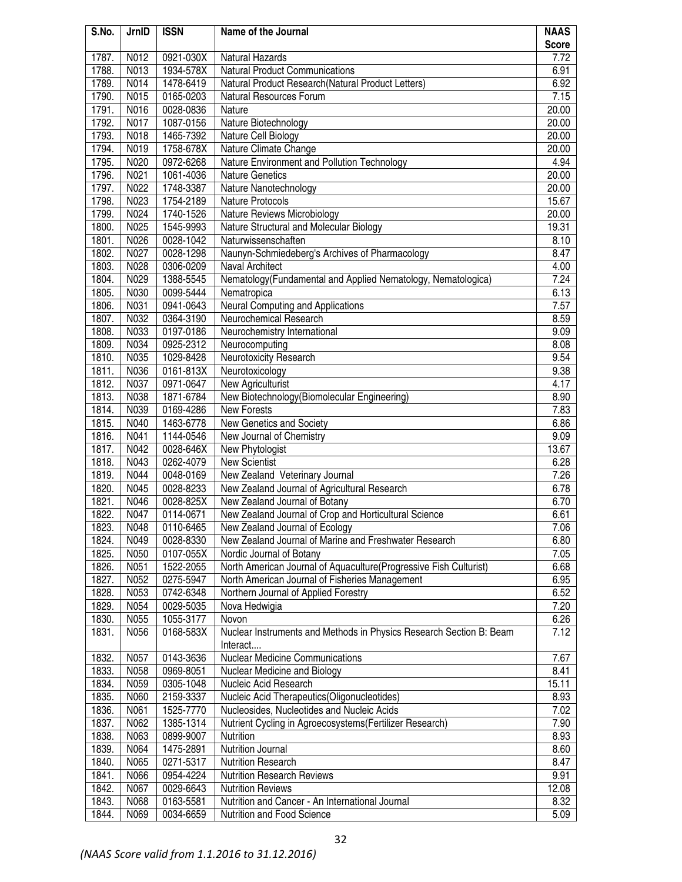| S.No. | JrnID | ISSN | Name of the Journal | NAAS Score |
|---|---|---|---|---|
| 1787. | N012 | 0921-030X | Natural Hazards | 7.72 |
| 1788. | N013 | 1934-578X | Natural Product Communications | 6.91 |
| 1789. | N014 | 1478-6419 | Natural Product Research(Natural Product Letters) | 6.92 |
| 1790. | N015 | 0165-0203 | Natural Resources Forum | 7.15 |
| 1791. | N016 | 0028-0836 | Nature | 20.00 |
| 1792. | N017 | 1087-0156 | Nature Biotechnology | 20.00 |
| 1793. | N018 | 1465-7392 | Nature Cell Biology | 20.00 |
| 1794. | N019 | 1758-678X | Nature Climate Change | 20.00 |
| 1795. | N020 | 0972-6268 | Nature Environment and Pollution Technology | 4.94 |
| 1796. | N021 | 1061-4036 | Nature Genetics | 20.00 |
| 1797. | N022 | 1748-3387 | Nature Nanotechnology | 20.00 |
| 1798. | N023 | 1754-2189 | Nature Protocols | 15.67 |
| 1799. | N024 | 1740-1526 | Nature Reviews Microbiology | 20.00 |
| 1800. | N025 | 1545-9993 | Nature Structural and Molecular Biology | 19.31 |
| 1801. | N026 | 0028-1042 | Naturwissenschaften | 8.10 |
| 1802. | N027 | 0028-1298 | Naunyn-Schmiedeberg's Archives of Pharmacology | 8.47 |
| 1803. | N028 | 0306-0209 | Naval Architect | 4.00 |
| 1804. | N029 | 1388-5545 | Nematology(Fundamental and Applied Nematology, Nematologica) | 7.24 |
| 1805. | N030 | 0099-5444 | Nematropica | 6.13 |
| 1806. | N031 | 0941-0643 | Neural Computing and Applications | 7.57 |
| 1807. | N032 | 0364-3190 | Neurochemical Research | 8.59 |
| 1808. | N033 | 0197-0186 | Neurochemistry International | 9.09 |
| 1809. | N034 | 0925-2312 | Neurocomputing | 8.08 |
| 1810. | N035 | 1029-8428 | Neurotoxicity Research | 9.54 |
| 1811. | N036 | 0161-813X | Neurotoxicology | 9.38 |
| 1812. | N037 | 0971-0647 | New Agriculturist | 4.17 |
| 1813. | N038 | 1871-6784 | New Biotechnology(Biomolecular Engineering) | 8.90 |
| 1814. | N039 | 0169-4286 | New Forests | 7.83 |
| 1815. | N040 | 1463-6778 | New Genetics and Society | 6.86 |
| 1816. | N041 | 1144-0546 | New Journal of Chemistry | 9.09 |
| 1817. | N042 | 0028-646X | New Phytologist | 13.67 |
| 1818. | N043 | 0262-4079 | New Scientist | 6.28 |
| 1819. | N044 | 0048-0169 | New Zealand Veterinary Journal | 7.26 |
| 1820. | N045 | 0028-8233 | New Zealand Journal of Agricultural Research | 6.78 |
| 1821. | N046 | 0028-825X | New Zealand Journal of Botany | 6.70 |
| 1822. | N047 | 0114-0671 | New Zealand Journal of Crop and Horticultural Science | 6.61 |
| 1823. | N048 | 0110-6465 | New Zealand Journal of Ecology | 7.06 |
| 1824. | N049 | 0028-8330 | New Zealand Journal of Marine and Freshwater Research | 6.80 |
| 1825. | N050 | 0107-055X | Nordic Journal of Botany | 7.05 |
| 1826. | N051 | 1522-2055 | North American Journal of Aquaculture(Progressive Fish Culturist) | 6.68 |
| 1827. | N052 | 0275-5947 | North American Journal of Fisheries Management | 6.95 |
| 1828. | N053 | 0742-6348 | Northern Journal of Applied Forestry | 6.52 |
| 1829. | N054 | 0029-5035 | Nova Hedwigia | 7.20 |
| 1830. | N055 | 1055-3177 | Novon | 6.26 |
| 1831. | N056 | 0168-583X | Nuclear Instruments and Methods in Physics Research Section B: Beam Interact.... | 7.12 |
| 1832. | N057 | 0143-3636 | Nuclear Medicine Communications | 7.67 |
| 1833. | N058 | 0969-8051 | Nuclear Medicine and Biology | 8.41 |
| 1834. | N059 | 0305-1048 | Nucleic Acid Research | 15.11 |
| 1835. | N060 | 2159-3337 | Nucleic Acid Therapeutics(Oligonucleotides) | 8.93 |
| 1836. | N061 | 1525-7770 | Nucleosides, Nucleotides and Nucleic Acids | 7.02 |
| 1837. | N062 | 1385-1314 | Nutrient Cycling in Agroecosystems(Fertilizer Research) | 7.90 |
| 1838. | N063 | 0899-9007 | Nutrition | 8.93 |
| 1839. | N064 | 1475-2891 | Nutrition Journal | 8.60 |
| 1840. | N065 | 0271-5317 | Nutrition Research | 8.47 |
| 1841. | N066 | 0954-4224 | Nutrition Research Reviews | 9.91 |
| 1842. | N067 | 0029-6643 | Nutrition Reviews | 12.08 |
| 1843. | N068 | 0163-5581 | Nutrition and Cancer - An International Journal | 8.32 |
| 1844. | N069 | 0034-6659 | Nutrition and Food Science | 5.09 |

*(NAAS Score valid from 1.1.2016 to 31.12.2016)*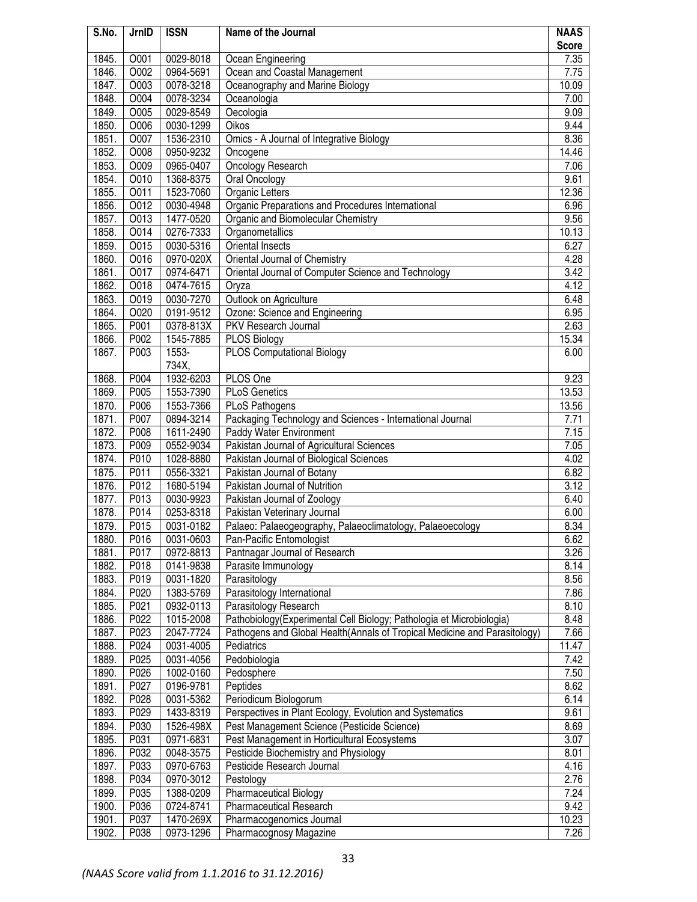| S.No. | JrnID | ISSN | Name of the Journal | NAAS Score |
|---|---|---|---|---|
| 1845. | O001 | 0029-8018 | Ocean Engineering | 7.35 |
| 1846. | O002 | 0964-5691 | Ocean and Coastal Management | 7.75 |
| 1847. | O003 | 0078-3218 | Oceanography and Marine Biology | 10.09 |
| 1848. | O004 | 0078-3234 | Oceanologia | 7.00 |
| 1849. | O005 | 0029-8549 | Oecologia | 9.09 |
| 1850. | O006 | 0030-1299 | Oikos | 9.44 |
| 1851. | O007 | 1536-2310 | Omics - A Journal of Integrative Biology | 8.36 |
| 1852. | O008 | 0950-9232 | Oncogene | 14.46 |
| 1853. | O009 | 0965-0407 | Oncology Research | 7.06 |
| 1854. | O010 | 1368-8375 | Oral Oncology | 9.61 |
| 1855. | O011 | 1523-7060 | Organic Letters | 12.36 |
| 1856. | O012 | 0030-4948 | Organic Preparations and Procedures International | 6.96 |
| 1857. | O013 | 1477-0520 | Organic and Biomolecular Chemistry | 9.56 |
| 1858. | O014 | 0276-7333 | Organometallics | 10.13 |
| 1859. | O015 | 0030-5316 | Oriental Insects | 6.27 |
| 1860. | O016 | 0970-020X | Oriental Journal of Chemistry | 4.28 |
| 1861. | O017 | 0974-6471 | Oriental Journal of Computer Science and Technology | 3.42 |
| 1862. | O018 | 0474-7615 | Oryza | 4.12 |
| 1863. | O019 | 0030-7270 | Outlook on Agriculture | 6.48 |
| 1864. | O020 | 0191-9512 | Ozone: Science and Engineering | 6.95 |
| 1865. | P001 | 0378-813X | PKV Research Journal | 2.63 |
| 1866. | P002 | 1545-7885 | PLOS Biology | 15.34 |
| 1867. | P003 | 1553-734X, | PLOS Computational Biology | 6.00 |
| 1868. | P004 | 1932-6203 | PLOS One | 9.23 |
| 1869. | P005 | 1553-7390 | PLoS Genetics | 13.53 |
| 1870. | P006 | 1553-7366 | PLoS Pathogens | 13.56 |
| 1871. | P007 | 0894-3214 | Packaging Technology and Sciences - International Journal | 7.71 |
| 1872. | P008 | 1611-2490 | Paddy Water Environment | 7.15 |
| 1873. | P009 | 0552-9034 | Pakistan Journal of Agricultural Sciences | 7.05 |
| 1874. | P010 | 1028-8880 | Pakistan Journal of Biological Sciences | 4.02 |
| 1875. | P011 | 0556-3321 | Pakistan Journal of Botany | 6.82 |
| 1876. | P012 | 1680-5194 | Pakistan Journal of Nutrition | 3.12 |
| 1877. | P013 | 0030-9923 | Pakistan Journal of Zoology | 6.40 |
| 1878. | P014 | 0253-8318 | Pakistan Veterinary Journal | 6.00 |
| 1879. | P015 | 0031-0182 | Palaeo: Palaeogeography, Palaeoclimatology, Palaeoecology | 8.34 |
| 1880. | P016 | 0031-0603 | Pan-Pacific Entomologist | 6.62 |
| 1881. | P017 | 0972-8813 | Pantnagar Journal of Research | 3.26 |
| 1882. | P018 | 0141-9838 | Parasite Immunology | 8.14 |
| 1883. | P019 | 0031-1820 | Parasitology | 8.56 |
| 1884. | P020 | 1383-5769 | Parasitology International | 7.86 |
| 1885. | P021 | 0932-0113 | Parasitology Research | 8.10 |
| 1886. | P022 | 1015-2008 | Pathobiology(Experimental Cell Biology; Pathologia et Microbiologia) | 8.48 |
| 1887. | P023 | 2047-7724 | Pathogens and Global Health(Annals of Tropical Medicine and Parasitology) | 7.66 |
| 1888. | P024 | 0031-4005 | Pediatrics | 11.47 |
| 1889. | P025 | 0031-4056 | Pedobiologia | 7.42 |
| 1890. | P026 | 1002-0160 | Pedosphere | 7.50 |
| 1891. | P027 | 0196-9781 | Peptides | 8.62 |
| 1892. | P028 | 0031-5362 | Periodicum Biologorum | 6.14 |
| 1893. | P029 | 1433-8319 | Perspectives in Plant Ecology, Evolution and Systematics | 9.61 |
| 1894. | P030 | 1526-498X | Pest Management Science (Pesticide Science) | 8.69 |
| 1895. | P031 | 0971-6831 | Pest Management in Horticultural Ecosystems | 3.07 |
| 1896. | P032 | 0048-3575 | Pesticide Biochemistry and Physiology | 8.01 |
| 1897. | P033 | 0970-6763 | Pesticide Research Journal | 4.16 |
| 1898. | P034 | 0970-3012 | Pestology | 2.76 |
| 1899. | P035 | 1388-0209 | Pharmaceutical Biology | 7.24 |
| 1900. | P036 | 0724-8741 | Pharmaceutical Research | 9.42 |
| 1901. | P037 | 1470-269X | Pharmacogenomics Journal | 10.23 |
| 1902. | P038 | 0973-1296 | Pharmacognosy Magazine | 7.26 |

*(NAAS Score valid from 1.1.2016 to 31.12.2016)*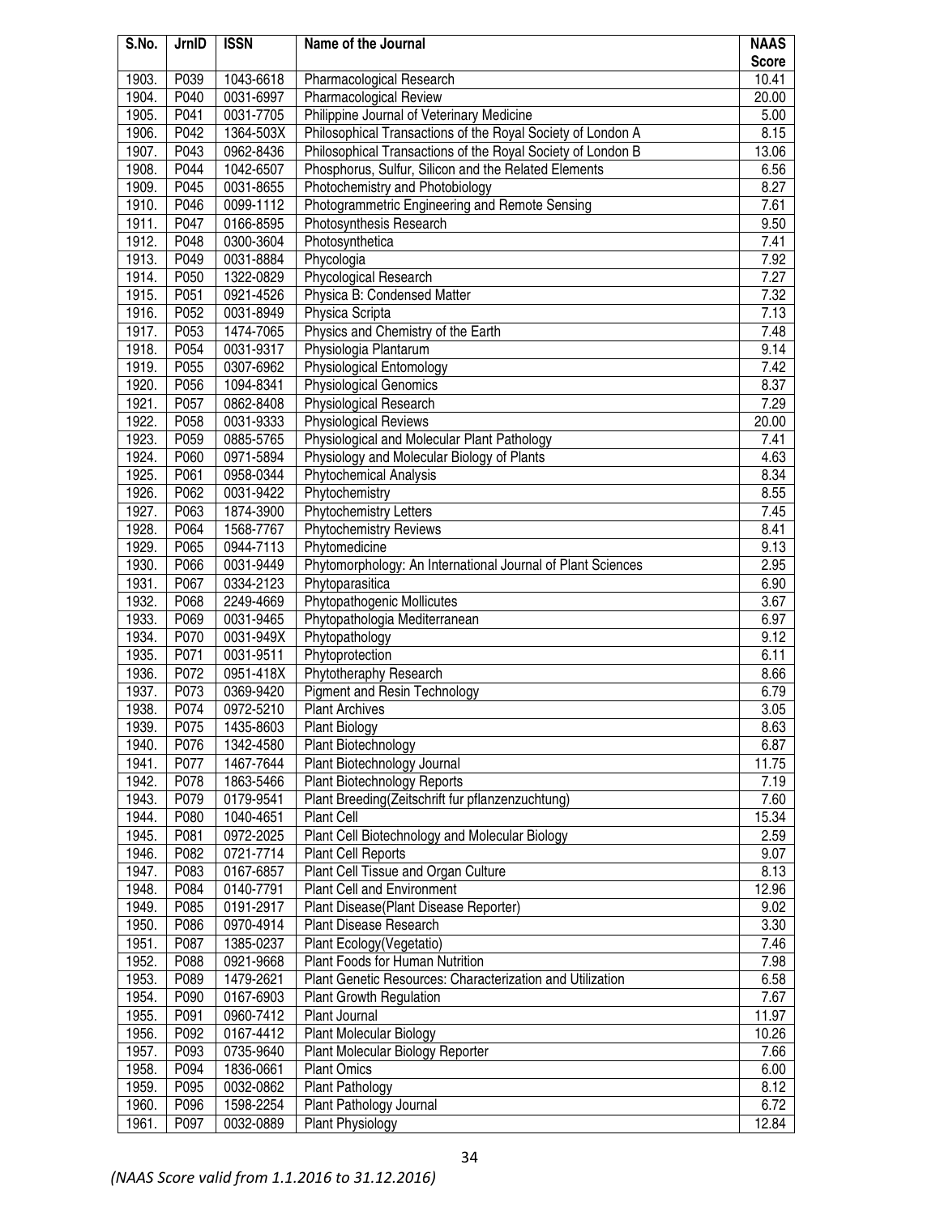| S.No. | JrnID | ISSN | Name of the Journal | NAAS Score |
|---|---|---|---|---|
| 1903. | P039 | 1043-6618 | Pharmacological Research | 10.41 |
| 1904. | P040 | 0031-6997 | Pharmacological Review | 20.00 |
| 1905. | P041 | 0031-7705 | Philippine Journal of Veterinary Medicine | 5.00 |
| 1906. | P042 | 1364-503X | Philosophical Transactions of the Royal Society of London A | 8.15 |
| 1907. | P043 | 0962-8436 | Philosophical Transactions of the Royal Society of London B | 13.06 |
| 1908. | P044 | 1042-6507 | Phosphorus, Sulfur, Silicon and the Related Elements | 6.56 |
| 1909. | P045 | 0031-8655 | Photochemistry and Photobiology | 8.27 |
| 1910. | P046 | 0099-1112 | Photogrammetric Engineering and Remote Sensing | 7.61 |
| 1911. | P047 | 0166-8595 | Photosynthesis Research | 9.50 |
| 1912. | P048 | 0300-3604 | Photosynthetica | 7.41 |
| 1913. | P049 | 0031-8884 | Phycologia | 7.92 |
| 1914. | P050 | 1322-0829 | Phycological Research | 7.27 |
| 1915. | P051 | 0921-4526 | Physica B: Condensed Matter | 7.32 |
| 1916. | P052 | 0031-8949 | Physica Scripta | 7.13 |
| 1917. | P053 | 1474-7065 | Physics and Chemistry of the Earth | 7.48 |
| 1918. | P054 | 0031-9317 | Physiologia Plantarum | 9.14 |
| 1919. | P055 | 0307-6962 | Physiological Entomology | 7.42 |
| 1920. | P056 | 1094-8341 | Physiological Genomics | 8.37 |
| 1921. | P057 | 0862-8408 | Physiological Research | 7.29 |
| 1922. | P058 | 0031-9333 | Physiological Reviews | 20.00 |
| 1923. | P059 | 0885-5765 | Physiological and Molecular Plant Pathology | 7.41 |
| 1924. | P060 | 0971-5894 | Physiology and Molecular Biology of Plants | 4.63 |
| 1925. | P061 | 0958-0344 | Phytochemical Analysis | 8.34 |
| 1926. | P062 | 0031-9422 | Phytochemistry | 8.55 |
| 1927. | P063 | 1874-3900 | Phytochemistry Letters | 7.45 |
| 1928. | P064 | 1568-7767 | Phytochemistry Reviews | 8.41 |
| 1929. | P065 | 0944-7113 | Phytomedicine | 9.13 |
| 1930. | P066 | 0031-9449 | Phytomorphology: An International Journal of Plant Sciences | 2.95 |
| 1931. | P067 | 0334-2123 | Phytoparasitica | 6.90 |
| 1932. | P068 | 2249-4669 | Phytopathogenic Mollicutes | 3.67 |
| 1933. | P069 | 0031-9465 | Phytopathologia Mediterranean | 6.97 |
| 1934. | P070 | 0031-949X | Phytopathology | 9.12 |
| 1935. | P071 | 0031-9511 | Phytoprotection | 6.11 |
| 1936. | P072 | 0951-418X | Phytotheraphy Research | 8.66 |
| 1937. | P073 | 0369-9420 | Pigment and Resin Technology | 6.79 |
| 1938. | P074 | 0972-5210 | Plant Archives | 3.05 |
| 1939. | P075 | 1435-8603 | Plant Biology | 8.63 |
| 1940. | P076 | 1342-4580 | Plant Biotechnology | 6.87 |
| 1941. | P077 | 1467-7644 | Plant Biotechnology Journal | 11.75 |
| 1942. | P078 | 1863-5466 | Plant Biotechnology Reports | 7.19 |
| 1943. | P079 | 0179-9541 | Plant Breeding(Zeitschrift fur pflanzenzuchtung) | 7.60 |
| 1944. | P080 | 1040-4651 | Plant Cell | 15.34 |
| 1945. | P081 | 0972-2025 | Plant Cell Biotechnology and Molecular Biology | 2.59 |
| 1946. | P082 | 0721-7714 | Plant Cell Reports | 9.07 |
| 1947. | P083 | 0167-6857 | Plant Cell Tissue and Organ Culture | 8.13 |
| 1948. | P084 | 0140-7791 | Plant Cell and Environment | 12.96 |
| 1949. | P085 | 0191-2917 | Plant Disease(Plant Disease Reporter) | 9.02 |
| 1950. | P086 | 0970-4914 | Plant Disease Research | 3.30 |
| 1951. | P087 | 1385-0237 | Plant Ecology(Vegetatio) | 7.46 |
| 1952. | P088 | 0921-9668 | Plant Foods for Human Nutrition | 7.98 |
| 1953. | P089 | 1479-2621 | Plant Genetic Resources: Characterization and Utilization | 6.58 |
| 1954. | P090 | 0167-6903 | Plant Growth Regulation | 7.67 |
| 1955. | P091 | 0960-7412 | Plant Journal | 11.97 |
| 1956. | P092 | 0167-4412 | Plant Molecular Biology | 10.26 |
| 1957. | P093 | 0735-9640 | Plant Molecular Biology Reporter | 7.66 |
| 1958. | P094 | 1836-0661 | Plant Omics | 6.00 |
| 1959. | P095 | 0032-0862 | Plant Pathology | 8.12 |
| 1960. | P096 | 1598-2254 | Plant Pathology Journal | 6.72 |
| 1961. | P097 | 0032-0889 | Plant Physiology | 12.84 |

*(NAAS Score valid from 1.1.2016 to 31.12.2016)*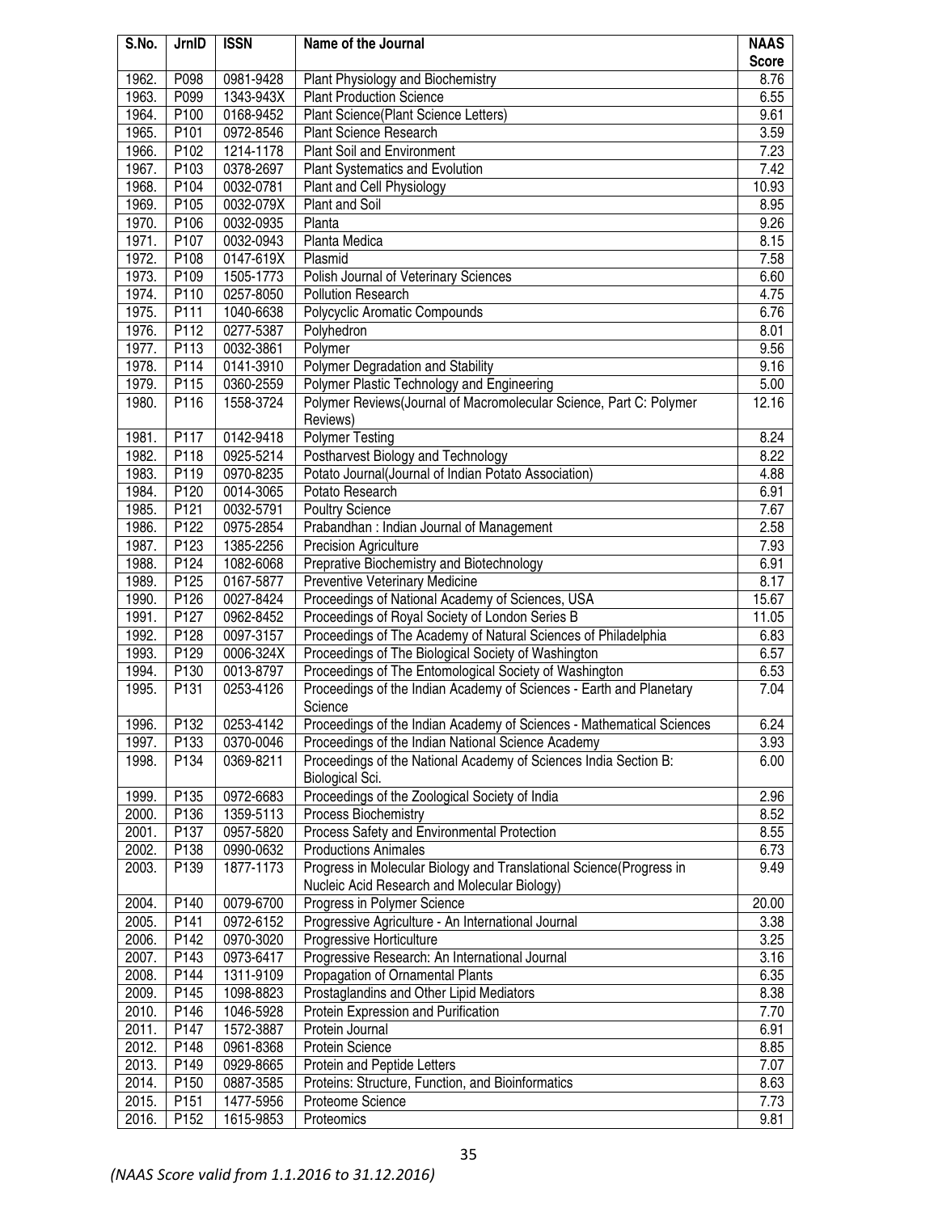| S.No. | JrnID | ISSN | Name of the Journal | NAAS Score |
|---|---|---|---|---|
| 1962. | P098 | 0981-9428 | Plant Physiology and Biochemistry | 8.76 |
| 1963. | P099 | 1343-943X | Plant Production Science | 6.55 |
| 1964. | P100 | 0168-9452 | Plant Science(Plant Science Letters) | 9.61 |
| 1965. | P101 | 0972-8546 | Plant Science Research | 3.59 |
| 1966. | P102 | 1214-1178 | Plant Soil and Environment | 7.23 |
| 1967. | P103 | 0378-2697 | Plant Systematics and Evolution | 7.42 |
| 1968. | P104 | 0032-0781 | Plant and Cell Physiology | 10.93 |
| 1969. | P105 | 0032-079X | Plant and Soil | 8.95 |
| 1970. | P106 | 0032-0935 | Planta | 9.26 |
| 1971. | P107 | 0032-0943 | Planta Medica | 8.15 |
| 1972. | P108 | 0147-619X | Plasmid | 7.58 |
| 1973. | P109 | 1505-1773 | Polish Journal of Veterinary Sciences | 6.60 |
| 1974. | P110 | 0257-8050 | Pollution Research | 4.75 |
| 1975. | P111 | 1040-6638 | Polycyclic Aromatic Compounds | 6.76 |
| 1976. | P112 | 0277-5387 | Polyhedron | 8.01 |
| 1977. | P113 | 0032-3861 | Polymer | 9.56 |
| 1978. | P114 | 0141-3910 | Polymer Degradation and Stability | 9.16 |
| 1979. | P115 | 0360-2559 | Polymer Plastic Technology and Engineering | 5.00 |
| 1980. | P116 | 1558-3724 | Polymer Reviews(Journal of Macromolecular Science, Part C: Polymer Reviews) | 12.16 |
| 1981. | P117 | 0142-9418 | Polymer Testing | 8.24 |
| 1982. | P118 | 0925-5214 | Postharvest Biology and Technology | 8.22 |
| 1983. | P119 | 0970-8235 | Potato Journal(Journal of Indian Potato Association) | 4.88 |
| 1984. | P120 | 0014-3065 | Potato Research | 6.91 |
| 1985. | P121 | 0032-5791 | Poultry Science | 7.67 |
| 1986. | P122 | 0975-2854 | Prabandhan : Indian Journal of Management | 2.58 |
| 1987. | P123 | 1385-2256 | Precision Agriculture | 7.93 |
| 1988. | P124 | 1082-6068 | Preprative Biochemistry and Biotechnology | 6.91 |
| 1989. | P125 | 0167-5877 | Preventive Veterinary Medicine | 8.17 |
| 1990. | P126 | 0027-8424 | Proceedings of National Academy of Sciences, USA | 15.67 |
| 1991. | P127 | 0962-8452 | Proceedings of Royal Society of London Series B | 11.05 |
| 1992. | P128 | 0097-3157 | Proceedings of The Academy of Natural Sciences of Philadelphia | 6.83 |
| 1993. | P129 | 0006-324X | Proceedings of The Biological Society of Washington | 6.57 |
| 1994. | P130 | 0013-8797 | Proceedings of The Entomological Society of Washington | 6.53 |
| 1995. | P131 | 0253-4126 | Proceedings of the Indian Academy of Sciences - Earth and Planetary Science | 7.04 |
| 1996. | P132 | 0253-4142 | Proceedings of the Indian Academy of Sciences - Mathematical Sciences | 6.24 |
| 1997. | P133 | 0370-0046 | Proceedings of the Indian National Science Academy | 3.93 |
| 1998. | P134 | 0369-8211 | Proceedings of the National Academy of Sciences India Section B: Biological Sci. | 6.00 |
| 1999. | P135 | 0972-6683 | Proceedings of the Zoological Society of India | 2.96 |
| 2000. | P136 | 1359-5113 | Process Biochemistry | 8.52 |
| 2001. | P137 | 0957-5820 | Process Safety and Environmental Protection | 8.55 |
| 2002. | P138 | 0990-0632 | Productions Animales | 6.73 |
| 2003. | P139 | 1877-1173 | Progress in Molecular Biology and Translational Science(Progress in Nucleic Acid Research and Molecular Biology) | 9.49 |
| 2004. | P140 | 0079-6700 | Progress in Polymer Science | 20.00 |
| 2005. | P141 | 0972-6152 | Progressive Agriculture - An International Journal | 3.38 |
| 2006. | P142 | 0970-3020 | Progressive Horticulture | 3.25 |
| 2007. | P143 | 0973-6417 | Progressive Research: An International Journal | 3.16 |
| 2008. | P144 | 1311-9109 | Propagation of Ornamental Plants | 6.35 |
| 2009. | P145 | 1098-8823 | Prostaglandins and Other Lipid Mediators | 8.38 |
| 2010. | P146 | 1046-5928 | Protein Expression and Purification | 7.70 |
| 2011. | P147 | 1572-3887 | Protein Journal | 6.91 |
| 2012. | P148 | 0961-8368 | Protein Science | 8.85 |
| 2013. | P149 | 0929-8665 | Protein and Peptide Letters | 7.07 |
| 2014. | P150 | 0887-3585 | Proteins: Structure, Function, and Bioinformatics | 8.63 |
| 2015. | P151 | 1477-5956 | Proteome Science | 7.73 |
| 2016. | P152 | 1615-9853 | Proteomics | 9.81 |

*(NAAS Score valid from 1.1.2016 to 31.12.2016)*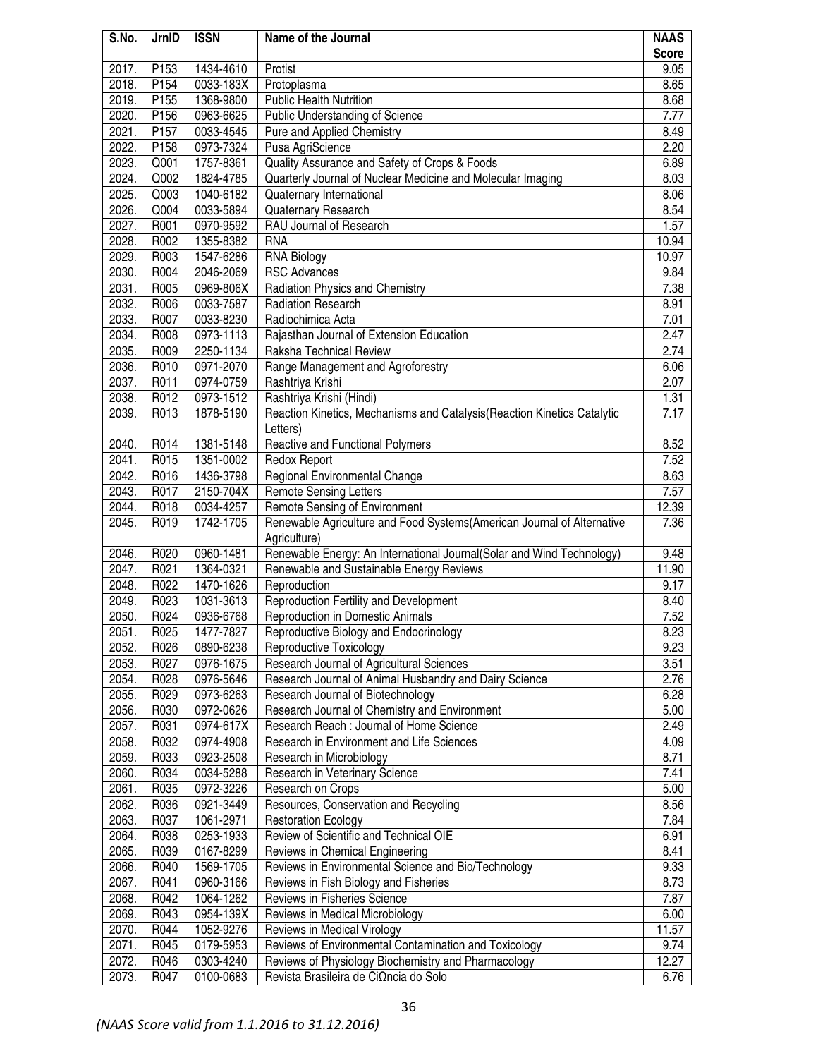| S.No. | JrnID | ISSN | Name of the Journal | NAAS Score |
|---|---|---|---|---|
| 2017. | P153 | 1434-4610 | Protist | 9.05 |
| 2018. | P154 | 0033-183X | Protoplasma | 8.65 |
| 2019. | P155 | 1368-9800 | Public Health Nutrition | 8.68 |
| 2020. | P156 | 0963-6625 | Public Understanding of Science | 7.77 |
| 2021. | P157 | 0033-4545 | Pure and Applied Chemistry | 8.49 |
| 2022. | P158 | 0973-7324 | Pusa AgriScience | 2.20 |
| 2023. | Q001 | 1757-8361 | Quality Assurance and Safety of Crops & Foods | 6.89 |
| 2024. | Q002 | 1824-4785 | Quarterly Journal of Nuclear Medicine and Molecular Imaging | 8.03 |
| 2025. | Q003 | 1040-6182 | Quaternary International | 8.06 |
| 2026. | Q004 | 0033-5894 | Quaternary Research | 8.54 |
| 2027. | R001 | 0970-9592 | RAU Journal of Research | 1.57 |
| 2028. | R002 | 1355-8382 | RNA | 10.94 |
| 2029. | R003 | 1547-6286 | RNA Biology | 10.97 |
| 2030. | R004 | 2046-2069 | RSC Advances | 9.84 |
| 2031. | R005 | 0969-806X | Radiation Physics and Chemistry | 7.38 |
| 2032. | R006 | 0033-7587 | Radiation Research | 8.91 |
| 2033. | R007 | 0033-8230 | Radiochimica Acta | 7.01 |
| 2034. | R008 | 0973-1113 | Rajasthan Journal of Extension Education | 2.47 |
| 2035. | R009 | 2250-1134 | Raksha Technical Review | 2.74 |
| 2036. | R010 | 0971-2070 | Range Management and Agroforestry | 6.06 |
| 2037. | R011 | 0974-0759 | Rashtriya Krishi | 2.07 |
| 2038. | R012 | 0973-1512 | Rashtriya Krishi (Hindi) | 1.31 |
| 2039. | R013 | 1878-5190 | Reaction Kinetics, Mechanisms and Catalysis(Reaction Kinetics Catalytic Letters) | 7.17 |
| 2040. | R014 | 1381-5148 | Reactive and Functional Polymers | 8.52 |
| 2041. | R015 | 1351-0002 | Redox Report | 7.52 |
| 2042. | R016 | 1436-3798 | Regional Environmental Change | 8.63 |
| 2043. | R017 | 2150-704X | Remote Sensing Letters | 7.57 |
| 2044. | R018 | 0034-4257 | Remote Sensing of Environment | 12.39 |
| 2045. | R019 | 1742-1705 | Renewable Agriculture and Food Systems(American Journal of Alternative Agriculture) | 7.36 |
| 2046. | R020 | 0960-1481 | Renewable Energy: An International Journal(Solar and Wind Technology) | 9.48 |
| 2047. | R021 | 1364-0321 | Renewable and Sustainable Energy Reviews | 11.90 |
| 2048. | R022 | 1470-1626 | Reproduction | 9.17 |
| 2049. | R023 | 1031-3613 | Reproduction Fertility and Development | 8.40 |
| 2050. | R024 | 0936-6768 | Reproduction in Domestic Animals | 7.52 |
| 2051. | R025 | 1477-7827 | Reproductive Biology and Endocrinology | 8.23 |
| 2052. | R026 | 0890-6238 | Reproductive Toxicology | 9.23 |
| 2053. | R027 | 0976-1675 | Research Journal of Agricultural Sciences | 3.51 |
| 2054. | R028 | 0976-5646 | Research Journal of Animal Husbandry and Dairy Science | 2.76 |
| 2055. | R029 | 0973-6263 | Research Journal of Biotechnology | 6.28 |
| 2056. | R030 | 0972-0626 | Research Journal of Chemistry and Environment | 5.00 |
| 2057. | R031 | 0974-617X | Research Reach : Journal of Home Science | 2.49 |
| 2058. | R032 | 0974-4908 | Research in Environment and Life Sciences | 4.09 |
| 2059. | R033 | 0923-2508 | Research in Microbiology | 8.71 |
| 2060. | R034 | 0034-5288 | Research in Veterinary Science | 7.41 |
| 2061. | R035 | 0972-3226 | Research on Crops | 5.00 |
| 2062. | R036 | 0921-3449 | Resources, Conservation and Recycling | 8.56 |
| 2063. | R037 | 1061-2971 | Restoration Ecology | 7.84 |
| 2064. | R038 | 0253-1933 | Review of Scientific and Technical OIE | 6.91 |
| 2065. | R039 | 0167-8299 | Reviews in Chemical Engineering | 8.41 |
| 2066. | R040 | 1569-1705 | Reviews in Environmental Science and Bio/Technology | 9.33 |
| 2067. | R041 | 0960-3166 | Reviews in Fish Biology and Fisheries | 8.73 |
| 2068. | R042 | 1064-1262 | Reviews in Fisheries Science | 7.87 |
| 2069. | R043 | 0954-139X | Reviews in Medical Microbiology | 6.00 |
| 2070. | R044 | 1052-9276 | Reviews in Medical Virology | 11.57 |
| 2071. | R045 | 0179-5953 | Reviews of Environmental Contamination and Toxicology | 9.74 |
| 2072. | R046 | 0303-4240 | Reviews of Physiology Biochemistry and Pharmacology | 12.27 |
| 2073. | R047 | 0100-0683 | Revista Brasileira de CiΩncia do Solo | 6.76 |

*(NAAS Score valid from 1.1.2016 to 31.12.2016)*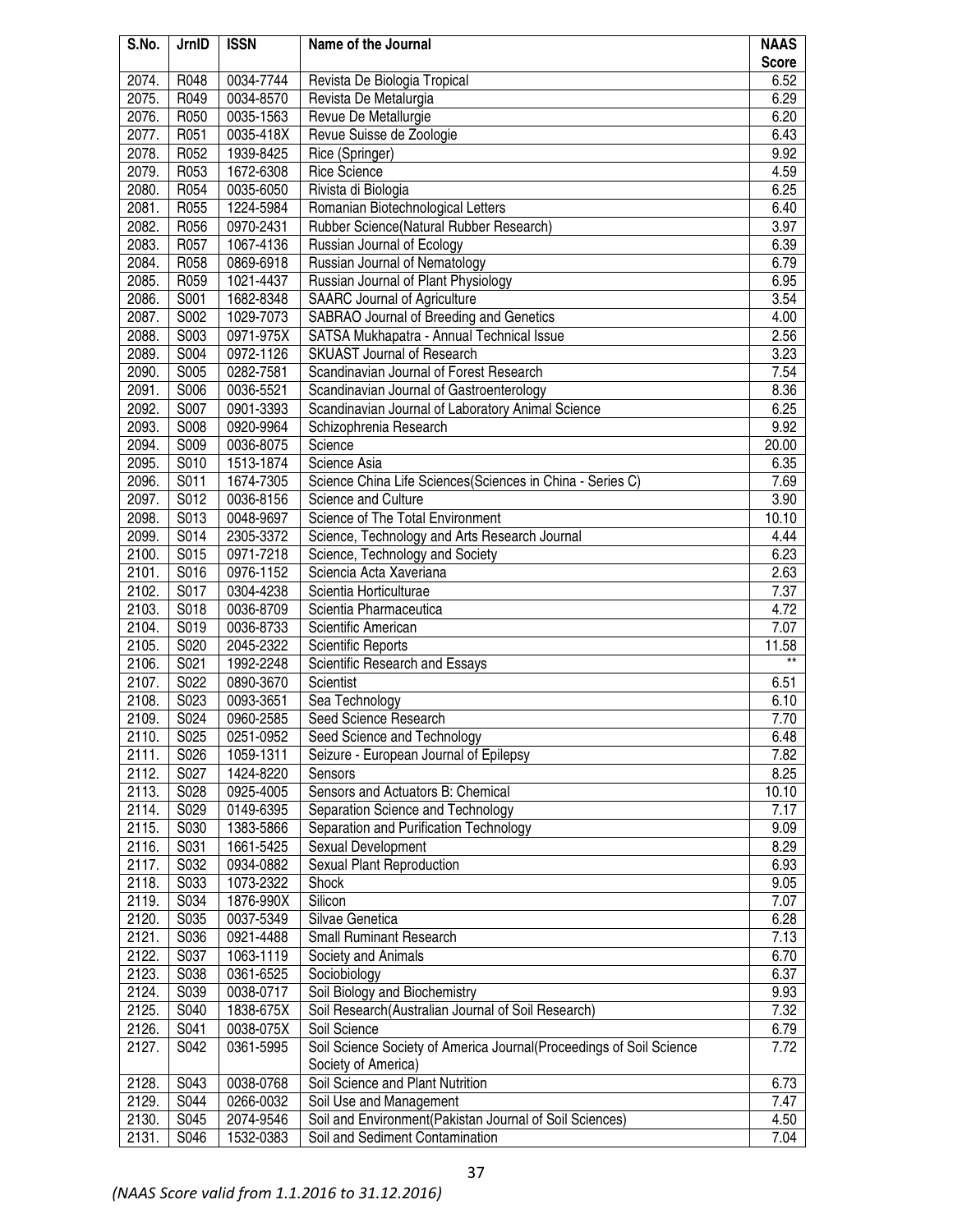| S.No. | JrnID | ISSN | Name of the Journal | NAAS Score |
|---|---|---|---|---|
| 2074. | R048 | 0034-7744 | Revista De Biologia Tropical | 6.52 |
| 2075. | R049 | 0034-8570 | Revista De Metalurgia | 6.29 |
| 2076. | R050 | 0035-1563 | Revue De Metallurgie | 6.20 |
| 2077. | R051 | 0035-418X | Revue Suisse de Zoologie | 6.43 |
| 2078. | R052 | 1939-8425 | Rice (Springer) | 9.92 |
| 2079. | R053 | 1672-6308 | Rice Science | 4.59 |
| 2080. | R054 | 0035-6050 | Rivista di Biologia | 6.25 |
| 2081. | R055 | 1224-5984 | Romanian Biotechnological Letters | 6.40 |
| 2082. | R056 | 0970-2431 | Rubber Science(Natural Rubber Research) | 3.97 |
| 2083. | R057 | 1067-4136 | Russian Journal of Ecology | 6.39 |
| 2084. | R058 | 0869-6918 | Russian Journal of Nematology | 6.79 |
| 2085. | R059 | 1021-4437 | Russian Journal of Plant Physiology | 6.95 |
| 2086. | S001 | 1682-8348 | SAARC Journal of Agriculture | 3.54 |
| 2087. | S002 | 1029-7073 | SABRAO Journal of Breeding and Genetics | 4.00 |
| 2088. | S003 | 0971-975X | SATSA Mukhapatra - Annual Technical Issue | 2.56 |
| 2089. | S004 | 0972-1126 | SKUAST Journal of Research | 3.23 |
| 2090. | S005 | 0282-7581 | Scandinavian Journal of Forest Research | 7.54 |
| 2091. | S006 | 0036-5521 | Scandinavian Journal of Gastroenterology | 8.36 |
| 2092. | S007 | 0901-3393 | Scandinavian Journal of Laboratory Animal Science | 6.25 |
| 2093. | S008 | 0920-9964 | Schizophrenia Research | 9.92 |
| 2094. | S009 | 0036-8075 | Science | 20.00 |
| 2095. | S010 | 1513-1874 | Science Asia | 6.35 |
| 2096. | S011 | 1674-7305 | Science China Life Sciences(Sciences in China - Series C) | 7.69 |
| 2097. | S012 | 0036-8156 | Science and Culture | 3.90 |
| 2098. | S013 | 0048-9697 | Science of The Total Environment | 10.10 |
| 2099. | S014 | 2305-3372 | Science, Technology and Arts Research Journal | 4.44 |
| 2100. | S015 | 0971-7218 | Science, Technology and Society | 6.23 |
| 2101. | S016 | 0976-1152 | Sciencia Acta Xaveriana | 2.63 |
| 2102. | S017 | 0304-4238 | Scientia Horticulturae | 7.37 |
| 2103. | S018 | 0036-8709 | Scientia Pharmaceutica | 4.72 |
| 2104. | S019 | 0036-8733 | Scientific American | 7.07 |
| 2105. | S020 | 2045-2322 | Scientific Reports | 11.58 |
| 2106. | S021 | 1992-2248 | Scientific Research and Essays | ** |
| 2107. | S022 | 0890-3670 | Scientist | 6.51 |
| 2108. | S023 | 0093-3651 | Sea Technology | 6.10 |
| 2109. | S024 | 0960-2585 | Seed Science Research | 7.70 |
| 2110. | S025 | 0251-0952 | Seed Science and Technology | 6.48 |
| 2111. | S026 | 1059-1311 | Seizure - European Journal of Epilepsy | 7.82 |
| 2112. | S027 | 1424-8220 | Sensors | 8.25 |
| 2113. | S028 | 0925-4005 | Sensors and Actuators B: Chemical | 10.10 |
| 2114. | S029 | 0149-6395 | Separation Science and Technology | 7.17 |
| 2115. | S030 | 1383-5866 | Separation and Purification Technology | 9.09 |
| 2116. | S031 | 1661-5425 | Sexual Development | 8.29 |
| 2117. | S032 | 0934-0882 | Sexual Plant Reproduction | 6.93 |
| 2118. | S033 | 1073-2322 | Shock | 9.05 |
| 2119. | S034 | 1876-990X | Silicon | 7.07 |
| 2120. | S035 | 0037-5349 | Silvae Genetica | 6.28 |
| 2121. | S036 | 0921-4488 | Small Ruminant Research | 7.13 |
| 2122. | S037 | 1063-1119 | Society and Animals | 6.70 |
| 2123. | S038 | 0361-6525 | Sociobiology | 6.37 |
| 2124. | S039 | 0038-0717 | Soil Biology and Biochemistry | 9.93 |
| 2125. | S040 | 1838-675X | Soil Research(Australian Journal of Soil Research) | 7.32 |
| 2126. | S041 | 0038-075X | Soil Science | 6.79 |
| 2127. | S042 | 0361-5995 | Soil Science Society of America Journal(Proceedings of Soil Science Society of America) | 7.72 |
| 2128. | S043 | 0038-0768 | Soil Science and Plant Nutrition | 6.73 |
| 2129. | S044 | 0266-0032 | Soil Use and Management | 7.47 |
| 2130. | S045 | 2074-9546 | Soil and Environment(Pakistan Journal of Soil Sciences) | 4.50 |
| 2131. | S046 | 1532-0383 | Soil and Sediment Contamination | 7.04 |

*(NAAS Score valid from 1.1.2016 to 31.12.2016)*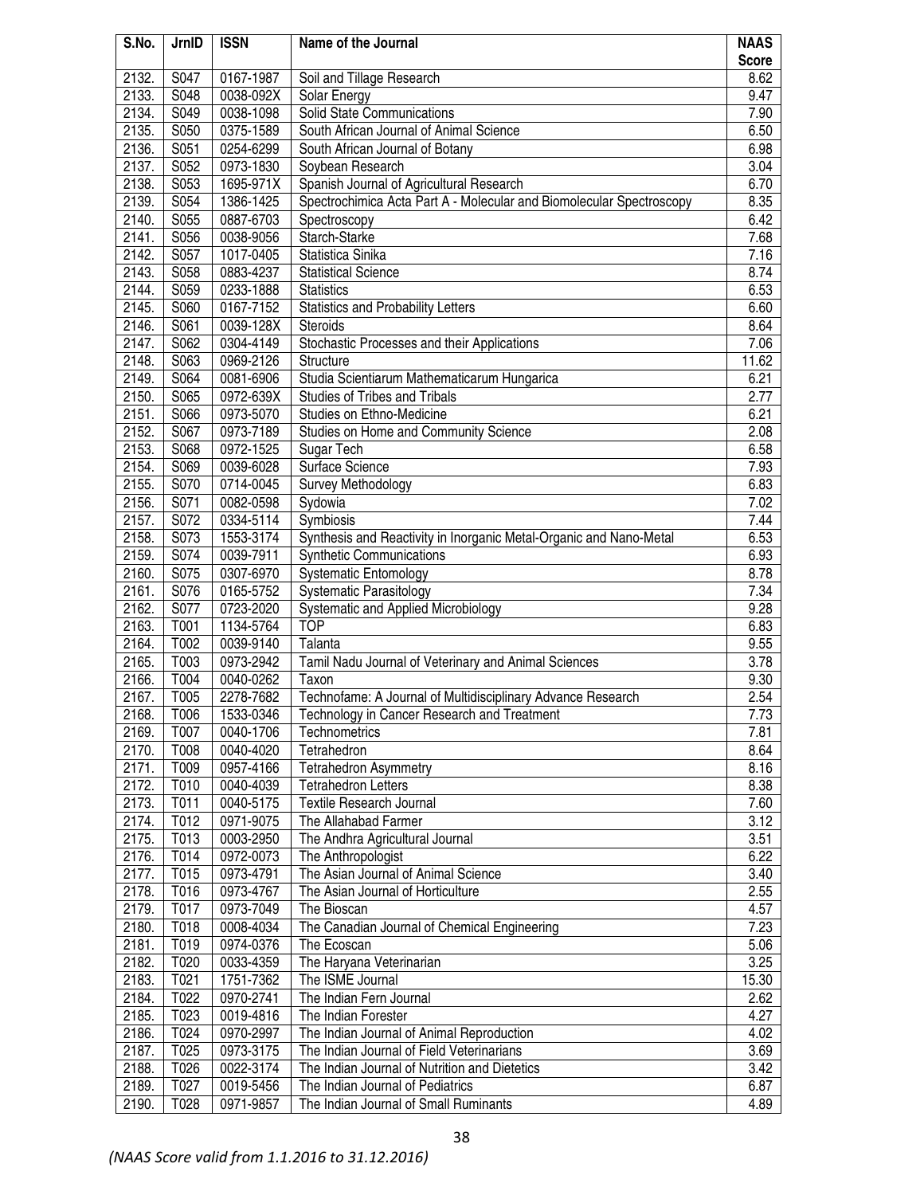| S.No. | JrnID | ISSN | Name of the Journal | NAAS Score |
|---|---|---|---|---|
| 2132. | S047 | 0167-1987 | Soil and Tillage Research | 8.62 |
| 2133. | S048 | 0038-092X | Solar Energy | 9.47 |
| 2134. | S049 | 0038-1098 | Solid State Communications | 7.90 |
| 2135. | S050 | 0375-1589 | South African Journal of Animal Science | 6.50 |
| 2136. | S051 | 0254-6299 | South African Journal of Botany | 6.98 |
| 2137. | S052 | 0973-1830 | Soybean Research | 3.04 |
| 2138. | S053 | 1695-971X | Spanish Journal of Agricultural Research | 6.70 |
| 2139. | S054 | 1386-1425 | Spectrochimica Acta Part A - Molecular and Biomolecular Spectroscopy | 8.35 |
| 2140. | S055 | 0887-6703 | Spectroscopy | 6.42 |
| 2141. | S056 | 0038-9056 | Starch-Starke | 7.68 |
| 2142. | S057 | 1017-0405 | Statistica Sinika | 7.16 |
| 2143. | S058 | 0883-4237 | Statistical Science | 8.74 |
| 2144. | S059 | 0233-1888 | Statistics | 6.53 |
| 2145. | S060 | 0167-7152 | Statistics and Probability Letters | 6.60 |
| 2146. | S061 | 0039-128X | Steroids | 8.64 |
| 2147. | S062 | 0304-4149 | Stochastic Processes and their Applications | 7.06 |
| 2148. | S063 | 0969-2126 | Structure | 11.62 |
| 2149. | S064 | 0081-6906 | Studia Scientiarum Mathematicarum Hungarica | 6.21 |
| 2150. | S065 | 0972-639X | Studies of Tribes and Tribals | 2.77 |
| 2151. | S066 | 0973-5070 | Studies on Ethno-Medicine | 6.21 |
| 2152. | S067 | 0973-7189 | Studies on Home and Community Science | 2.08 |
| 2153. | S068 | 0972-1525 | Sugar Tech | 6.58 |
| 2154. | S069 | 0039-6028 | Surface Science | 7.93 |
| 2155. | S070 | 0714-0045 | Survey Methodology | 6.83 |
| 2156. | S071 | 0082-0598 | Sydowia | 7.02 |
| 2157. | S072 | 0334-5114 | Symbiosis | 7.44 |
| 2158. | S073 | 1553-3174 | Synthesis and Reactivity in Inorganic Metal-Organic and Nano-Metal | 6.53 |
| 2159. | S074 | 0039-7911 | Synthetic Communications | 6.93 |
| 2160. | S075 | 0307-6970 | Systematic Entomology | 8.78 |
| 2161. | S076 | 0165-5752 | Systematic Parasitology | 7.34 |
| 2162. | S077 | 0723-2020 | Systematic and Applied Microbiology | 9.28 |
| 2163. | T001 | 1134-5764 | TOP | 6.83 |
| 2164. | T002 | 0039-9140 | Talanta | 9.55 |
| 2165. | T003 | 0973-2942 | Tamil Nadu Journal of Veterinary and Animal Sciences | 3.78 |
| 2166. | T004 | 0040-0262 | Taxon | 9.30 |
| 2167. | T005 | 2278-7682 | Technofame: A Journal of Multidisciplinary Advance Research | 2.54 |
| 2168. | T006 | 1533-0346 | Technology in Cancer Research and Treatment | 7.73 |
| 2169. | T007 | 0040-1706 | Technometrics | 7.81 |
| 2170. | T008 | 0040-4020 | Tetrahedron | 8.64 |
| 2171. | T009 | 0957-4166 | Tetrahedron Asymmetry | 8.16 |
| 2172. | T010 | 0040-4039 | Tetrahedron Letters | 8.38 |
| 2173. | T011 | 0040-5175 | Textile Research Journal | 7.60 |
| 2174. | T012 | 0971-9075 | The Allahabad Farmer | 3.12 |
| 2175. | T013 | 0003-2950 | The Andhra Agricultural Journal | 3.51 |
| 2176. | T014 | 0972-0073 | The Anthropologist | 6.22 |
| 2177. | T015 | 0973-4791 | The Asian Journal of Animal Science | 3.40 |
| 2178. | T016 | 0973-4767 | The Asian Journal of Horticulture | 2.55 |
| 2179. | T017 | 0973-7049 | The Bioscan | 4.57 |
| 2180. | T018 | 0008-4034 | The Canadian Journal of Chemical Engineering | 7.23 |
| 2181. | T019 | 0974-0376 | The Ecoscan | 5.06 |
| 2182. | T020 | 0033-4359 | The Haryana Veterinarian | 3.25 |
| 2183. | T021 | 1751-7362 | The ISME Journal | 15.30 |
| 2184. | T022 | 0970-2741 | The Indian Fern Journal | 2.62 |
| 2185. | T023 | 0019-4816 | The Indian Forester | 4.27 |
| 2186. | T024 | 0970-2997 | The Indian Journal of Animal Reproduction | 4.02 |
| 2187. | T025 | 0973-3175 | The Indian Journal of Field Veterinarians | 3.69 |
| 2188. | T026 | 0022-3174 | The Indian Journal of Nutrition and Dietetics | 3.42 |
| 2189. | T027 | 0019-5456 | The Indian Journal of Pediatrics | 6.87 |
| 2190. | T028 | 0971-9857 | The Indian Journal of Small Ruminants | 4.89 |

*(NAAS Score valid from 1.1.2016 to 31.12.2016)*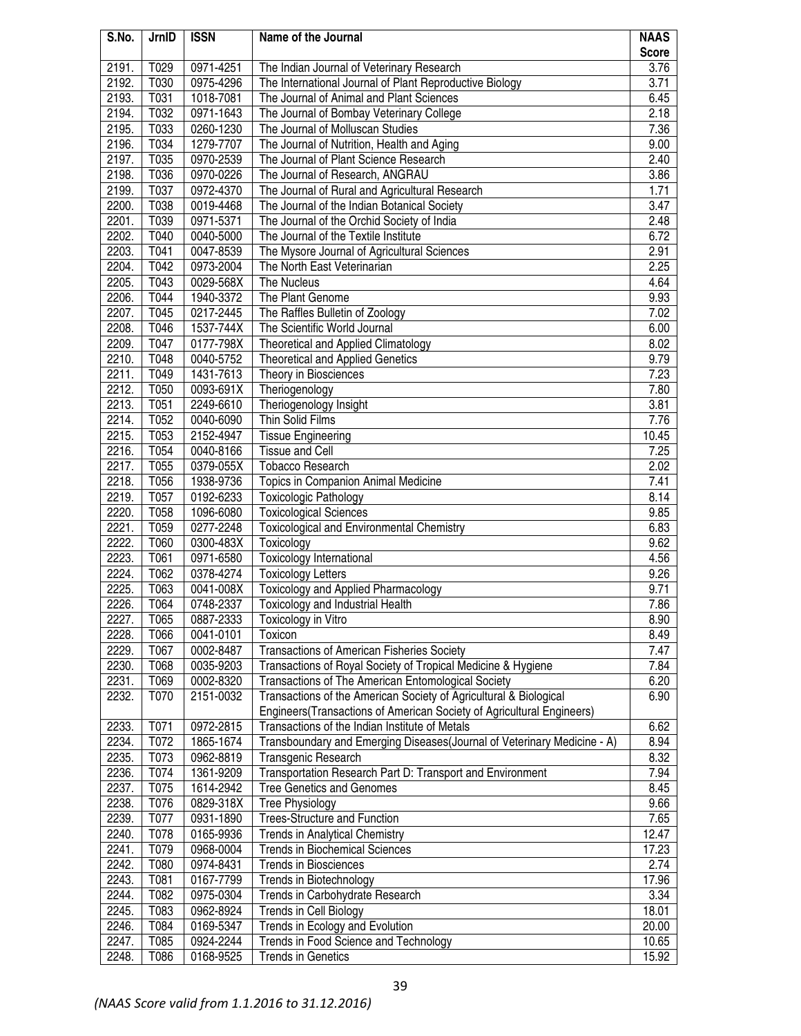| S.No. | JrnID | ISSN | Name of the Journal | NAAS Score |
|---|---|---|---|---|
| 2191. | T029 | 0971-4251 | The Indian Journal of Veterinary Research | 3.76 |
| 2192. | T030 | 0975-4296 | The International Journal of Plant Reproductive Biology | 3.71 |
| 2193. | T031 | 1018-7081 | The Journal of Animal and Plant Sciences | 6.45 |
| 2194. | T032 | 0971-1643 | The Journal of Bombay Veterinary College | 2.18 |
| 2195. | T033 | 0260-1230 | The Journal of Molluscan Studies | 7.36 |
| 2196. | T034 | 1279-7707 | The Journal of Nutrition, Health and Aging | 9.00 |
| 2197. | T035 | 0970-2539 | The Journal of Plant Science Research | 2.40 |
| 2198. | T036 | 0970-0226 | The Journal of Research, ANGRAU | 3.86 |
| 2199. | T037 | 0972-4370 | The Journal of Rural and Agricultural Research | 1.71 |
| 2200. | T038 | 0019-4468 | The Journal of the Indian Botanical Society | 3.47 |
| 2201. | T039 | 0971-5371 | The Journal of the Orchid Society of India | 2.48 |
| 2202. | T040 | 0040-5000 | The Journal of the Textile Institute | 6.72 |
| 2203. | T041 | 0047-8539 | The Mysore Journal of Agricultural Sciences | 2.91 |
| 2204. | T042 | 0973-2004 | The North East Veterinarian | 2.25 |
| 2205. | T043 | 0029-568X | The Nucleus | 4.64 |
| 2206. | T044 | 1940-3372 | The Plant Genome | 9.93 |
| 2207. | T045 | 0217-2445 | The Raffles Bulletin of Zoology | 7.02 |
| 2208. | T046 | 1537-744X | The Scientific World Journal | 6.00 |
| 2209. | T047 | 0177-798X | Theoretical and Applied Climatology | 8.02 |
| 2210. | T048 | 0040-5752 | Theoretical and Applied Genetics | 9.79 |
| 2211. | T049 | 1431-7613 | Theory in Biosciences | 7.23 |
| 2212. | T050 | 0093-691X | Theriogenology | 7.80 |
| 2213. | T051 | 2249-6610 | Theriogenology Insight | 3.81 |
| 2214. | T052 | 0040-6090 | Thin Solid Films | 7.76 |
| 2215. | T053 | 2152-4947 | Tissue Engineering | 10.45 |
| 2216. | T054 | 0040-8166 | Tissue and Cell | 7.25 |
| 2217. | T055 | 0379-055X | Tobacco Research | 2.02 |
| 2218. | T056 | 1938-9736 | Topics in Companion Animal Medicine | 7.41 |
| 2219. | T057 | 0192-6233 | Toxicologic Pathology | 8.14 |
| 2220. | T058 | 1096-6080 | Toxicological Sciences | 9.85 |
| 2221. | T059 | 0277-2248 | Toxicological and Environmental Chemistry | 6.83 |
| 2222. | T060 | 0300-483X | Toxicology | 9.62 |
| 2223. | T061 | 0971-6580 | Toxicology International | 4.56 |
| 2224. | T062 | 0378-4274 | Toxicology Letters | 9.26 |
| 2225. | T063 | 0041-008X | Toxicology and Applied Pharmacology | 9.71 |
| 2226. | T064 | 0748-2337 | Toxicology and Industrial Health | 7.86 |
| 2227. | T065 | 0887-2333 | Toxicology in Vitro | 8.90 |
| 2228. | T066 | 0041-0101 | Toxicon | 8.49 |
| 2229. | T067 | 0002-8487 | Transactions of American Fisheries Society | 7.47 |
| 2230. | T068 | 0035-9203 | Transactions of Royal Society of Tropical Medicine & Hygiene | 7.84 |
| 2231. | T069 | 0002-8320 | Transactions of The American Entomological Society | 6.20 |
| 2232. | T070 | 2151-0032 | Transactions of the American Society of Agricultural & Biological Engineers(Transactions of American Society of Agricultural Engineers) | 6.90 |
| 2233. | T071 | 0972-2815 | Transactions of the Indian Institute of Metals | 6.62 |
| 2234. | T072 | 1865-1674 | Transboundary and Emerging Diseases(Journal of Veterinary Medicine - A) | 8.94 |
| 2235. | T073 | 0962-8819 | Transgenic Research | 8.32 |
| 2236. | T074 | 1361-9209 | Transportation Research Part D: Transport and Environment | 7.94 |
| 2237. | T075 | 1614-2942 | Tree Genetics and Genomes | 8.45 |
| 2238. | T076 | 0829-318X | Tree Physiology | 9.66 |
| 2239. | T077 | 0931-1890 | Trees-Structure and Function | 7.65 |
| 2240. | T078 | 0165-9936 | Trends in Analytical Chemistry | 12.47 |
| 2241. | T079 | 0968-0004 | Trends in Biochemical Sciences | 17.23 |
| 2242. | T080 | 0974-8431 | Trends in Biosciences | 2.74 |
| 2243. | T081 | 0167-7799 | Trends in Biotechnology | 17.96 |
| 2244. | T082 | 0975-0304 | Trends in Carbohydrate Research | 3.34 |
| 2245. | T083 | 0962-8924 | Trends in Cell Biology | 18.01 |
| 2246. | T084 | 0169-5347 | Trends in Ecology and Evolution | 20.00 |
| 2247. | T085 | 0924-2244 | Trends in Food Science and Technology | 10.65 |
| 2248. | T086 | 0168-9525 | Trends in Genetics | 15.92 |

*(NAAS Score valid from 1.1.2016 to 31.12.2016)*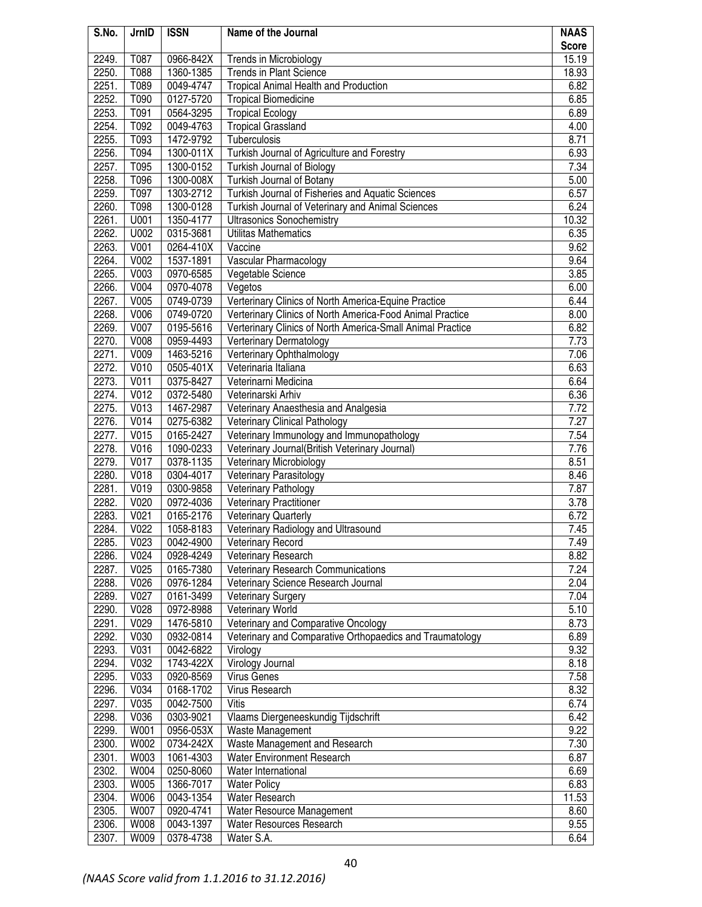| S.No. | JrnID | ISSN | Name of the Journal | NAAS Score |
|---|---|---|---|---|
| 2249. | T087 | 0966-842X | Trends in Microbiology | 15.19 |
| 2250. | T088 | 1360-1385 | Trends in Plant Science | 18.93 |
| 2251. | T089 | 0049-4747 | Tropical Animal Health and Production | 6.82 |
| 2252. | T090 | 0127-5720 | Tropical Biomedicine | 6.85 |
| 2253. | T091 | 0564-3295 | Tropical Ecology | 6.89 |
| 2254. | T092 | 0049-4763 | Tropical Grassland | 4.00 |
| 2255. | T093 | 1472-9792 | Tuberculosis | 8.71 |
| 2256. | T094 | 1300-011X | Turkish Journal of Agriculture and Forestry | 6.93 |
| 2257. | T095 | 1300-0152 | Turkish Journal of Biology | 7.34 |
| 2258. | T096 | 1300-008X | Turkish Journal of Botany | 5.00 |
| 2259. | T097 | 1303-2712 | Turkish Journal of Fisheries and Aquatic Sciences | 6.57 |
| 2260. | T098 | 1300-0128 | Turkish Journal of Veterinary and Animal Sciences | 6.24 |
| 2261. | U001 | 1350-4177 | Ultrasonics Sonochemistry | 10.32 |
| 2262. | U002 | 0315-3681 | Utilitas Mathematics | 6.35 |
| 2263. | V001 | 0264-410X | Vaccine | 9.62 |
| 2264. | V002 | 1537-1891 | Vascular Pharmacology | 9.64 |
| 2265. | V003 | 0970-6585 | Vegetable Science | 3.85 |
| 2266. | V004 | 0970-4078 | Vegetos | 6.00 |
| 2267. | V005 | 0749-0739 | Verterinary Clinics of North America-Equine Practice | 6.44 |
| 2268. | V006 | 0749-0720 | Verterinary Clinics of North America-Food Animal Practice | 8.00 |
| 2269. | V007 | 0195-5616 | Verterinary Clinics of North America-Small Animal Practice | 6.82 |
| 2270. | V008 | 0959-4493 | Verterinary Dermatology | 7.73 |
| 2271. | V009 | 1463-5216 | Verterinary Ophthalmology | 7.06 |
| 2272. | V010 | 0505-401X | Veterinaria Italiana | 6.63 |
| 2273. | V011 | 0375-8427 | Veterinarni Medicina | 6.64 |
| 2274. | V012 | 0372-5480 | Veterinarski Arhiv | 6.36 |
| 2275. | V013 | 1467-2987 | Veterinary Anaesthesia and Analgesia | 7.72 |
| 2276. | V014 | 0275-6382 | Veterinary Clinical Pathology | 7.27 |
| 2277. | V015 | 0165-2427 | Veterinary Immunology and Immunopathology | 7.54 |
| 2278. | V016 | 1090-0233 | Veterinary Journal(British Veterinary Journal) | 7.76 |
| 2279. | V017 | 0378-1135 | Veterinary Microbiology | 8.51 |
| 2280. | V018 | 0304-4017 | Veterinary Parasitology | 8.46 |
| 2281. | V019 | 0300-9858 | Veterinary Pathology | 7.87 |
| 2282. | V020 | 0972-4036 | Veterinary Practitioner | 3.78 |
| 2283. | V021 | 0165-2176 | Veterinary Quarterly | 6.72 |
| 2284. | V022 | 1058-8183 | Veterinary Radiology and Ultrasound | 7.45 |
| 2285. | V023 | 0042-4900 | Veterinary Record | 7.49 |
| 2286. | V024 | 0928-4249 | Veterinary Research | 8.82 |
| 2287. | V025 | 0165-7380 | Veterinary Research Communications | 7.24 |
| 2288. | V026 | 0976-1284 | Veterinary Science Research Journal | 2.04 |
| 2289. | V027 | 0161-3499 | Veterinary Surgery | 7.04 |
| 2290. | V028 | 0972-8988 | Veterinary World | 5.10 |
| 2291. | V029 | 1476-5810 | Veterinary and Comparative Oncology | 8.73 |
| 2292. | V030 | 0932-0814 | Veterinary and Comparative Orthopaedics and Traumatology | 6.89 |
| 2293. | V031 | 0042-6822 | Virology | 9.32 |
| 2294. | V032 | 1743-422X | Virology Journal | 8.18 |
| 2295. | V033 | 0920-8569 | Virus Genes | 7.58 |
| 2296. | V034 | 0168-1702 | Virus Research | 8.32 |
| 2297. | V035 | 0042-7500 | Vitis | 6.74 |
| 2298. | V036 | 0303-9021 | Vlaams Diergeneeskundig Tijdschrift | 6.42 |
| 2299. | W001 | 0956-053X | Waste Management | 9.22 |
| 2300. | W002 | 0734-242X | Waste Management and Research | 7.30 |
| 2301. | W003 | 1061-4303 | Water Environment Research | 6.87 |
| 2302. | W004 | 0250-8060 | Water International | 6.69 |
| 2303. | W005 | 1366-7017 | Water Policy | 6.83 |
| 2304. | W006 | 0043-1354 | Water Research | 11.53 |
| 2305. | W007 | 0920-4741 | Water Resource Management | 8.60 |
| 2306. | W008 | 0043-1397 | Water Resources Research | 9.55 |
| 2307. | W009 | 0378-4738 | Water S.A. | 6.64 |

*(NAAS Score valid from 1.1.2016 to 31.12.2016)*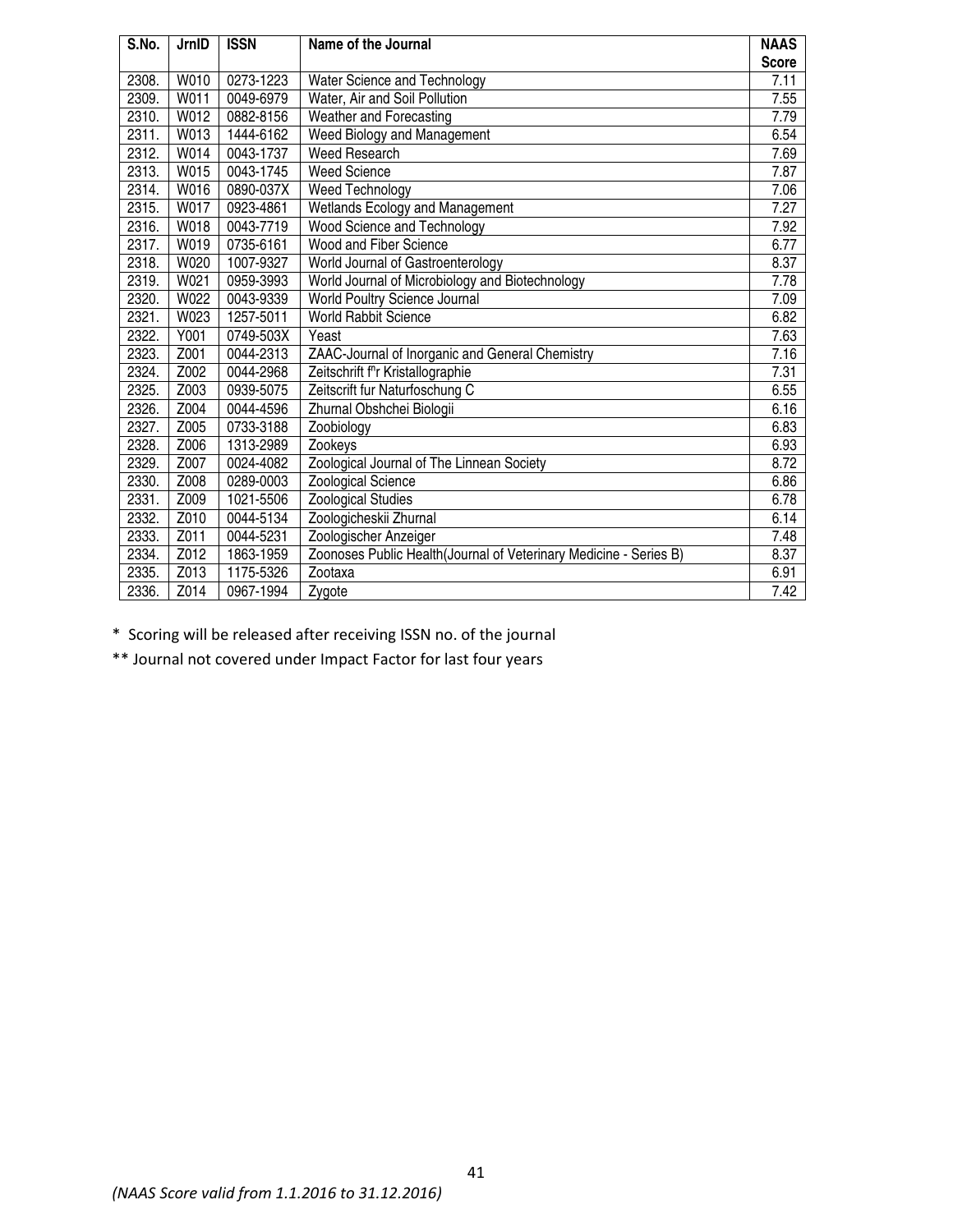| S.No. | JrnID | ISSN | Name of the Journal | NAAS Score |
|---|---|---|---|---|
| 2308. | W010 | 0273-1223 | Water Science and Technology | 7.11 |
| 2309. | W011 | 0049-6979 | Water, Air and Soil Pollution | 7.55 |
| 2310. | W012 | 0882-8156 | Weather and Forecasting | 7.79 |
| 2311. | W013 | 1444-6162 | Weed Biology and Management | 6.54 |
| 2312. | W014 | 0043-1737 | Weed Research | 7.69 |
| 2313. | W015 | 0043-1745 | Weed Science | 7.87 |
| 2314. | W016 | 0890-037X | Weed Technology | 7.06 |
| 2315. | W017 | 0923-4861 | Wetlands Ecology and Management | 7.27 |
| 2316. | W018 | 0043-7719 | Wood Science and Technology | 7.92 |
| 2317. | W019 | 0735-6161 | Wood and Fiber Science | 6.77 |
| 2318. | W020 | 1007-9327 | World Journal of Gastroenterology | 8.37 |
| 2319. | W021 | 0959-3993 | World Journal of Microbiology and Biotechnology | 7.78 |
| 2320. | W022 | 0043-9339 | World Poultry Science Journal | 7.09 |
| 2321. | W023 | 1257-5011 | World Rabbit Science | 6.82 |
| 2322. | Y001 | 0749-503X | Yeast | 7.63 |
| 2323. | Z001 | 0044-2313 | ZAAC-Journal of Inorganic and General Chemistry | 7.16 |
| 2324. | Z002 | 0044-2968 | Zeitschrift f"r Kristallographie | 7.31 |
| 2325. | Z003 | 0939-5075 | Zeitscrift fur Naturfoschung C | 6.55 |
| 2326. | Z004 | 0044-4596 | Zhurnal Obshchei Biologii | 6.16 |
| 2327. | Z005 | 0733-3188 | Zoobiology | 6.83 |
| 2328. | Z006 | 1313-2989 | Zookeys | 6.93 |
| 2329. | Z007 | 0024-4082 | Zoological Journal of The Linnean Society | 8.72 |
| 2330. | Z008 | 0289-0003 | Zoological Science | 6.86 |
| 2331. | Z009 | 1021-5506 | Zoological Studies | 6.78 |
| 2332. | Z010 | 0044-5134 | Zoologicheskii Zhurnal | 6.14 |
| 2333. | Z011 | 0044-5231 | Zoologischer Anzeiger | 7.48 |
| 2334. | Z012 | 1863-1959 | Zoonoses Public Health(Journal of Veterinary Medicine - Series B) | 8.37 |
| 2335. | Z013 | 1175-5326 | Zootaxa | 6.91 |
| 2336. | Z014 | 0967-1994 | Zygote | 7.42 |

* Scoring will be released after receiving ISSN no. of the journal

** Journal not covered under Impact Factor for last four years

*(NAAS Score valid from 1.1.2016 to 31.12.2016)*